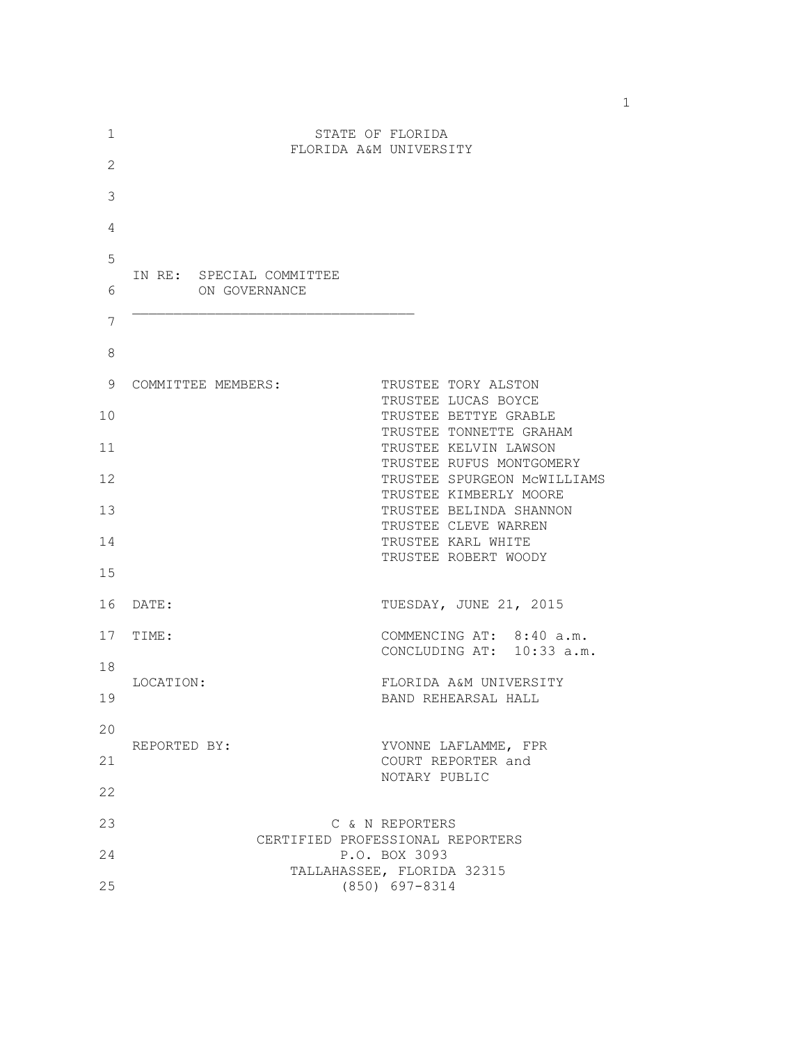STATE OF FLORIDA
FLORIDA A&M UNIVERSITY

IN RE: SPECIAL COMMITTEE
ON GOVERNANCE

---

| | |
|---|---|
| COMMITTEE MEMBERS: | TRUSTEE TORY ALSTON<br>TRUSTEE LUCAS BOYCE<br>TRUSTEE BETTYE GRABLE<br>TRUSTEE TONNETTE GRAHAM<br>TRUSTEE KELVIN LAWSON<br>TRUSTEE RUFUS MONTGOMERY<br>TRUSTEE SPURGEON McWILLIAMS<br>TRUSTEE KIMBERLY MOORE<br>TRUSTEE BELINDA SHANNON<br>TRUSTEE CLEVE WARREN<br>TRUSTEE KARL WHITE<br>TRUSTEE ROBERT WOODY |
| DATE: | TUESDAY, JUNE 21, 2015 |
| TIME: | COMMENCING AT: 8:40 a.m.<br>CONCLUDING AT: 10:33 a.m. |
| LOCATION: | FLORIDA A&M UNIVERSITY<br>BAND REHEARSAL HALL |
| REPORTED BY: | YVONNE LAFLAMME, FPR<br>COURT REPORTER and<br>NOTARY PUBLIC |

C & N REPORTERS
CERTIFIED PROFESSIONAL REPORTERS
P.O. BOX 3093
TALLAHASSEE, FLORIDA 32315
(850) 697-8314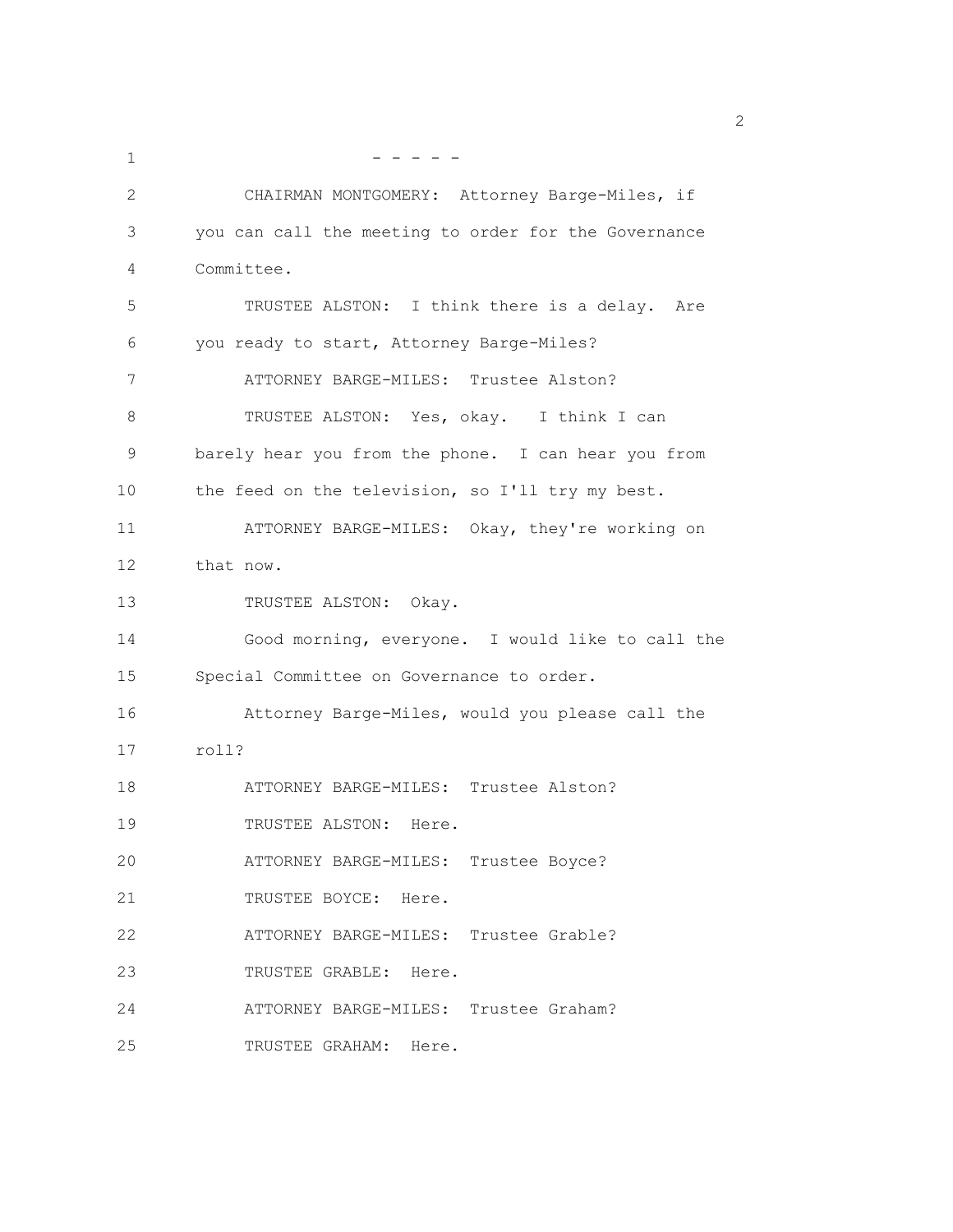- - - - -

CHAIRMAN MONTGOMERY: Attorney Barge-Miles, if you can call the meeting to order for the Governance Committee.

TRUSTEE ALSTON: I think there is a delay. Are you ready to start, Attorney Barge-Miles?

ATTORNEY BARGE-MILES: Trustee Alston?

TRUSTEE ALSTON: Yes, okay. I think I can barely hear you from the phone. I can hear you from the feed on the television, so I'll try my best.

ATTORNEY BARGE-MILES: Okay, they're working on that now.

TRUSTEE ALSTON: Okay.

Good morning, everyone. I would like to call the Special Committee on Governance to order.

Attorney Barge-Miles, would you please call the roll?

ATTORNEY BARGE-MILES: Trustee Alston?

TRUSTEE ALSTON: Here.

ATTORNEY BARGE-MILES: Trustee Boyce?

TRUSTEE BOYCE: Here.

ATTORNEY BARGE-MILES: Trustee Grable?

TRUSTEE GRABLE: Here.

ATTORNEY BARGE-MILES: Trustee Graham?

TRUSTEE GRAHAM: Here.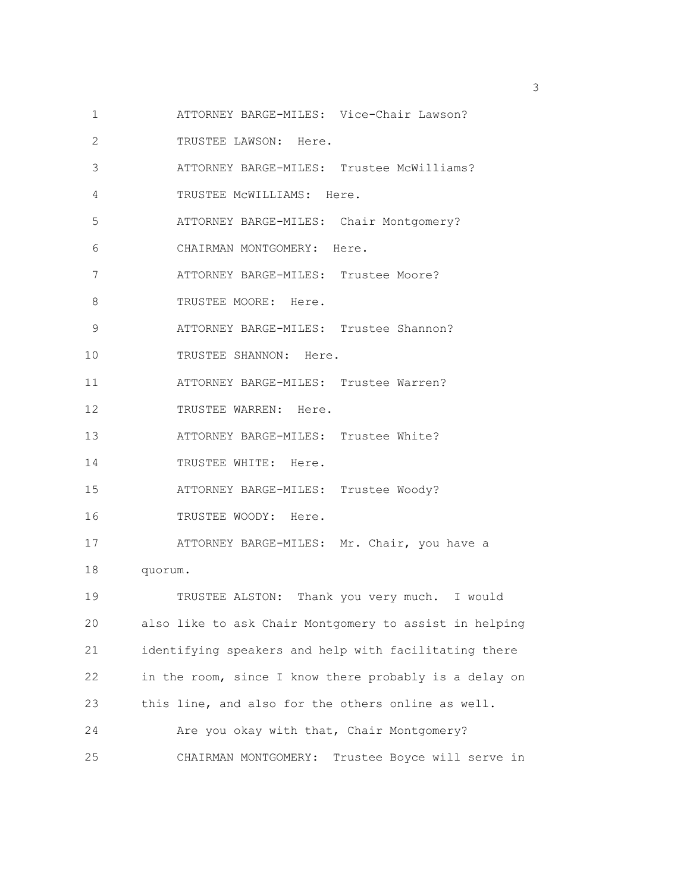ATTORNEY BARGE-MILES: Vice-Chair Lawson?

TRUSTEE LAWSON: Here.

ATTORNEY BARGE-MILES: Trustee McWilliams?

TRUSTEE McWILLIAMS: Here.

ATTORNEY BARGE-MILES: Chair Montgomery?

CHAIRMAN MONTGOMERY: Here.

ATTORNEY BARGE-MILES: Trustee Moore?

TRUSTEE MOORE: Here.

ATTORNEY BARGE-MILES: Trustee Shannon?

TRUSTEE SHANNON: Here.

ATTORNEY BARGE-MILES: Trustee Warren?

TRUSTEE WARREN: Here.

ATTORNEY BARGE-MILES: Trustee White?

TRUSTEE WHITE: Here.

ATTORNEY BARGE-MILES: Trustee Woody?

TRUSTEE WOODY: Here.

ATTORNEY BARGE-MILES: Mr. Chair, you have a quorum.

TRUSTEE ALSTON: Thank you very much. I would also like to ask Chair Montgomery to assist in helping identifying speakers and help with facilitating there in the room, since I know there probably is a delay on this line, and also for the others online as well.

Are you okay with that, Chair Montgomery?

CHAIRMAN MONTGOMERY: Trustee Boyce will serve in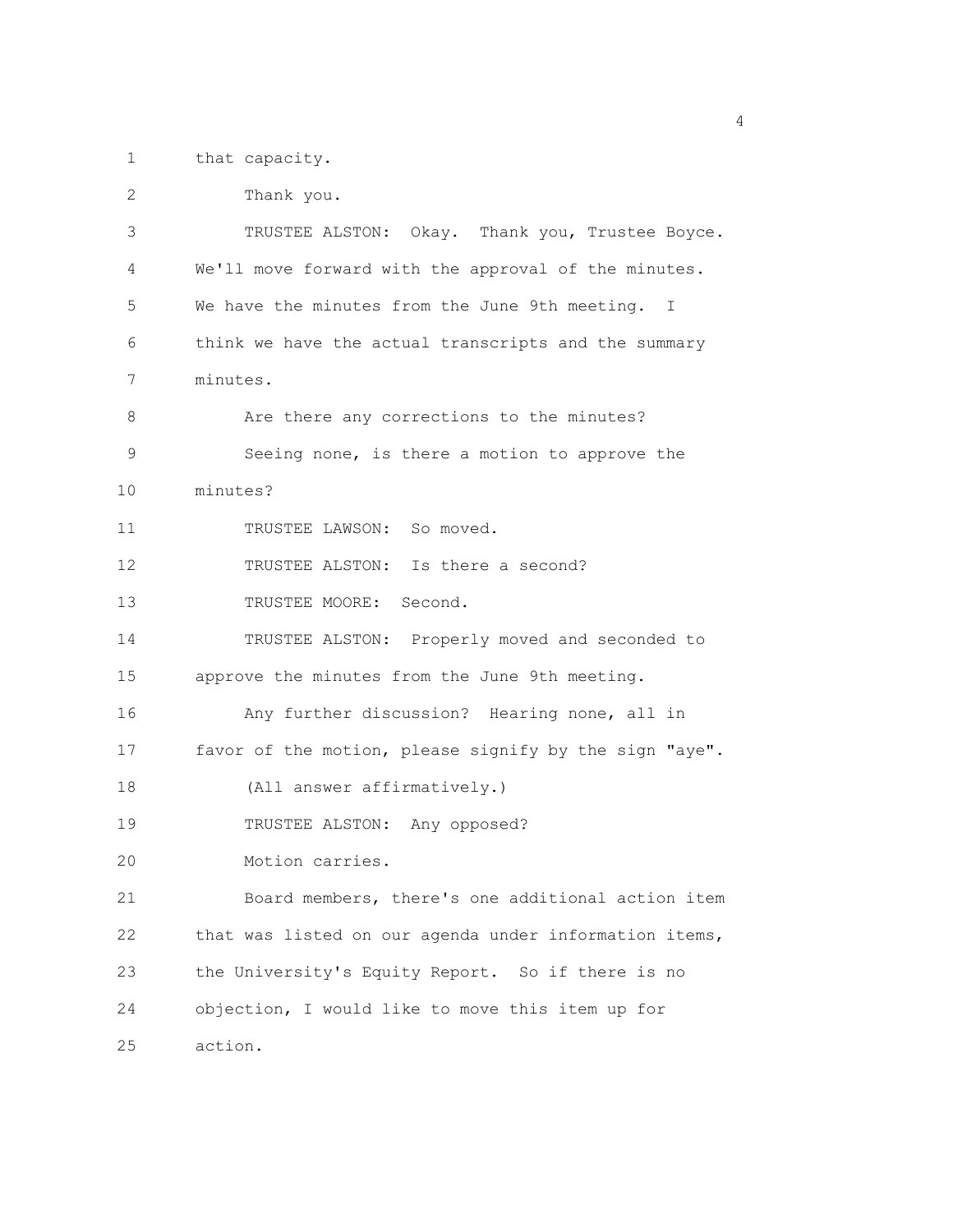that capacity.

Thank you.

TRUSTEE ALSTON: Okay. Thank you, Trustee Boyce. We'll move forward with the approval of the minutes. We have the minutes from the June 9th meeting. I think we have the actual transcripts and the summary minutes.

Are there any corrections to the minutes?

Seeing none, is there a motion to approve the minutes?

TRUSTEE LAWSON: So moved.

TRUSTEE ALSTON: Is there a second?

TRUSTEE MOORE: Second.

TRUSTEE ALSTON: Properly moved and seconded to approve the minutes from the June 9th meeting.

Any further discussion? Hearing none, all in favor of the motion, please signify by the sign "aye".

(All answer affirmatively.)

TRUSTEE ALSTON: Any opposed?

Motion carries.

Board members, there's one additional action item that was listed on our agenda under information items, the University's Equity Report. So if there is no objection, I would like to move this item up for action.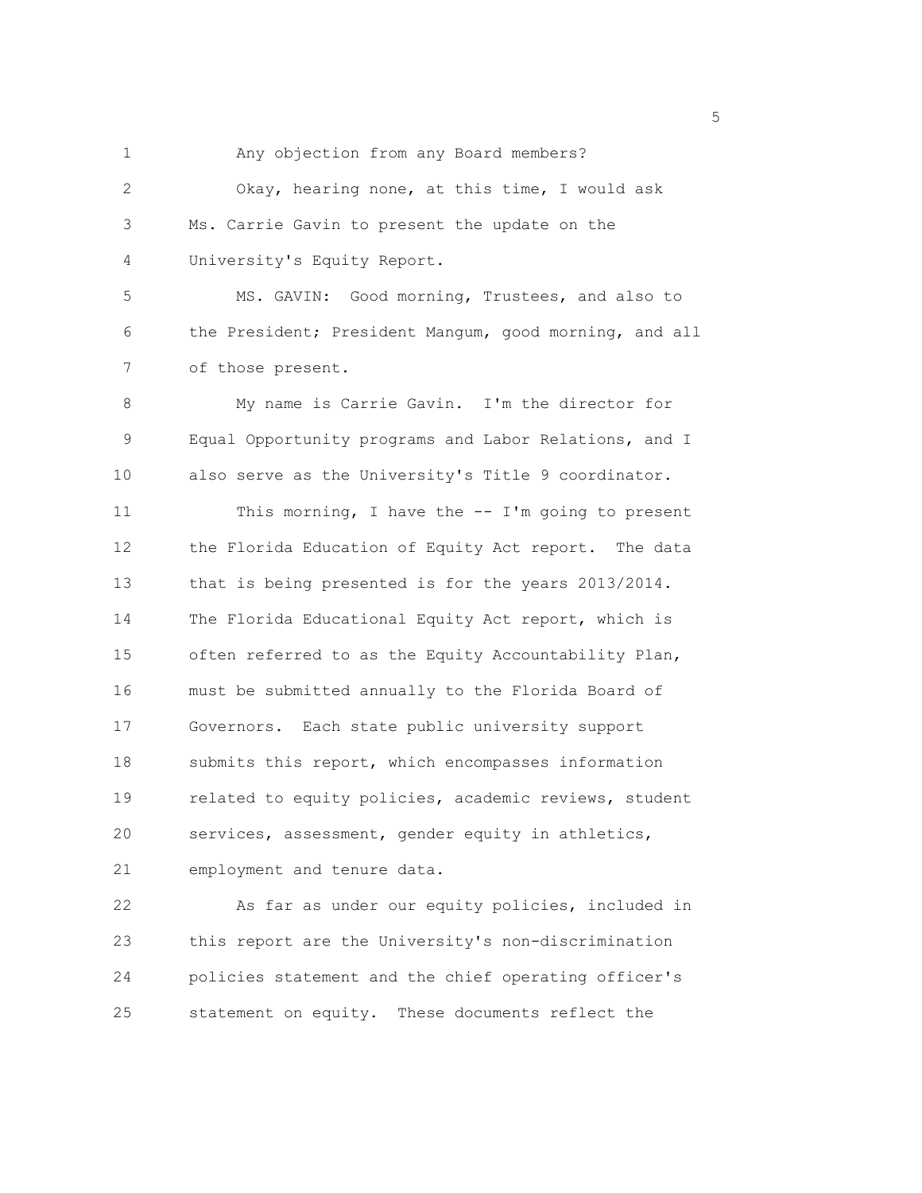Any objection from any Board members?

Okay, hearing none, at this time, I would ask Ms. Carrie Gavin to present the update on the University's Equity Report.

MS. GAVIN: Good morning, Trustees, and also to the President; President Mangum, good morning, and all of those present.

My name is Carrie Gavin. I'm the director for Equal Opportunity programs and Labor Relations, and I also serve as the University's Title 9 coordinator.

This morning, I have the -- I'm going to present the Florida Education of Equity Act report. The data that is being presented is for the years 2013/2014. The Florida Educational Equity Act report, which is often referred to as the Equity Accountability Plan, must be submitted annually to the Florida Board of Governors. Each state public university support submits this report, which encompasses information related to equity policies, academic reviews, student services, assessment, gender equity in athletics, employment and tenure data.

As far as under our equity policies, included in this report are the University's non-discrimination policies statement and the chief operating officer's statement on equity. These documents reflect the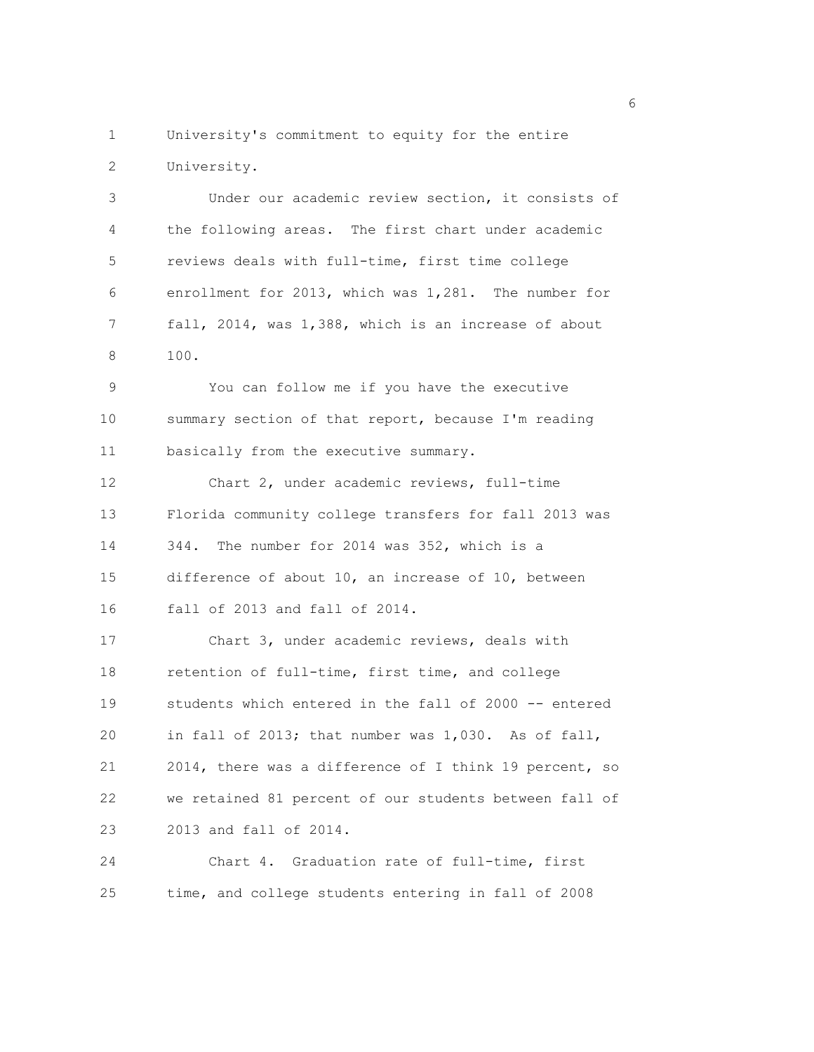University's commitment to equity for the entire University.

Under our academic review section, it consists of the following areas. The first chart under academic reviews deals with full-time, first time college enrollment for 2013, which was 1,281. The number for fall, 2014, was 1,388, which is an increase of about 100.

You can follow me if you have the executive summary section of that report, because I'm reading basically from the executive summary.

Chart 2, under academic reviews, full-time Florida community college transfers for fall 2013 was 344. The number for 2014 was 352, which is a difference of about 10, an increase of 10, between fall of 2013 and fall of 2014.

Chart 3, under academic reviews, deals with retention of full-time, first time, and college students which entered in the fall of 2000 -- entered in fall of 2013; that number was 1,030. As of fall, 2014, there was a difference of I think 19 percent, so we retained 81 percent of our students between fall of 2013 and fall of 2014.

Chart 4. Graduation rate of full-time, first time, and college students entering in fall of 2008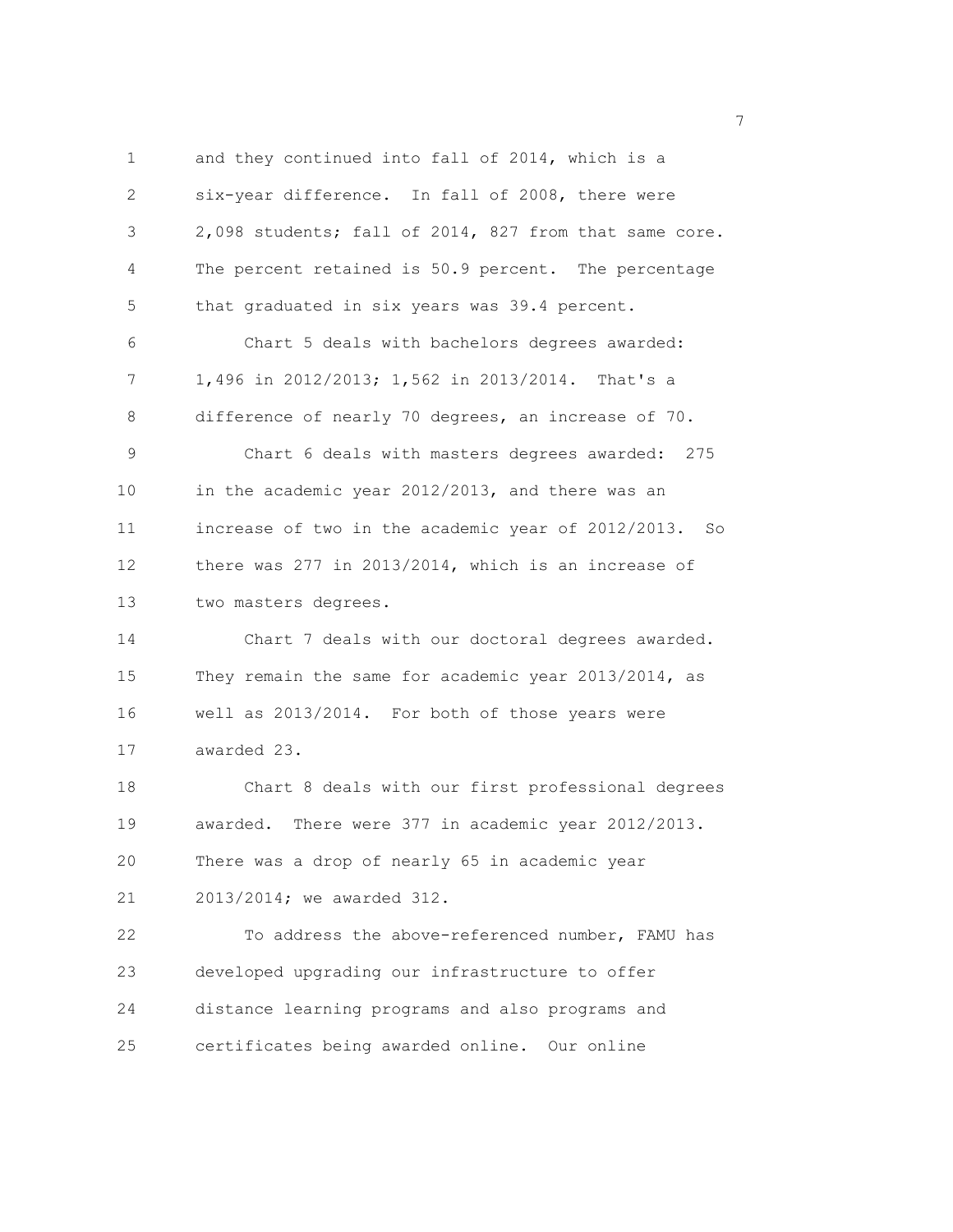and they continued into fall of 2014, which is a six-year difference. In fall of 2008, there were 2,098 students; fall of 2014, 827 from that same core. The percent retained is 50.9 percent. The percentage that graduated in six years was 39.4 percent.

Chart 5 deals with bachelors degrees awarded: 1,496 in 2012/2013; 1,562 in 2013/2014. That's a difference of nearly 70 degrees, an increase of 70.

Chart 6 deals with masters degrees awarded: 275 in the academic year 2012/2013, and there was an increase of two in the academic year of 2012/2013. So there was 277 in 2013/2014, which is an increase of two masters degrees.

Chart 7 deals with our doctoral degrees awarded. They remain the same for academic year 2013/2014, as well as 2013/2014. For both of those years were awarded 23.

Chart 8 deals with our first professional degrees awarded. There were 377 in academic year 2012/2013. There was a drop of nearly 65 in academic year 2013/2014; we awarded 312.

To address the above-referenced number, FAMU has developed upgrading our infrastructure to offer distance learning programs and also programs and certificates being awarded online. Our online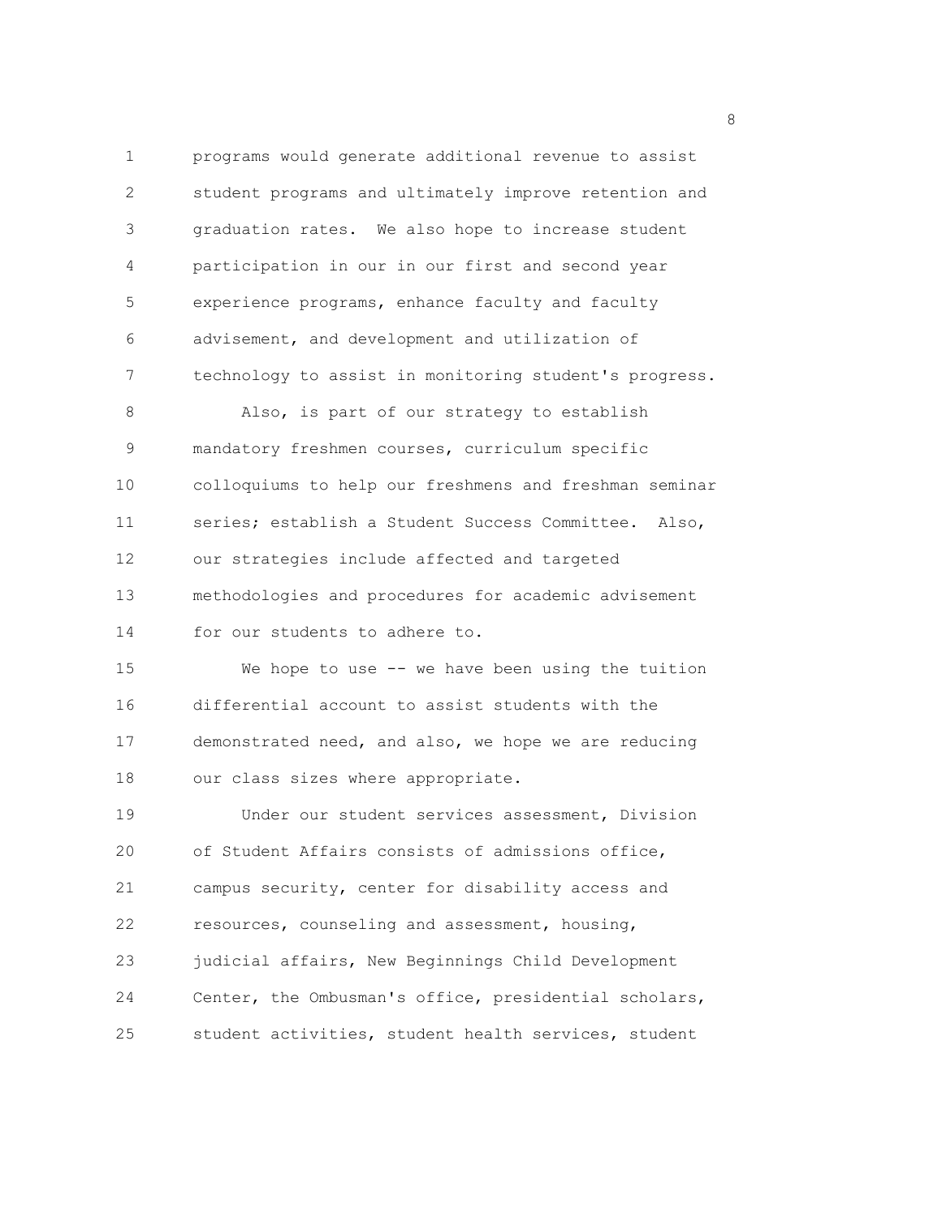programs would generate additional revenue to assist student programs and ultimately improve retention and graduation rates. We also hope to increase student participation in our in our first and second year experience programs, enhance faculty and faculty advisement, and development and utilization of technology to assist in monitoring student's progress.

Also, is part of our strategy to establish mandatory freshmen courses, curriculum specific colloquiums to help our freshmens and freshman seminar series; establish a Student Success Committee. Also, our strategies include affected and targeted methodologies and procedures for academic advisement for our students to adhere to.

We hope to use -- we have been using the tuition differential account to assist students with the demonstrated need, and also, we hope we are reducing our class sizes where appropriate.

Under our student services assessment, Division of Student Affairs consists of admissions office, campus security, center for disability access and resources, counseling and assessment, housing, judicial affairs, New Beginnings Child Development Center, the Ombusman's office, presidential scholars, student activities, student health services, student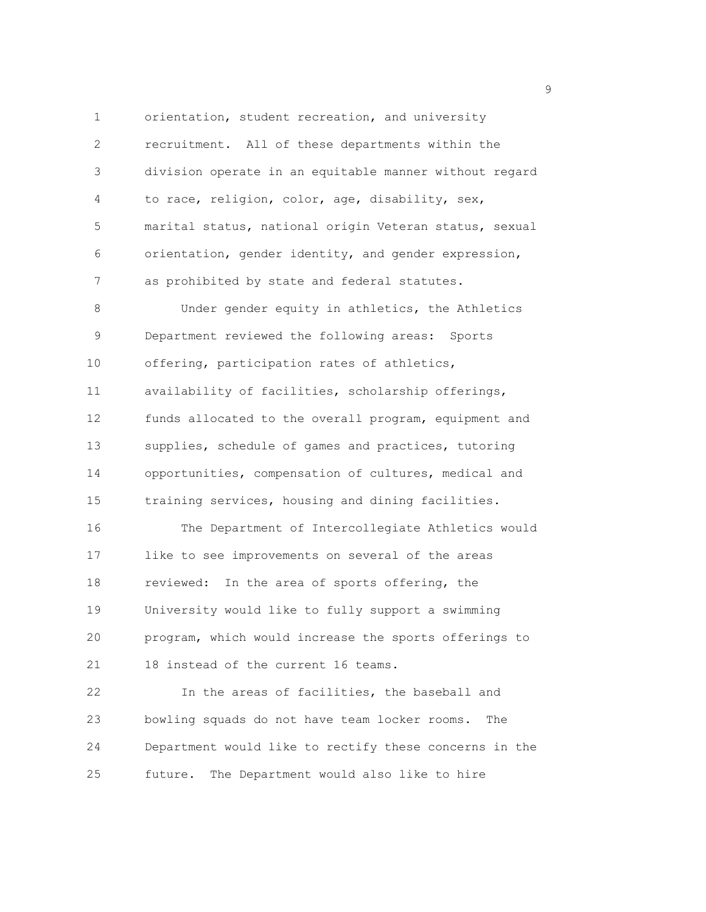orientation, student recreation, and university recruitment. All of these departments within the division operate in an equitable manner without regard to race, religion, color, age, disability, sex, marital status, national origin Veteran status, sexual orientation, gender identity, and gender expression, as prohibited by state and federal statutes.

Under gender equity in athletics, the Athletics Department reviewed the following areas: Sports offering, participation rates of athletics, availability of facilities, scholarship offerings, funds allocated to the overall program, equipment and supplies, schedule of games and practices, tutoring opportunities, compensation of cultures, medical and training services, housing and dining facilities.

The Department of Intercollegiate Athletics would like to see improvements on several of the areas reviewed: In the area of sports offering, the University would like to fully support a swimming program, which would increase the sports offerings to 18 instead of the current 16 teams.

In the areas of facilities, the baseball and bowling squads do not have team locker rooms. The Department would like to rectify these concerns in the future. The Department would also like to hire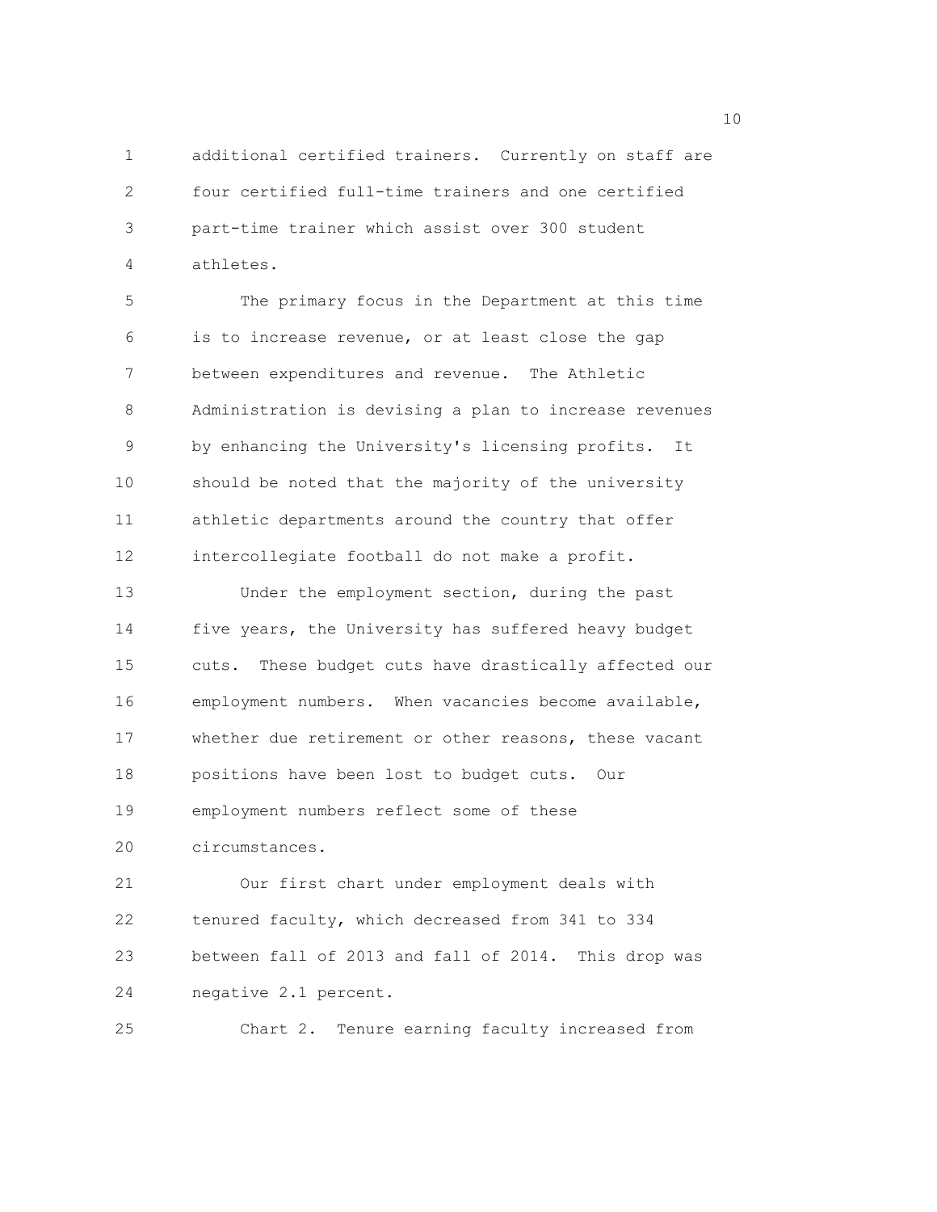additional certified trainers. Currently on staff are four certified full-time trainers and one certified part-time trainer which assist over 300 student athletes.

The primary focus in the Department at this time is to increase revenue, or at least close the gap between expenditures and revenue. The Athletic Administration is devising a plan to increase revenues by enhancing the University's licensing profits. It should be noted that the majority of the university athletic departments around the country that offer intercollegiate football do not make a profit.

Under the employment section, during the past five years, the University has suffered heavy budget cuts. These budget cuts have drastically affected our employment numbers. When vacancies become available, whether due retirement or other reasons, these vacant positions have been lost to budget cuts. Our employment numbers reflect some of these circumstances.

Our first chart under employment deals with tenured faculty, which decreased from 341 to 334 between fall of 2013 and fall of 2014. This drop was negative 2.1 percent.

Chart 2. Tenure earning faculty increased from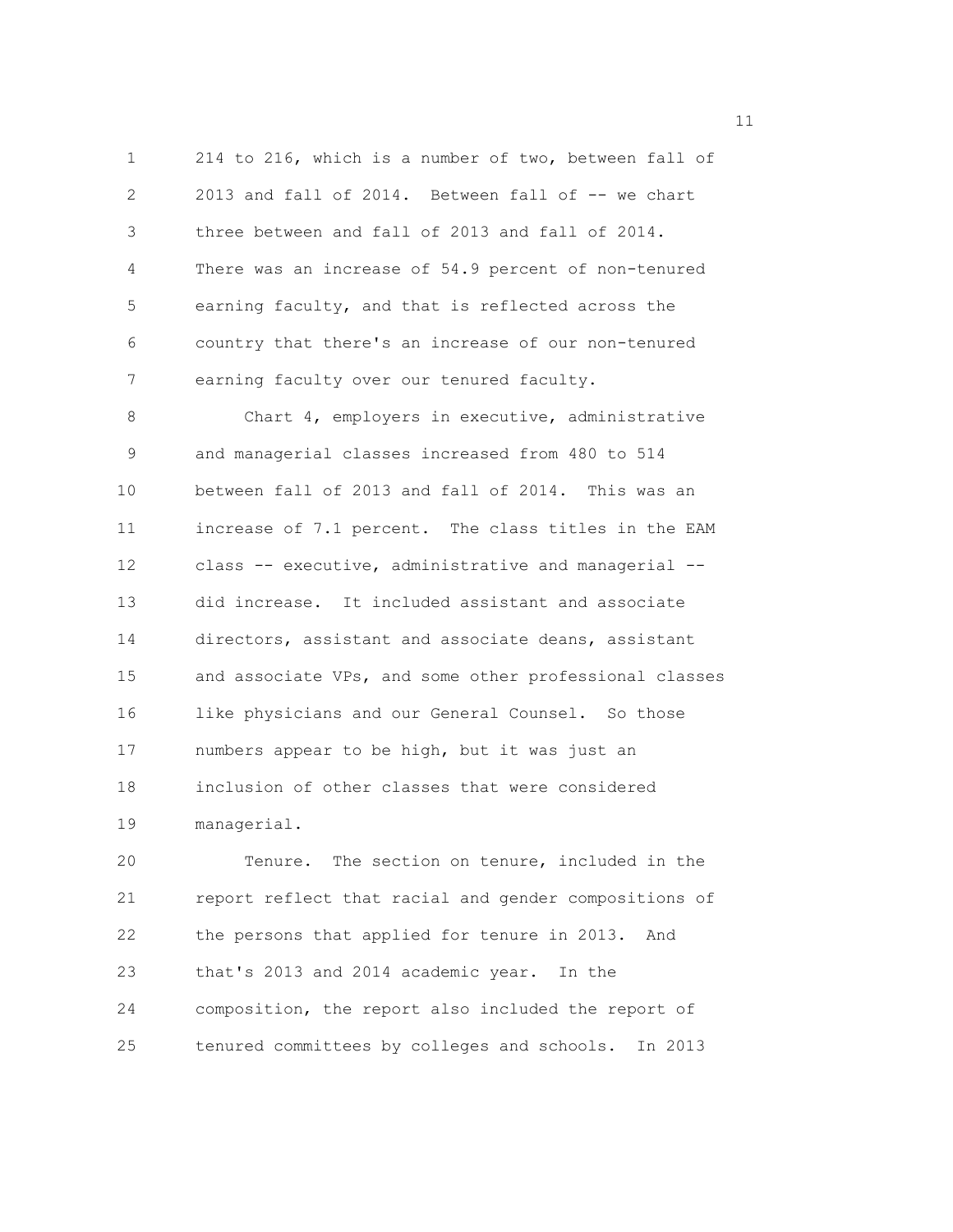214 to 216, which is a number of two, between fall of 2013 and fall of 2014. Between fall of -- we chart three between and fall of 2013 and fall of 2014. There was an increase of 54.9 percent of non-tenured earning faculty, and that is reflected across the country that there's an increase of our non-tenured earning faculty over our tenured faculty.

Chart 4, employers in executive, administrative and managerial classes increased from 480 to 514 between fall of 2013 and fall of 2014. This was an increase of 7.1 percent. The class titles in the EAM class -- executive, administrative and managerial -- did increase. It included assistant and associate directors, assistant and associate deans, assistant and associate VPs, and some other professional classes like physicians and our General Counsel. So those numbers appear to be high, but it was just an inclusion of other classes that were considered managerial.

Tenure. The section on tenure, included in the report reflect that racial and gender compositions of the persons that applied for tenure in 2013. And that's 2013 and 2014 academic year. In the composition, the report also included the report of tenured committees by colleges and schools. In 2013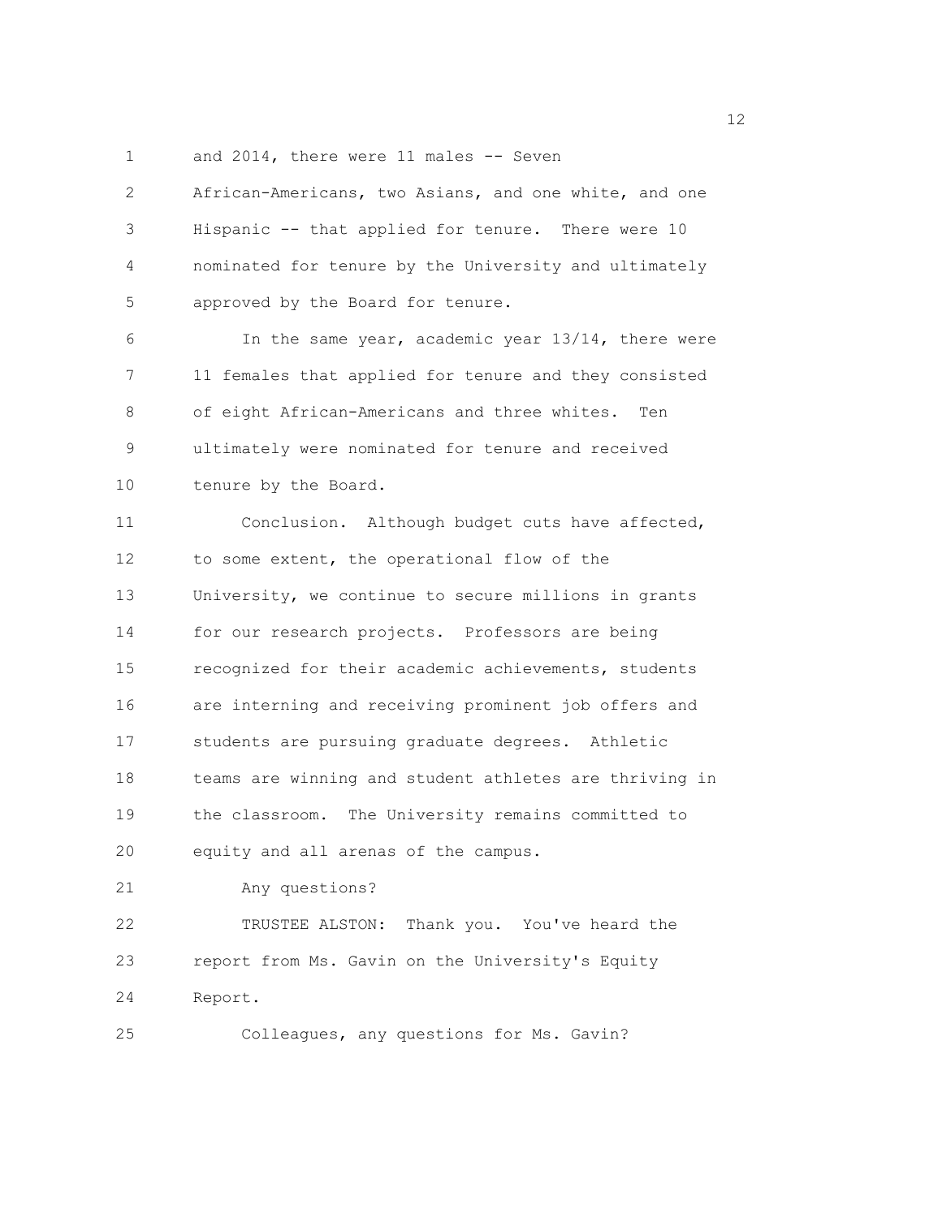and 2014, there were 11 males -- Seven African-Americans, two Asians, and one white, and one Hispanic -- that applied for tenure. There were 10 nominated for tenure by the University and ultimately approved by the Board for tenure.

In the same year, academic year 13/14, there were 11 females that applied for tenure and they consisted of eight African-Americans and three whites. Ten ultimately were nominated for tenure and received tenure by the Board.

Conclusion. Although budget cuts have affected, to some extent, the operational flow of the University, we continue to secure millions in grants for our research projects. Professors are being recognized for their academic achievements, students are interning and receiving prominent job offers and students are pursuing graduate degrees. Athletic teams are winning and student athletes are thriving in the classroom. The University remains committed to equity and all arenas of the campus.

Any questions?

TRUSTEE ALSTON: Thank you. You've heard the report from Ms. Gavin on the University's Equity Report.

Colleagues, any questions for Ms. Gavin?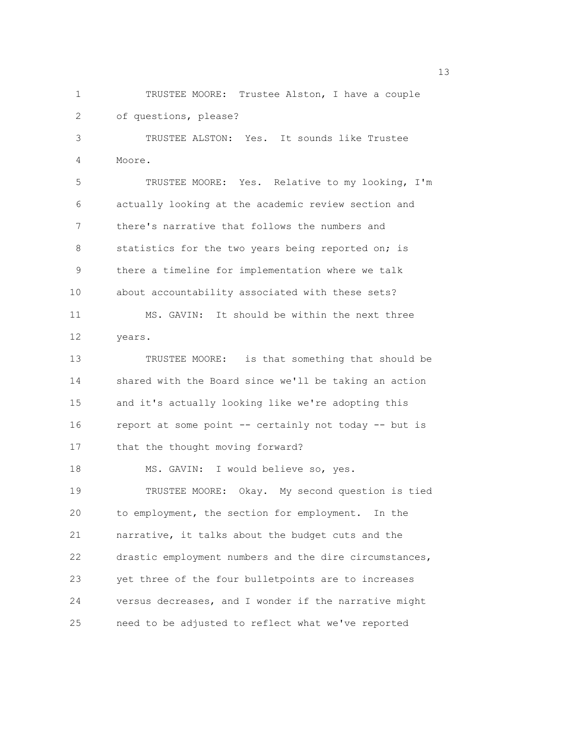TRUSTEE MOORE: Trustee Alston, I have a couple of questions, please?

TRUSTEE ALSTON: Yes. It sounds like Trustee Moore.

TRUSTEE MOORE: Yes. Relative to my looking, I'm actually looking at the academic review section and there's narrative that follows the numbers and statistics for the two years being reported on; is there a timeline for implementation where we talk about accountability associated with these sets?

MS. GAVIN: It should be within the next three years.

TRUSTEE MOORE: is that something that should be shared with the Board since we'll be taking an action and it's actually looking like we're adopting this report at some point -- certainly not today -- but is that the thought moving forward?

MS. GAVIN: I would believe so, yes.

TRUSTEE MOORE: Okay. My second question is tied to employment, the section for employment. In the narrative, it talks about the budget cuts and the drastic employment numbers and the dire circumstances, yet three of the four bulletpoints are to increases versus decreases, and I wonder if the narrative might need to be adjusted to reflect what we've reported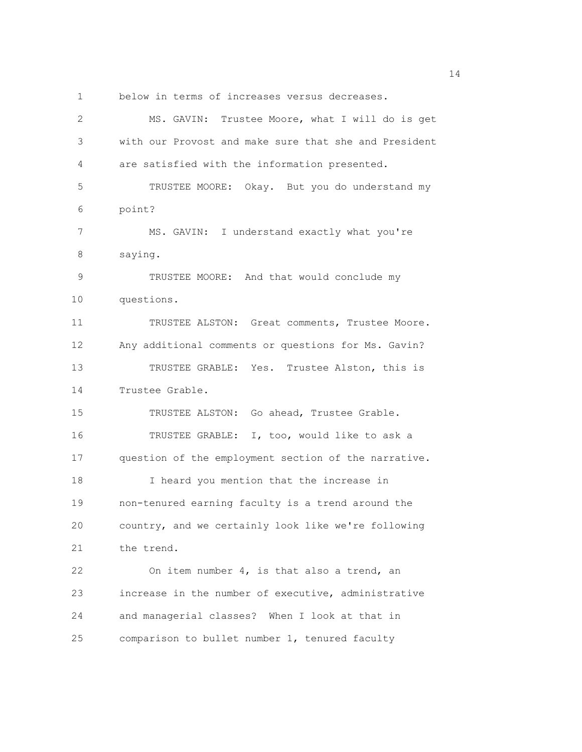below in terms of increases versus decreases.

MS. GAVIN: Trustee Moore, what I will do is get with our Provost and make sure that she and President are satisfied with the information presented.

TRUSTEE MOORE: Okay. But you do understand my point?

MS. GAVIN: I understand exactly what you're saying.

TRUSTEE MOORE: And that would conclude my questions.

TRUSTEE ALSTON: Great comments, Trustee Moore. Any additional comments or questions for Ms. Gavin?

TRUSTEE GRABLE: Yes. Trustee Alston, this is Trustee Grable.

TRUSTEE ALSTON: Go ahead, Trustee Grable.

TRUSTEE GRABLE: I, too, would like to ask a question of the employment section of the narrative.

I heard you mention that the increase in non-tenured earning faculty is a trend around the country, and we certainly look like we're following the trend.

On item number 4, is that also a trend, an increase in the number of executive, administrative and managerial classes? When I look at that in comparison to bullet number 1, tenured faculty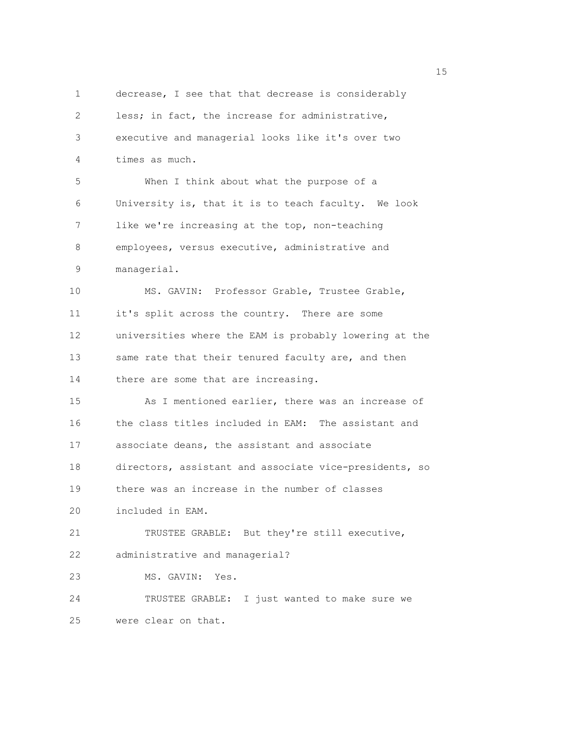decrease, I see that that decrease is considerably less; in fact, the increase for administrative, executive and managerial looks like it's over two times as much.

When I think about what the purpose of a University is, that it is to teach faculty. We look like we're increasing at the top, non-teaching employees, versus executive, administrative and managerial.

MS. GAVIN: Professor Grable, Trustee Grable, it's split across the country. There are some universities where the EAM is probably lowering at the same rate that their tenured faculty are, and then there are some that are increasing.

As I mentioned earlier, there was an increase of the class titles included in EAM: The assistant and associate deans, the assistant and associate directors, assistant and associate vice-presidents, so there was an increase in the number of classes included in EAM.

TRUSTEE GRABLE: But they're still executive, administrative and managerial?

MS. GAVIN: Yes.

TRUSTEE GRABLE: I just wanted to make sure we were clear on that.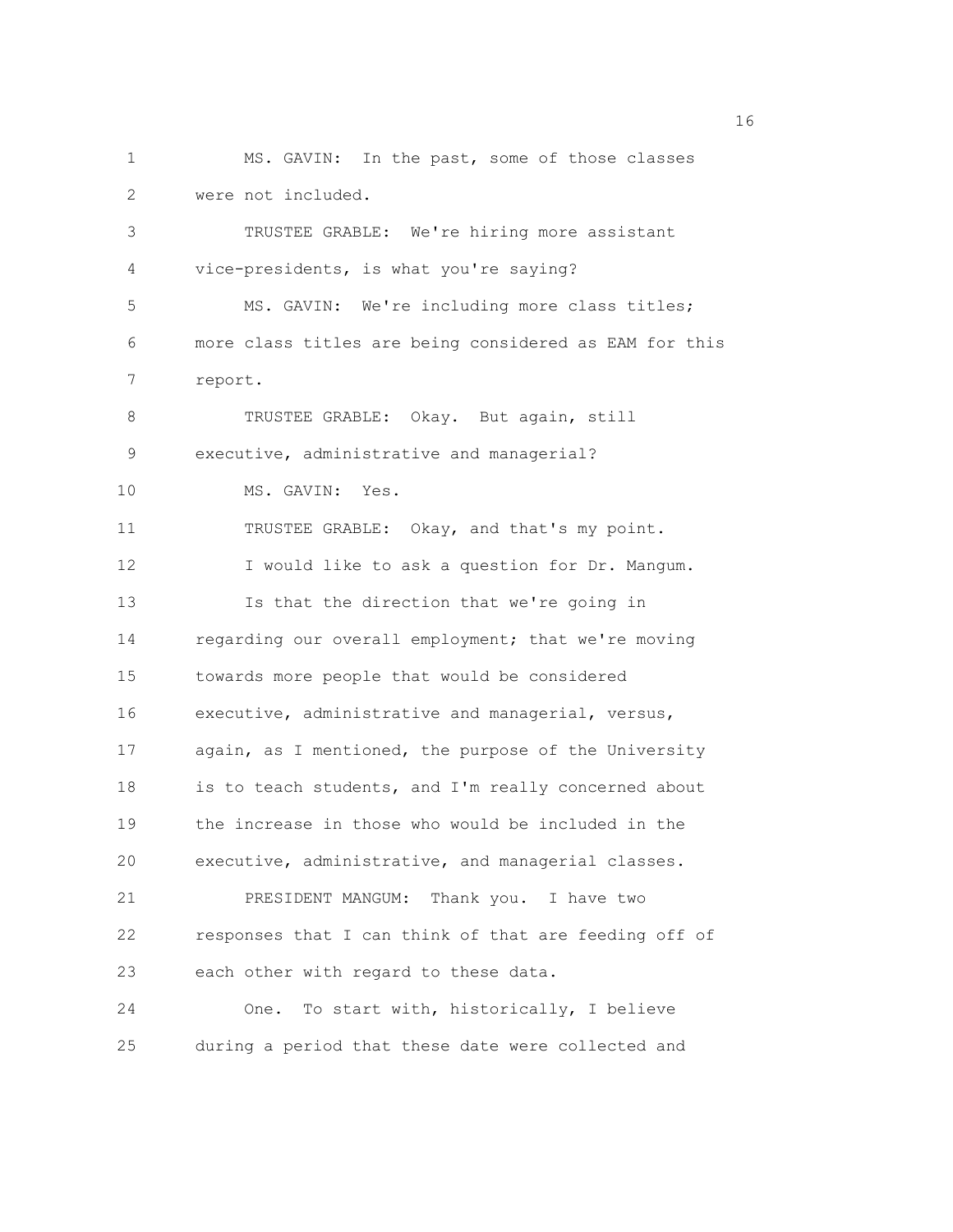MS. GAVIN: In the past, some of those classes were not included.

TRUSTEE GRABLE: We're hiring more assistant vice-presidents, is what you're saying?

MS. GAVIN: We're including more class titles; more class titles are being considered as EAM for this report.

TRUSTEE GRABLE: Okay. But again, still executive, administrative and managerial?

MS. GAVIN: Yes.

TRUSTEE GRABLE: Okay, and that's my point.

I would like to ask a question for Dr. Mangum.

Is that the direction that we're going in regarding our overall employment; that we're moving towards more people that would be considered executive, administrative and managerial, versus, again, as I mentioned, the purpose of the University is to teach students, and I'm really concerned about the increase in those who would be included in the executive, administrative, and managerial classes.

PRESIDENT MANGUM: Thank you. I have two responses that I can think of that are feeding off of each other with regard to these data.

One. To start with, historically, I believe during a period that these date were collected and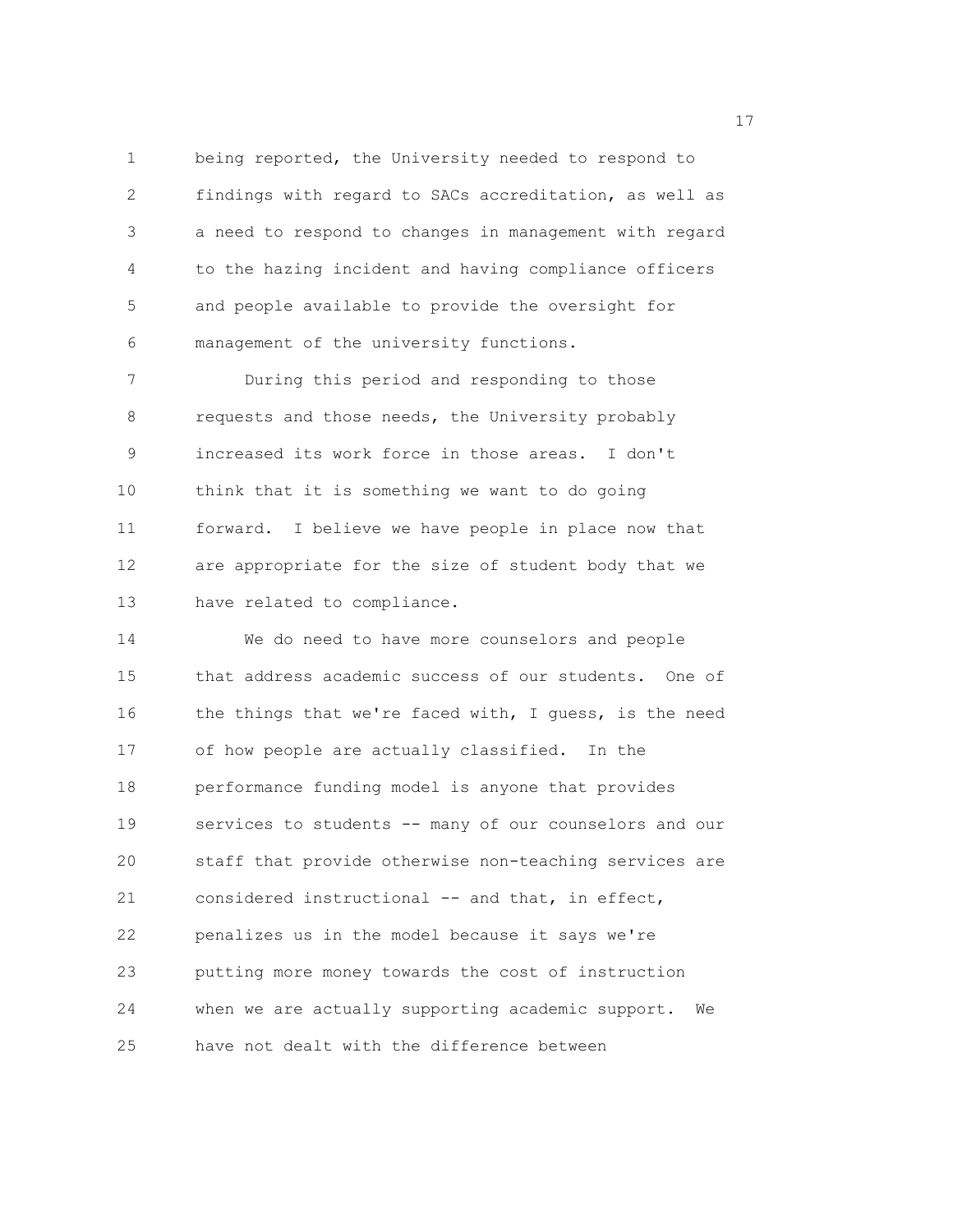being reported, the University needed to respond to findings with regard to SACs accreditation, as well as a need to respond to changes in management with regard to the hazing incident and having compliance officers and people available to provide the oversight for management of the university functions.

During this period and responding to those requests and those needs, the University probably increased its work force in those areas. I don't think that it is something we want to do going forward. I believe we have people in place now that are appropriate for the size of student body that we have related to compliance.

We do need to have more counselors and people that address academic success of our students. One of the things that we're faced with, I guess, is the need of how people are actually classified. In the performance funding model is anyone that provides services to students -- many of our counselors and our staff that provide otherwise non-teaching services are considered instructional -- and that, in effect, penalizes us in the model because it says we're putting more money towards the cost of instruction when we are actually supporting academic support. We have not dealt with the difference between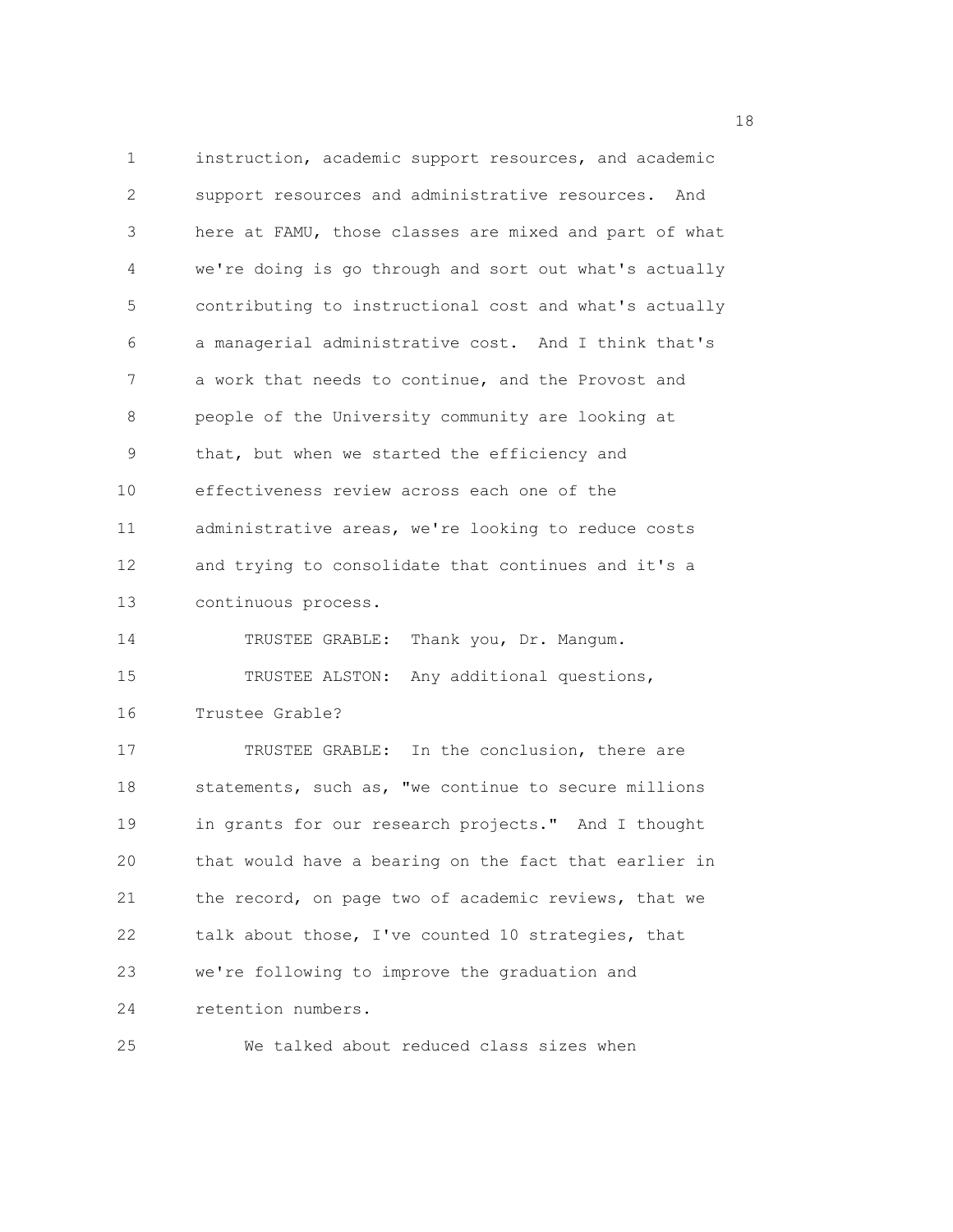instruction, academic support resources, and academic support resources and administrative resources. And here at FAMU, those classes are mixed and part of what we're doing is go through and sort out what's actually contributing to instructional cost and what's actually a managerial administrative cost. And I think that's a work that needs to continue, and the Provost and people of the University community are looking at that, but when we started the efficiency and effectiveness review across each one of the administrative areas, we're looking to reduce costs and trying to consolidate that continues and it's a continuous process.

TRUSTEE GRABLE: Thank you, Dr. Mangum.

TRUSTEE ALSTON: Any additional questions, Trustee Grable?

TRUSTEE GRABLE: In the conclusion, there are statements, such as, "we continue to secure millions in grants for our research projects." And I thought that would have a bearing on the fact that earlier in the record, on page two of academic reviews, that we talk about those, I've counted 10 strategies, that we're following to improve the graduation and retention numbers.

We talked about reduced class sizes when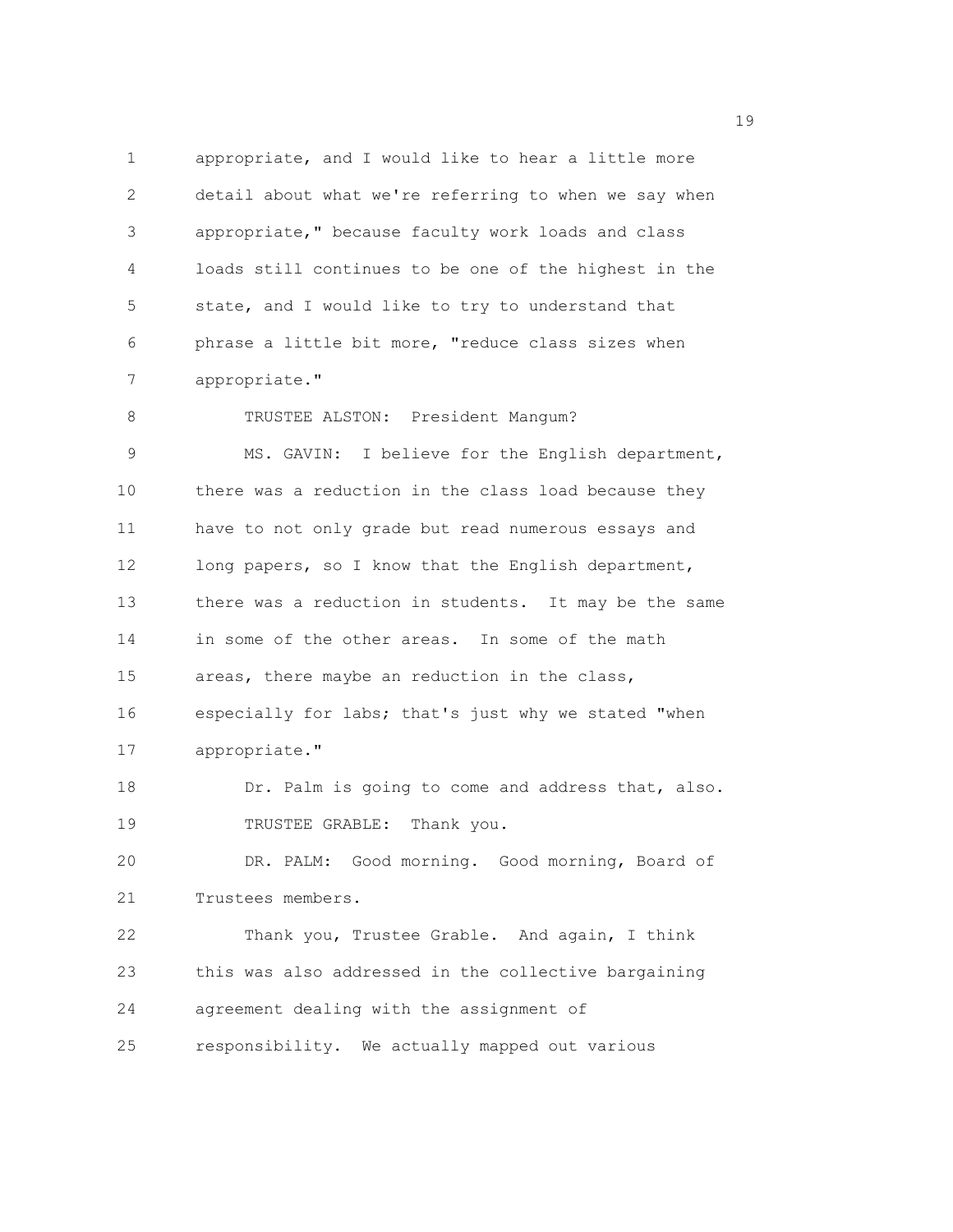appropriate, and I would like to hear a little more detail about what we're referring to when we say when appropriate," because faculty work loads and class loads still continues to be one of the highest in the state, and I would like to try to understand that phrase a little bit more, "reduce class sizes when appropriate."

TRUSTEE ALSTON: President Mangum?

MS. GAVIN: I believe for the English department, there was a reduction in the class load because they have to not only grade but read numerous essays and long papers, so I know that the English department, there was a reduction in students. It may be the same in some of the other areas. In some of the math areas, there maybe an reduction in the class, especially for labs; that's just why we stated "when appropriate."

Dr. Palm is going to come and address that, also.

TRUSTEE GRABLE: Thank you.

DR. PALM: Good morning. Good morning, Board of Trustees members.

Thank you, Trustee Grable. And again, I think this was also addressed in the collective bargaining agreement dealing with the assignment of responsibility. We actually mapped out various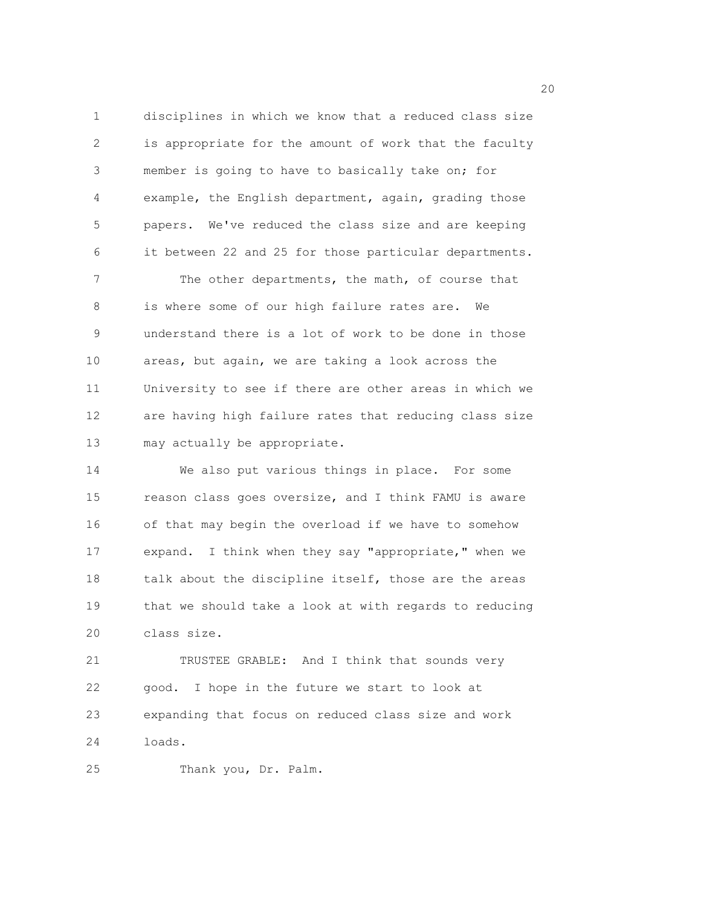disciplines in which we know that a reduced class size is appropriate for the amount of work that the faculty member is going to have to basically take on; for example, the English department, again, grading those papers. We've reduced the class size and are keeping it between 22 and 25 for those particular departments.

The other departments, the math, of course that is where some of our high failure rates are. We understand there is a lot of work to be done in those areas, but again, we are taking a look across the University to see if there are other areas in which we are having high failure rates that reducing class size may actually be appropriate.

We also put various things in place. For some reason class goes oversize, and I think FAMU is aware of that may begin the overload if we have to somehow expand. I think when they say "appropriate," when we talk about the discipline itself, those are the areas that we should take a look at with regards to reducing class size.

TRUSTEE GRABLE: And I think that sounds very good. I hope in the future we start to look at expanding that focus on reduced class size and work loads.

Thank you, Dr. Palm.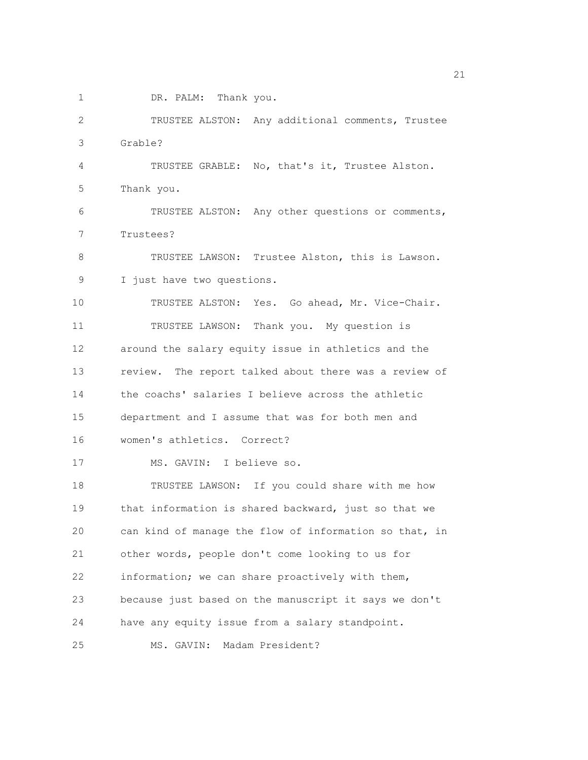DR. PALM: Thank you.

TRUSTEE ALSTON: Any additional comments, Trustee Grable?

TRUSTEE GRABLE: No, that's it, Trustee Alston. Thank you.

TRUSTEE ALSTON: Any other questions or comments, Trustees?

TRUSTEE LAWSON: Trustee Alston, this is Lawson. I just have two questions.

TRUSTEE ALSTON: Yes. Go ahead, Mr. Vice-Chair.

TRUSTEE LAWSON: Thank you. My question is around the salary equity issue in athletics and the review. The report talked about there was a review of the coachs' salaries I believe across the athletic department and I assume that was for both men and women's athletics. Correct?

MS. GAVIN: I believe so.

TRUSTEE LAWSON: If you could share with me how that information is shared backward, just so that we can kind of manage the flow of information so that, in other words, people don't come looking to us for information; we can share proactively with them, because just based on the manuscript it says we don't have any equity issue from a salary standpoint.

MS. GAVIN: Madam President?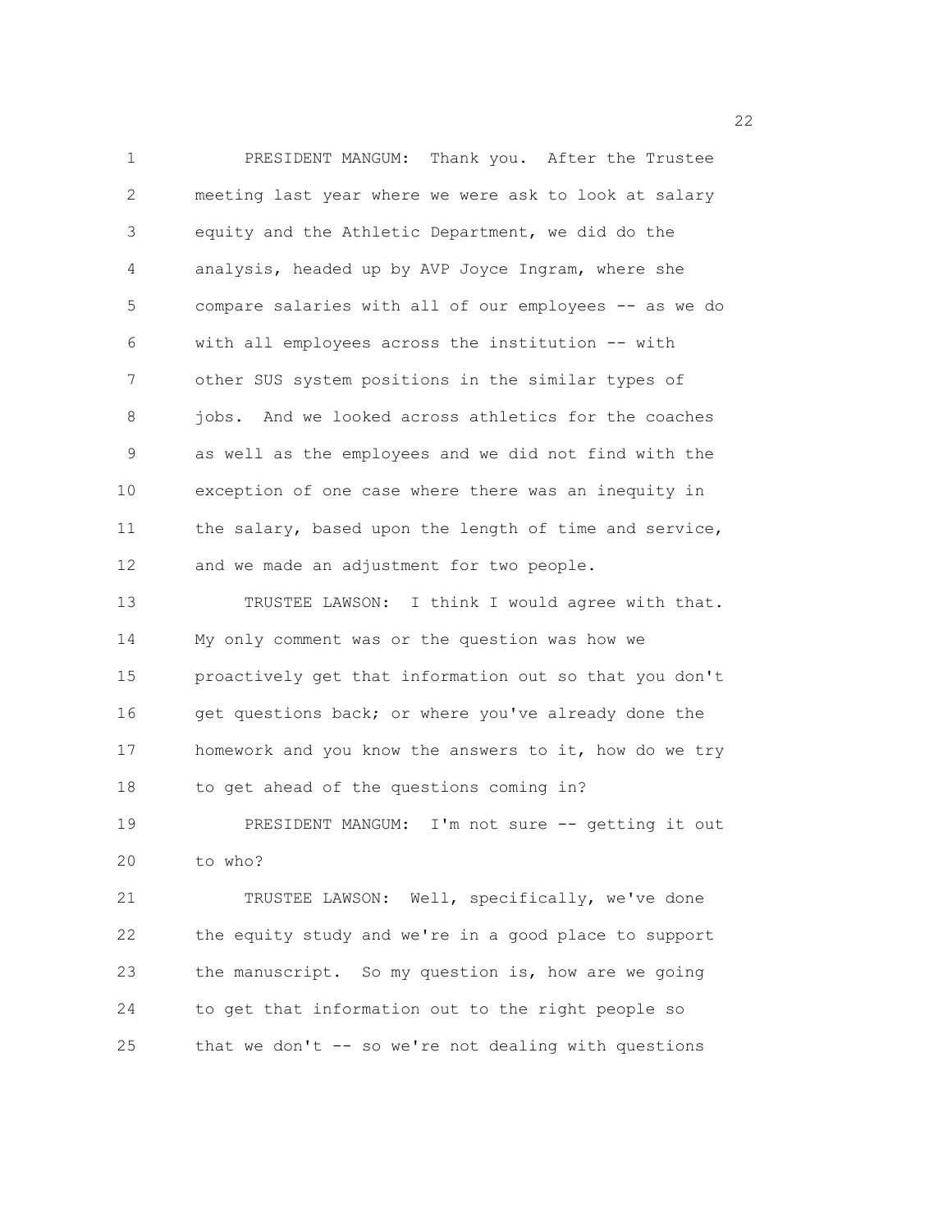PRESIDENT MANGUM: Thank you. After the Trustee meeting last year where we were ask to look at salary equity and the Athletic Department, we did do the analysis, headed up by AVP Joyce Ingram, where she compare salaries with all of our employees -- as we do with all employees across the institution -- with other SUS system positions in the similar types of jobs. And we looked across athletics for the coaches as well as the employees and we did not find with the exception of one case where there was an inequity in the salary, based upon the length of time and service, and we made an adjustment for two people.

TRUSTEE LAWSON: I think I would agree with that. My only comment was or the question was how we proactively get that information out so that you don't get questions back; or where you've already done the homework and you know the answers to it, how do we try to get ahead of the questions coming in?

PRESIDENT MANGUM: I'm not sure -- getting it out to who?

TRUSTEE LAWSON: Well, specifically, we've done the equity study and we're in a good place to support the manuscript. So my question is, how are we going to get that information out to the right people so that we don't -- so we're not dealing with questions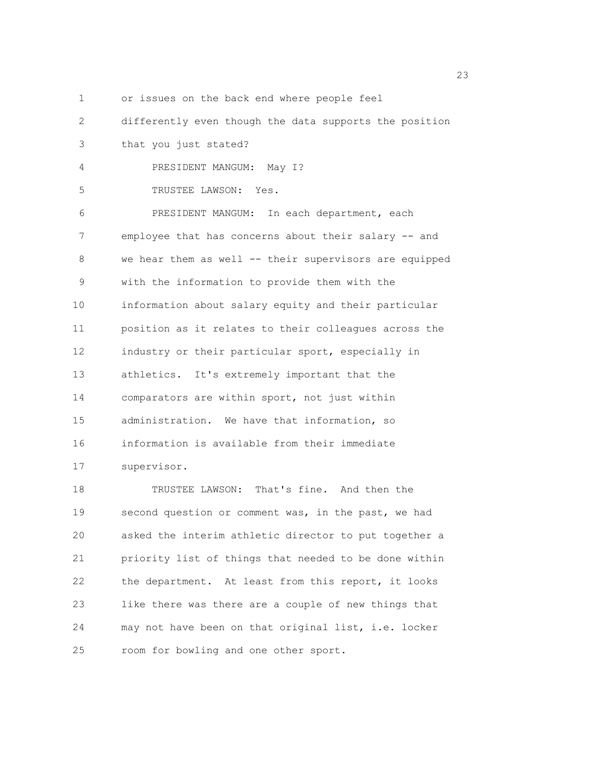or issues on the back end where people feel differently even though the data supports the position that you just stated?

PRESIDENT MANGUM: May I?

TRUSTEE LAWSON: Yes.

PRESIDENT MANGUM: In each department, each employee that has concerns about their salary -- and we hear them as well -- their supervisors are equipped with the information to provide them with the information about salary equity and their particular position as it relates to their colleagues across the industry or their particular sport, especially in athletics. It's extremely important that the comparators are within sport, not just within administration. We have that information, so information is available from their immediate supervisor.

TRUSTEE LAWSON: That's fine. And then the second question or comment was, in the past, we had asked the interim athletic director to put together a priority list of things that needed to be done within the department. At least from this report, it looks like there was there are a couple of new things that may not have been on that original list, i.e. locker room for bowling and one other sport.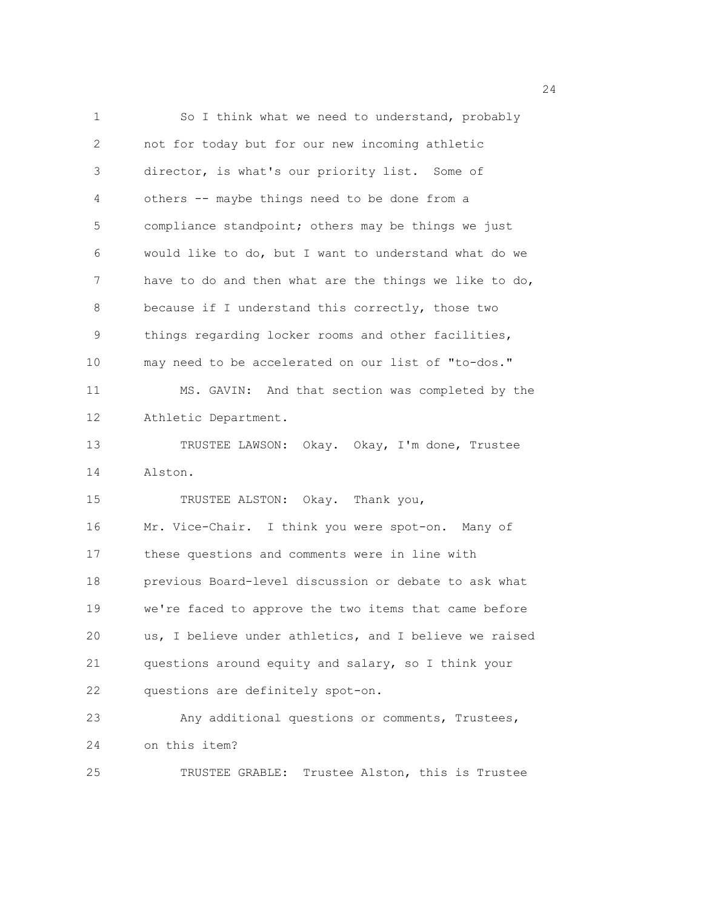So I think what we need to understand, probably not for today but for our new incoming athletic director, is what's our priority list. Some of others -- maybe things need to be done from a compliance standpoint; others may be things we just would like to do, but I want to understand what do we have to do and then what are the things we like to do, because if I understand this correctly, those two things regarding locker rooms and other facilities, may need to be accelerated on our list of "to-dos."

MS. GAVIN: And that section was completed by the Athletic Department.

TRUSTEE LAWSON: Okay. Okay, I'm done, Trustee Alston.

TRUSTEE ALSTON: Okay. Thank you, Mr. Vice-Chair. I think you were spot-on. Many of these questions and comments were in line with previous Board-level discussion or debate to ask what we're faced to approve the two items that came before us, I believe under athletics, and I believe we raised questions around equity and salary, so I think your questions are definitely spot-on.

Any additional questions or comments, Trustees, on this item?

TRUSTEE GRABLE: Trustee Alston, this is Trustee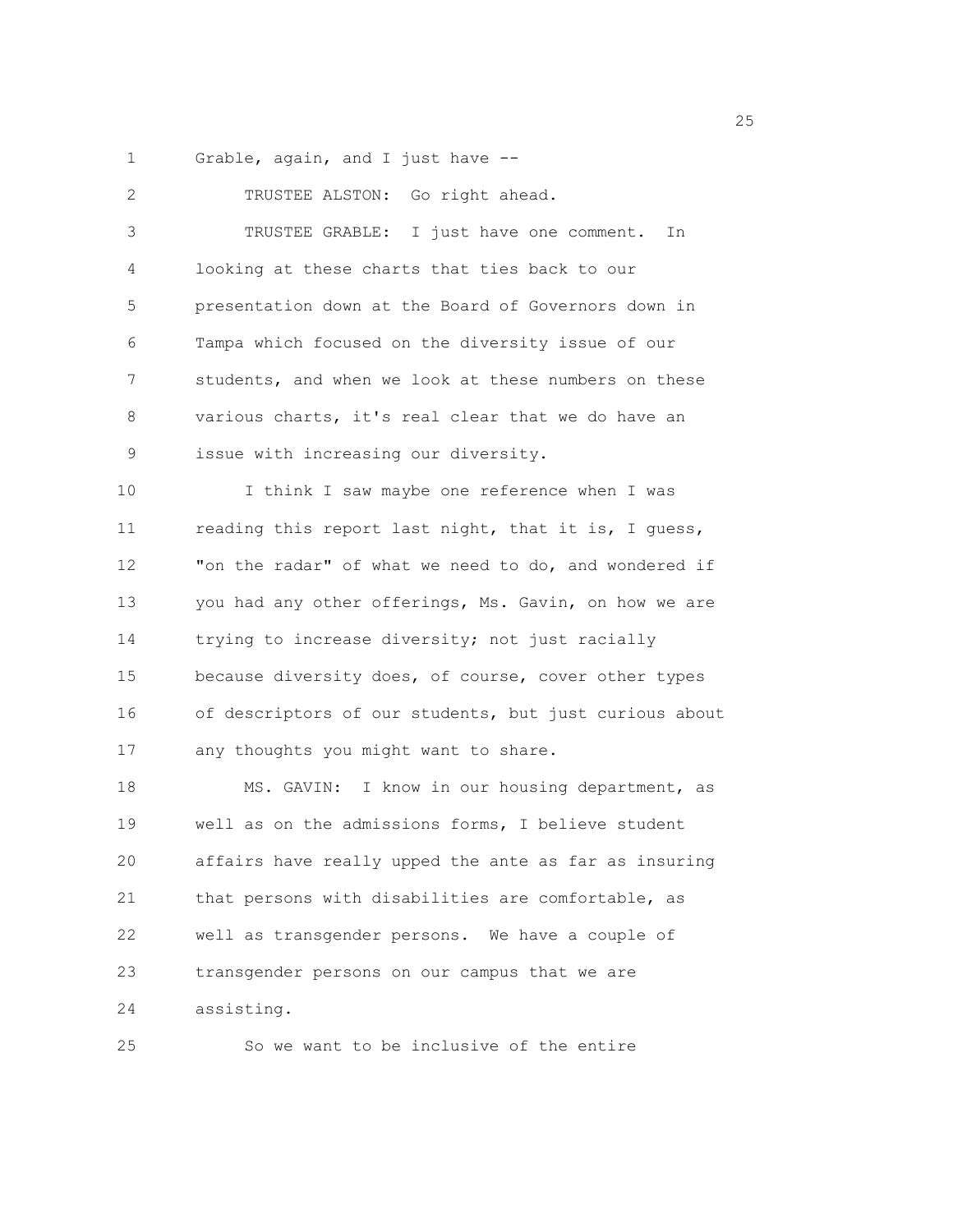Grable, again, and I just have --

TRUSTEE ALSTON: Go right ahead.

TRUSTEE GRABLE: I just have one comment. In looking at these charts that ties back to our presentation down at the Board of Governors down in Tampa which focused on the diversity issue of our students, and when we look at these numbers on these various charts, it's real clear that we do have an issue with increasing our diversity.

I think I saw maybe one reference when I was reading this report last night, that it is, I guess, "on the radar" of what we need to do, and wondered if you had any other offerings, Ms. Gavin, on how we are trying to increase diversity; not just racially because diversity does, of course, cover other types of descriptors of our students, but just curious about any thoughts you might want to share.

MS. GAVIN: I know in our housing department, as well as on the admissions forms, I believe student affairs have really upped the ante as far as insuring that persons with disabilities are comfortable, as well as transgender persons. We have a couple of transgender persons on our campus that we are assisting.

So we want to be inclusive of the entire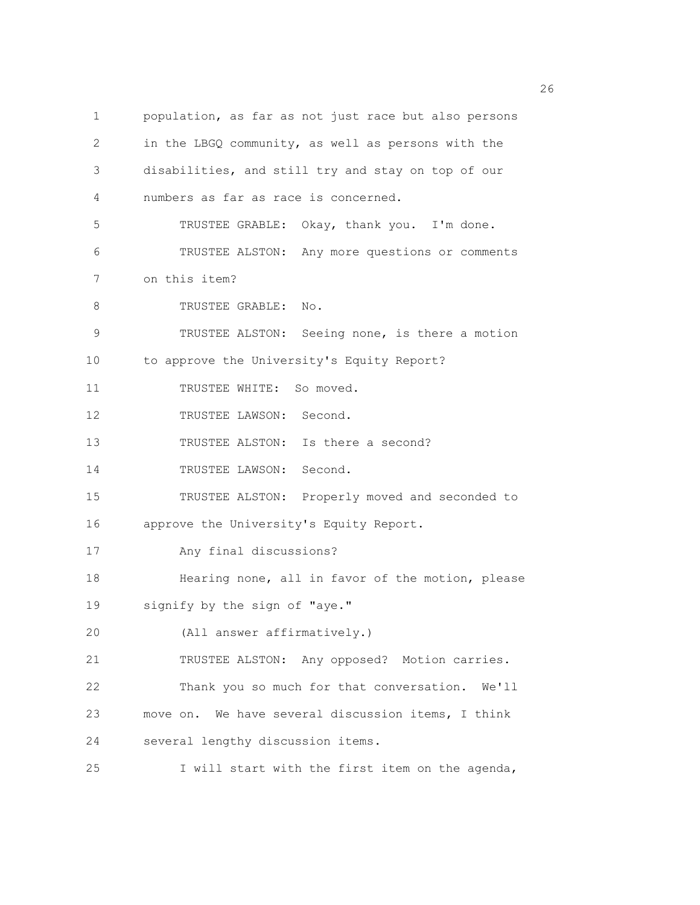population, as far as not just race but also persons in the LBGQ community, as well as persons with the disabilities, and still try and stay on top of our numbers as far as race is concerned.

TRUSTEE GRABLE: Okay, thank you. I'm done.

TRUSTEE ALSTON: Any more questions or comments on this item?

TRUSTEE GRABLE: No.

TRUSTEE ALSTON: Seeing none, is there a motion to approve the University's Equity Report?

TRUSTEE WHITE: So moved.

TRUSTEE LAWSON: Second.

TRUSTEE ALSTON: Is there a second?

TRUSTEE LAWSON: Second.

TRUSTEE ALSTON: Properly moved and seconded to approve the University's Equity Report.

Any final discussions?

Hearing none, all in favor of the motion, please signify by the sign of "aye."

(All answer affirmatively.)

TRUSTEE ALSTON: Any opposed? Motion carries.

Thank you so much for that conversation. We'll move on. We have several discussion items, I think several lengthy discussion items.

I will start with the first item on the agenda,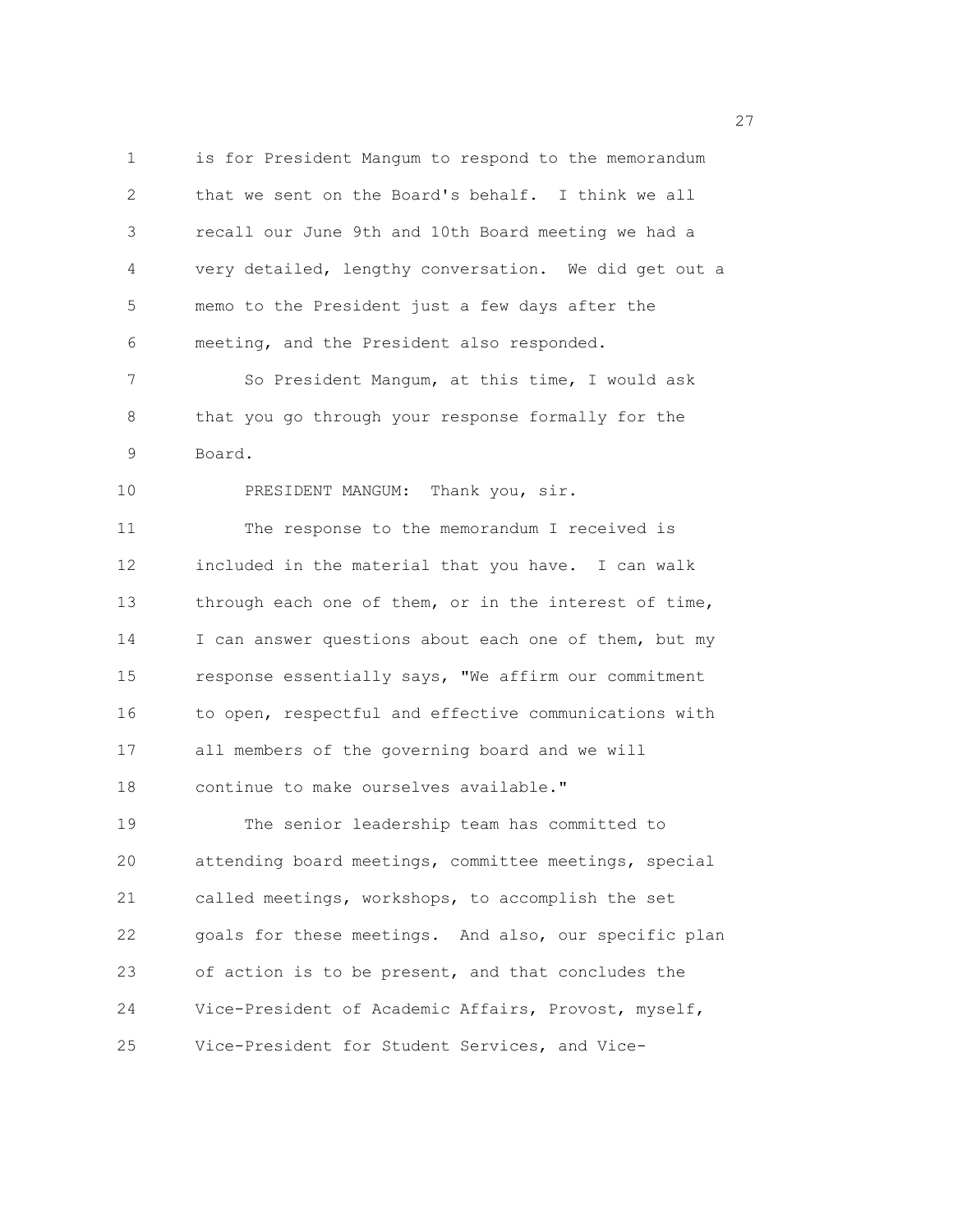is for President Mangum to respond to the memorandum that we sent on the Board's behalf. I think we all recall our June 9th and 10th Board meeting we had a very detailed, lengthy conversation. We did get out a memo to the President just a few days after the meeting, and the President also responded.

So President Mangum, at this time, I would ask that you go through your response formally for the Board.

PRESIDENT MANGUM: Thank you, sir.

The response to the memorandum I received is included in the material that you have. I can walk through each one of them, or in the interest of time, I can answer questions about each one of them, but my response essentially says, "We affirm our commitment to open, respectful and effective communications with all members of the governing board and we will continue to make ourselves available."

The senior leadership team has committed to attending board meetings, committee meetings, special called meetings, workshops, to accomplish the set goals for these meetings. And also, our specific plan of action is to be present, and that concludes the Vice-President of Academic Affairs, Provost, myself, Vice-President for Student Services, and Vice-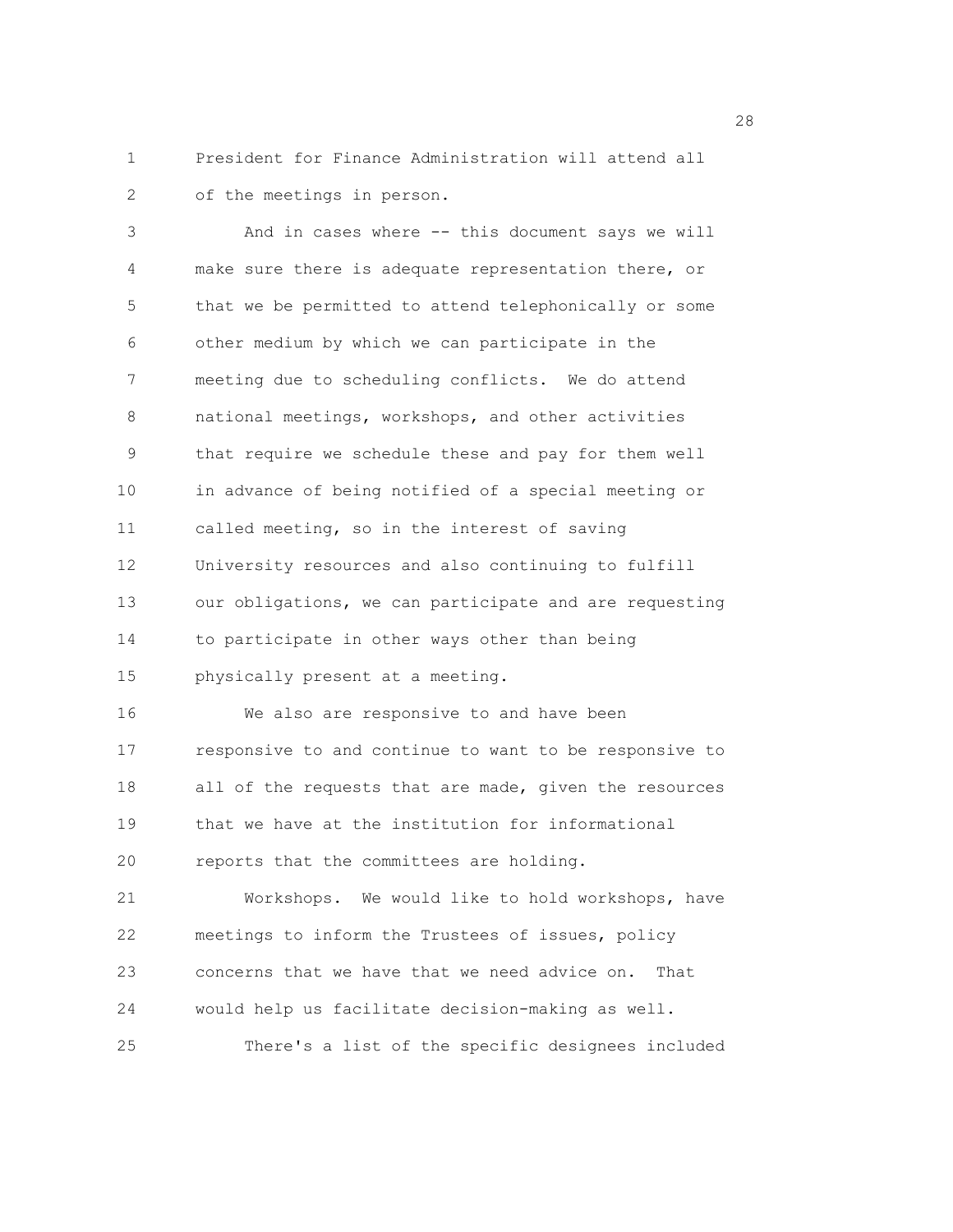President for Finance Administration will attend all of the meetings in person.

And in cases where -- this document says we will make sure there is adequate representation there, or that we be permitted to attend telephonically or some other medium by which we can participate in the meeting due to scheduling conflicts. We do attend national meetings, workshops, and other activities that require we schedule these and pay for them well in advance of being notified of a special meeting or called meeting, so in the interest of saving University resources and also continuing to fulfill our obligations, we can participate and are requesting to participate in other ways other than being physically present at a meeting.

We also are responsive to and have been responsive to and continue to want to be responsive to all of the requests that are made, given the resources that we have at the institution for informational reports that the committees are holding.

Workshops. We would like to hold workshops, have meetings to inform the Trustees of issues, policy concerns that we have that we need advice on. That would help us facilitate decision-making as well.

There's a list of the specific designees included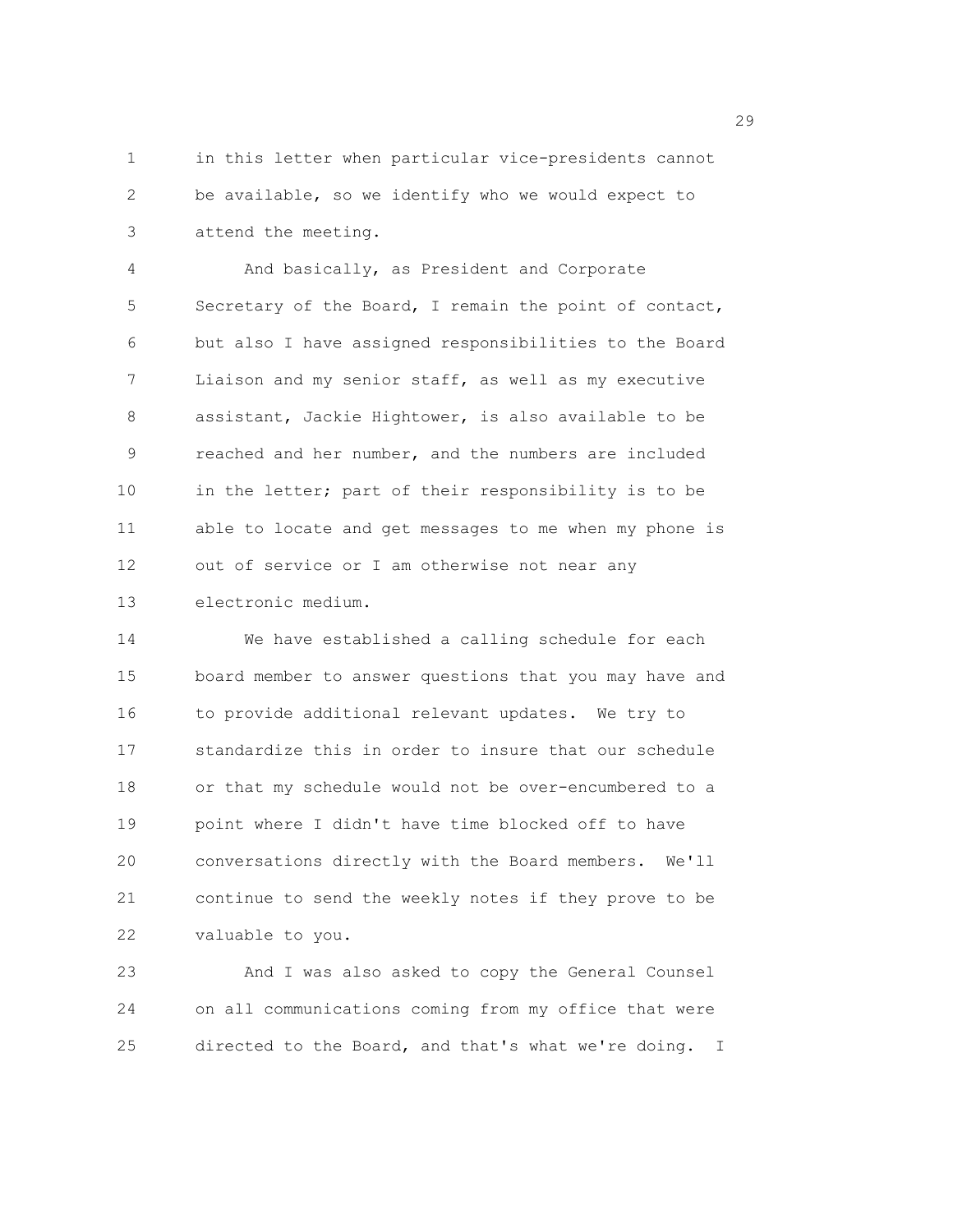in this letter when particular vice-presidents cannot be available, so we identify who we would expect to attend the meeting.

And basically, as President and Corporate Secretary of the Board, I remain the point of contact, but also I have assigned responsibilities to the Board Liaison and my senior staff, as well as my executive assistant, Jackie Hightower, is also available to be reached and her number, and the numbers are included in the letter; part of their responsibility is to be able to locate and get messages to me when my phone is out of service or I am otherwise not near any electronic medium.

We have established a calling schedule for each board member to answer questions that you may have and to provide additional relevant updates. We try to standardize this in order to insure that our schedule or that my schedule would not be over-encumbered to a point where I didn't have time blocked off to have conversations directly with the Board members. We'll continue to send the weekly notes if they prove to be valuable to you.

And I was also asked to copy the General Counsel on all communications coming from my office that were directed to the Board, and that's what we're doing. I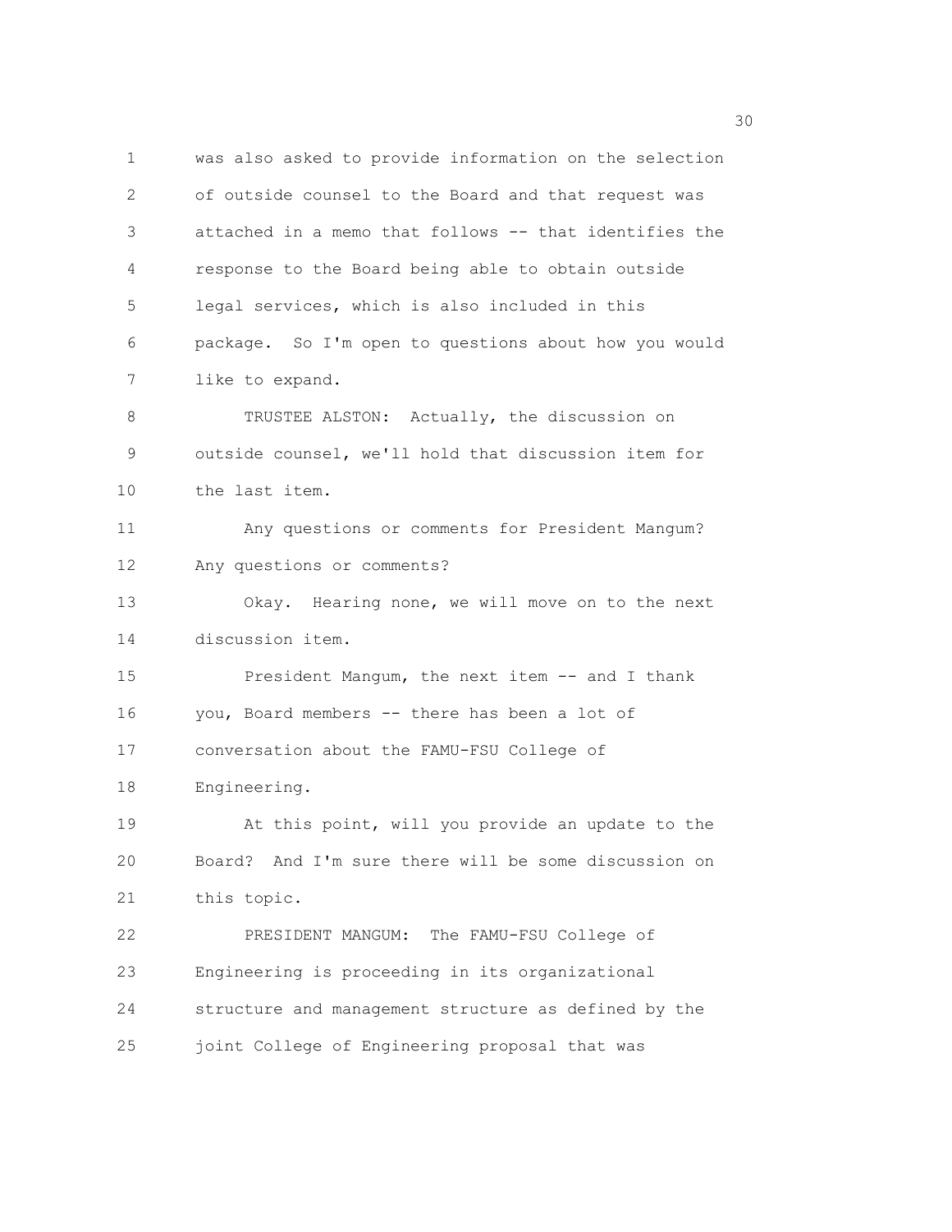was also asked to provide information on the selection of outside counsel to the Board and that request was attached in a memo that follows -- that identifies the response to the Board being able to obtain outside legal services, which is also included in this package. So I'm open to questions about how you would like to expand.

TRUSTEE ALSTON: Actually, the discussion on outside counsel, we'll hold that discussion item for the last item.

Any questions or comments for President Mangum? Any questions or comments?

Okay. Hearing none, we will move on to the next discussion item.

President Mangum, the next item -- and I thank you, Board members -- there has been a lot of conversation about the FAMU-FSU College of Engineering.

At this point, will you provide an update to the Board? And I'm sure there will be some discussion on this topic.

PRESIDENT MANGUM: The FAMU-FSU College of Engineering is proceeding in its organizational structure and management structure as defined by the joint College of Engineering proposal that was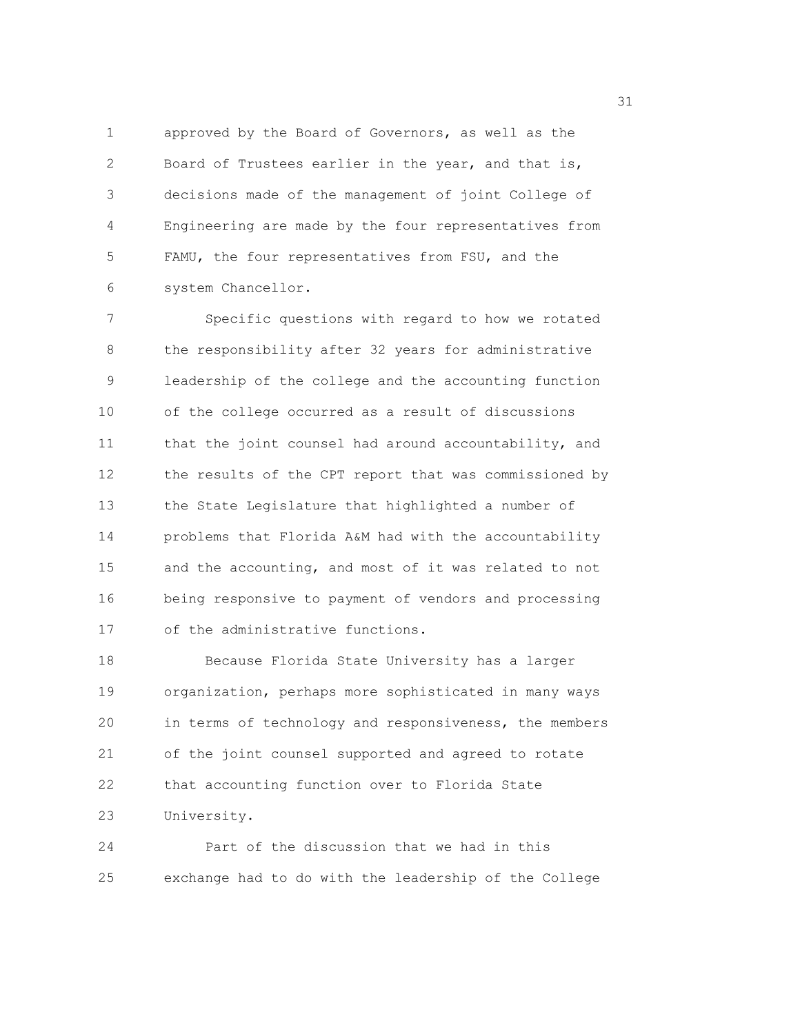approved by the Board of Governors, as well as the Board of Trustees earlier in the year, and that is, decisions made of the management of joint College of Engineering are made by the four representatives from FAMU, the four representatives from FSU, and the system Chancellor.

Specific questions with regard to how we rotated the responsibility after 32 years for administrative leadership of the college and the accounting function of the college occurred as a result of discussions that the joint counsel had around accountability, and the results of the CPT report that was commissioned by the State Legislature that highlighted a number of problems that Florida A&M had with the accountability and the accounting, and most of it was related to not being responsive to payment of vendors and processing of the administrative functions.

Because Florida State University has a larger organization, perhaps more sophisticated in many ways in terms of technology and responsiveness, the members of the joint counsel supported and agreed to rotate that accounting function over to Florida State University.

Part of the discussion that we had in this exchange had to do with the leadership of the College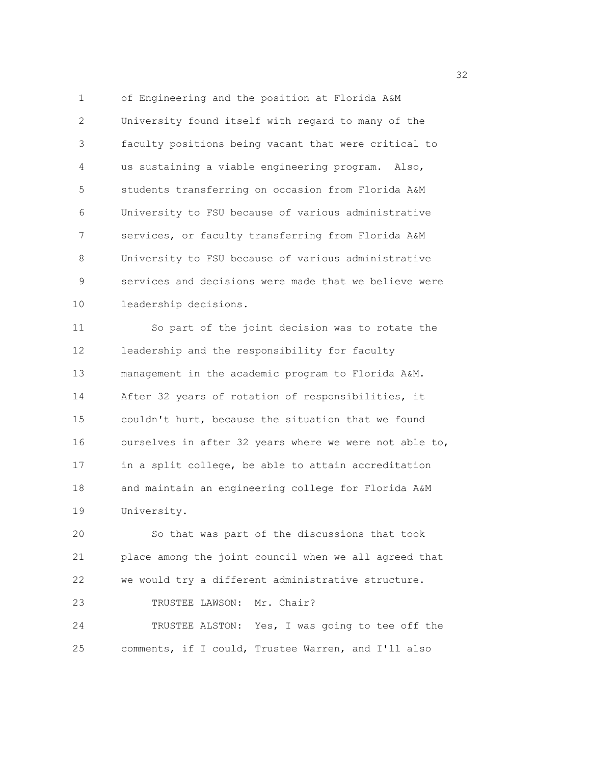of Engineering and the position at Florida A&M University found itself with regard to many of the faculty positions being vacant that were critical to us sustaining a viable engineering program. Also, students transferring on occasion from Florida A&M University to FSU because of various administrative services, or faculty transferring from Florida A&M University to FSU because of various administrative services and decisions were made that we believe were leadership decisions.

So part of the joint decision was to rotate the leadership and the responsibility for faculty management in the academic program to Florida A&M. After 32 years of rotation of responsibilities, it couldn't hurt, because the situation that we found ourselves in after 32 years where we were not able to, in a split college, be able to attain accreditation and maintain an engineering college for Florida A&M University.

So that was part of the discussions that took place among the joint council when we all agreed that we would try a different administrative structure.

TRUSTEE LAWSON: Mr. Chair?

TRUSTEE ALSTON: Yes, I was going to tee off the comments, if I could, Trustee Warren, and I'll also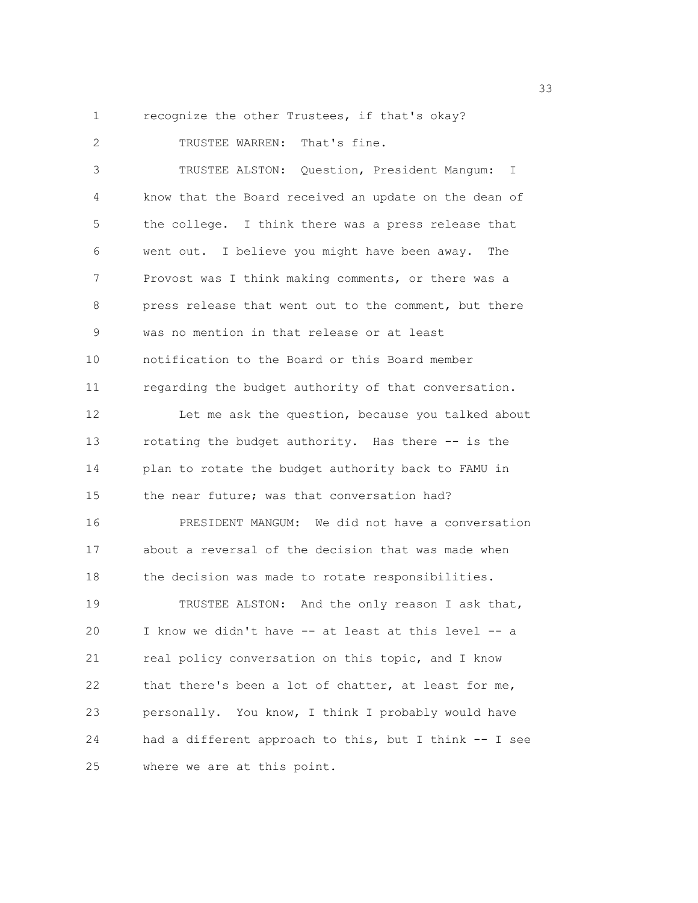recognize the other Trustees, if that's okay?

TRUSTEE WARREN: That's fine.

TRUSTEE ALSTON: Question, President Mangum: I know that the Board received an update on the dean of the college. I think there was a press release that went out. I believe you might have been away. The Provost was I think making comments, or there was a press release that went out to the comment, but there was no mention in that release or at least notification to the Board or this Board member regarding the budget authority of that conversation.

Let me ask the question, because you talked about rotating the budget authority. Has there -- is the plan to rotate the budget authority back to FAMU in the near future; was that conversation had?

PRESIDENT MANGUM: We did not have a conversation about a reversal of the decision that was made when the decision was made to rotate responsibilities.

TRUSTEE ALSTON: And the only reason I ask that, I know we didn't have -- at least at this level -- a real policy conversation on this topic, and I know that there's been a lot of chatter, at least for me, personally. You know, I think I probably would have had a different approach to this, but I think -- I see where we are at this point.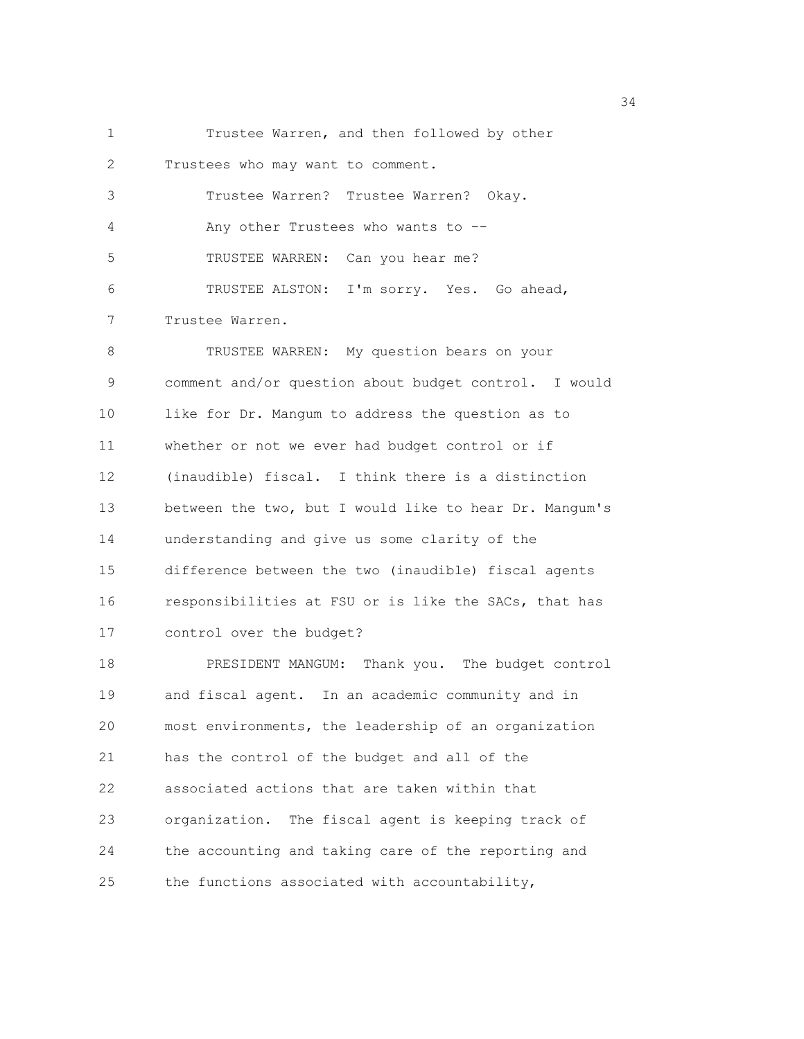Trustee Warren, and then followed by other Trustees who may want to comment.

Trustee Warren? Trustee Warren? Okay.

Any other Trustees who wants to --

TRUSTEE WARREN: Can you hear me?

TRUSTEE ALSTON: I'm sorry. Yes. Go ahead, Trustee Warren.

TRUSTEE WARREN: My question bears on your comment and/or question about budget control. I would like for Dr. Mangum to address the question as to whether or not we ever had budget control or if (inaudible) fiscal. I think there is a distinction between the two, but I would like to hear Dr. Mangum's understanding and give us some clarity of the difference between the two (inaudible) fiscal agents responsibilities at FSU or is like the SACs, that has control over the budget?

PRESIDENT MANGUM: Thank you. The budget control and fiscal agent. In an academic community and in most environments, the leadership of an organization has the control of the budget and all of the associated actions that are taken within that organization. The fiscal agent is keeping track of the accounting and taking care of the reporting and the functions associated with accountability,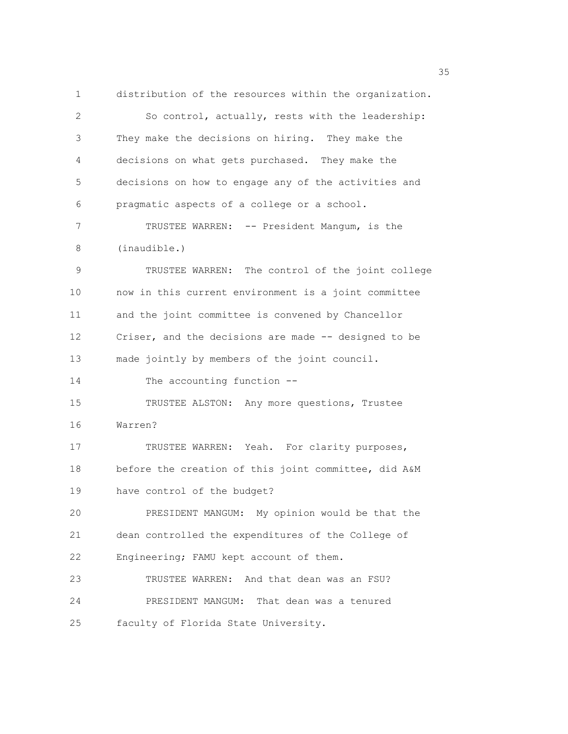distribution of the resources within the organization.

So control, actually, rests with the leadership: They make the decisions on hiring. They make the decisions on what gets purchased. They make the decisions on how to engage any of the activities and pragmatic aspects of a college or a school.

TRUSTEE WARREN: -- President Mangum, is the (inaudible.)

TRUSTEE WARREN: The control of the joint college now in this current environment is a joint committee and the joint committee is convened by Chancellor Criser, and the decisions are made -- designed to be made jointly by members of the joint council.

The accounting function --

TRUSTEE ALSTON: Any more questions, Trustee Warren?

TRUSTEE WARREN: Yeah. For clarity purposes, before the creation of this joint committee, did A&M have control of the budget?

PRESIDENT MANGUM: My opinion would be that the dean controlled the expenditures of the College of Engineering; FAMU kept account of them.

TRUSTEE WARREN: And that dean was an FSU?

PRESIDENT MANGUM: That dean was a tenured faculty of Florida State University.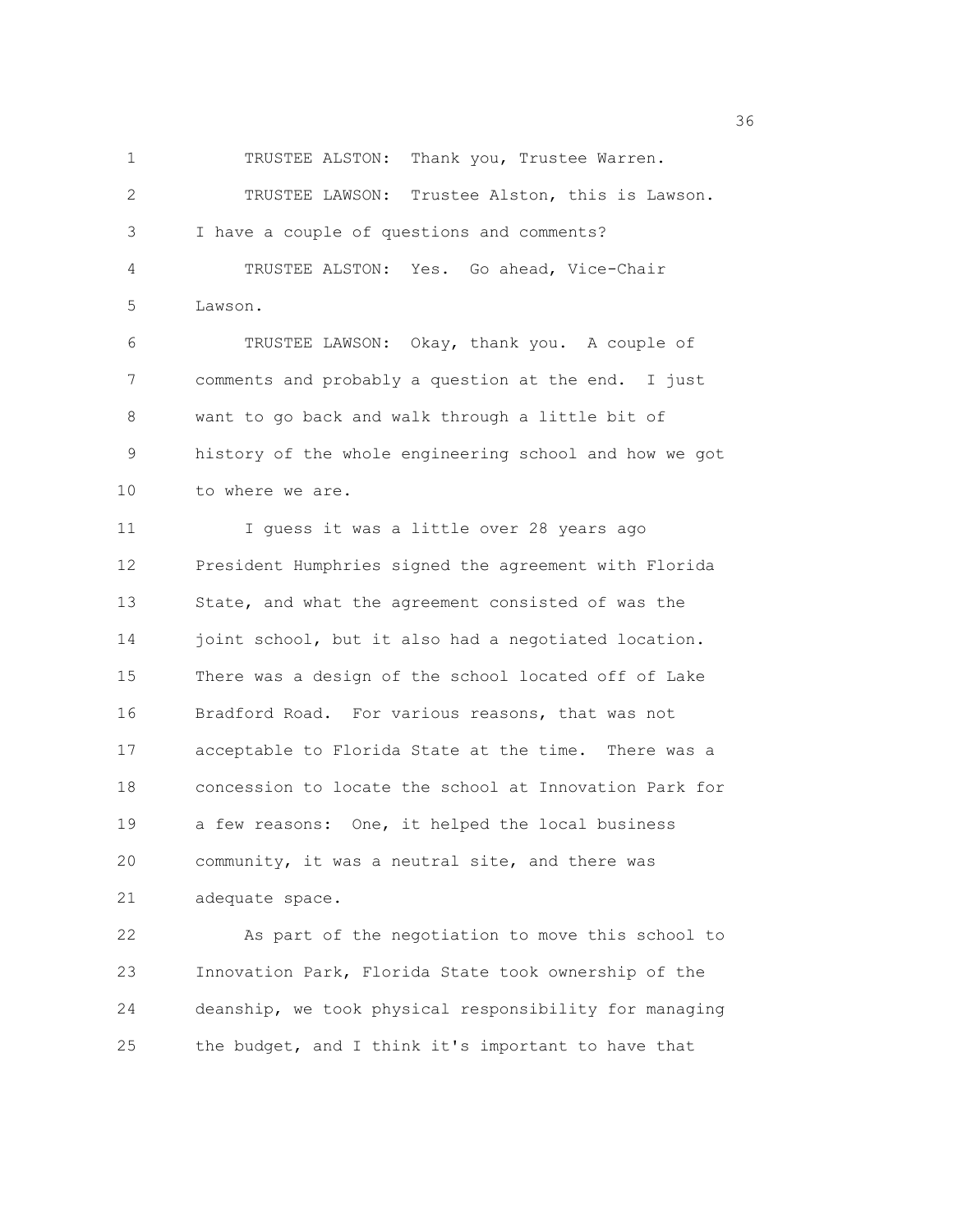TRUSTEE ALSTON: Thank you, Trustee Warren.

TRUSTEE LAWSON: Trustee Alston, this is Lawson. I have a couple of questions and comments?

TRUSTEE ALSTON: Yes. Go ahead, Vice-Chair Lawson.

TRUSTEE LAWSON: Okay, thank you. A couple of comments and probably a question at the end. I just want to go back and walk through a little bit of history of the whole engineering school and how we got to where we are.

I guess it was a little over 28 years ago President Humphries signed the agreement with Florida State, and what the agreement consisted of was the joint school, but it also had a negotiated location. There was a design of the school located off of Lake Bradford Road. For various reasons, that was not acceptable to Florida State at the time. There was a concession to locate the school at Innovation Park for a few reasons: One, it helped the local business community, it was a neutral site, and there was adequate space.

As part of the negotiation to move this school to Innovation Park, Florida State took ownership of the deanship, we took physical responsibility for managing the budget, and I think it's important to have that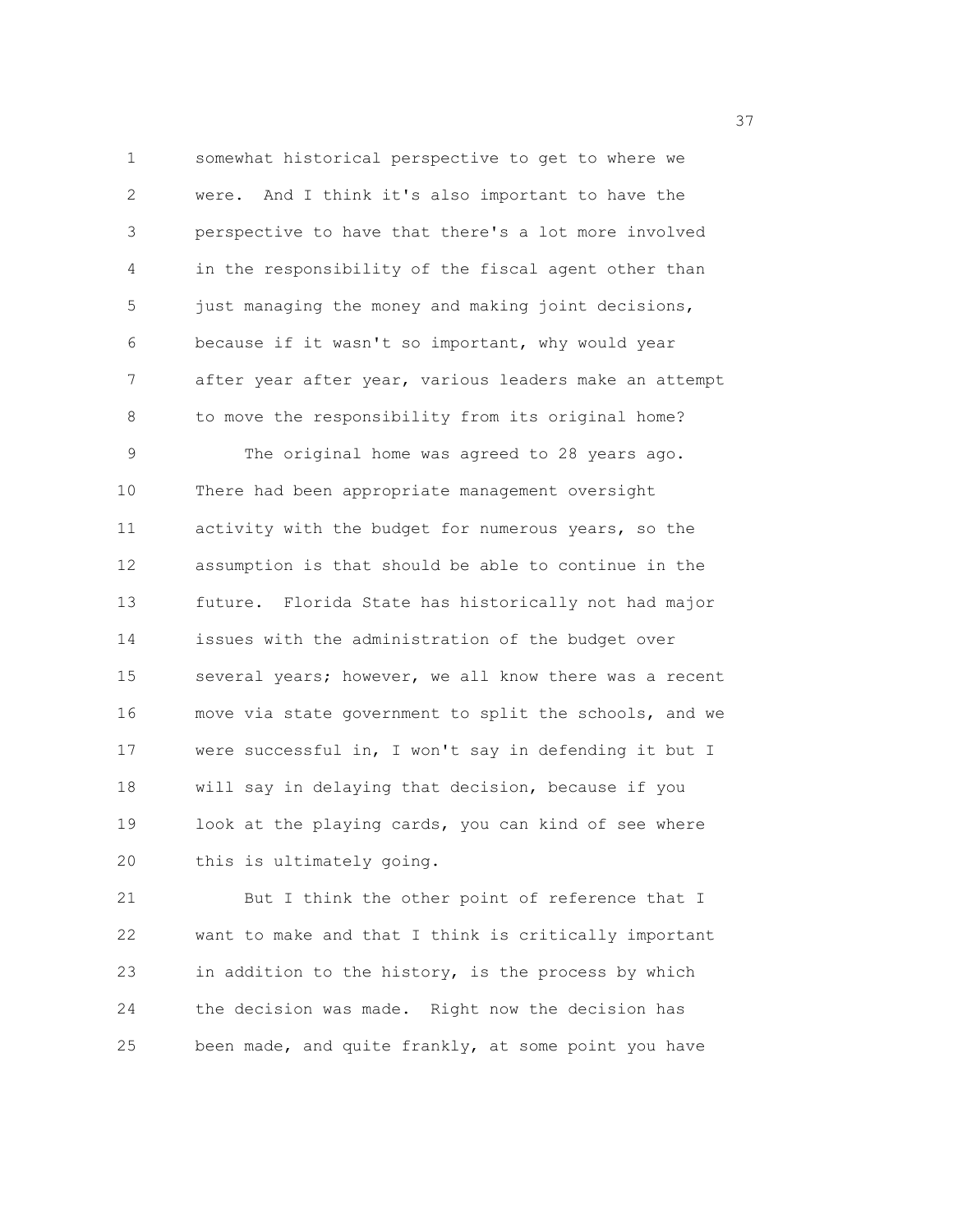somewhat historical perspective to get to where we were. And I think it's also important to have the perspective to have that there's a lot more involved in the responsibility of the fiscal agent other than just managing the money and making joint decisions, because if it wasn't so important, why would year after year after year, various leaders make an attempt to move the responsibility from its original home?

The original home was agreed to 28 years ago. There had been appropriate management oversight activity with the budget for numerous years, so the assumption is that should be able to continue in the future. Florida State has historically not had major issues with the administration of the budget over several years; however, we all know there was a recent move via state government to split the schools, and we were successful in, I won't say in defending it but I will say in delaying that decision, because if you look at the playing cards, you can kind of see where this is ultimately going.

But I think the other point of reference that I want to make and that I think is critically important in addition to the history, is the process by which the decision was made. Right now the decision has been made, and quite frankly, at some point you have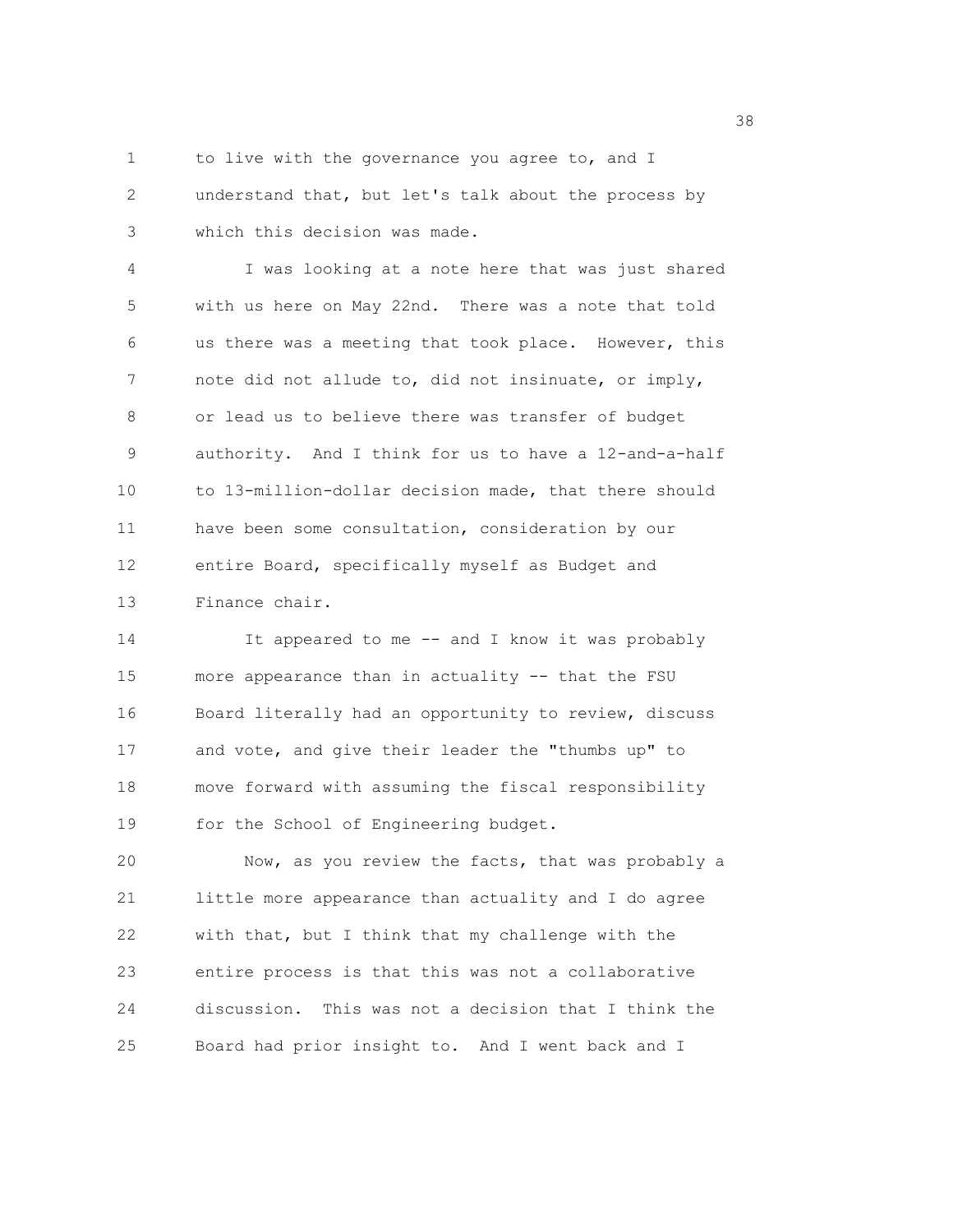to live with the governance you agree to, and I understand that, but let's talk about the process by which this decision was made.

I was looking at a note here that was just shared with us here on May 22nd. There was a note that told us there was a meeting that took place. However, this note did not allude to, did not insinuate, or imply, or lead us to believe there was transfer of budget authority. And I think for us to have a 12-and-a-half to 13-million-dollar decision made, that there should have been some consultation, consideration by our entire Board, specifically myself as Budget and Finance chair.

It appeared to me -- and I know it was probably more appearance than in actuality -- that the FSU Board literally had an opportunity to review, discuss and vote, and give their leader the "thumbs up" to move forward with assuming the fiscal responsibility for the School of Engineering budget.

Now, as you review the facts, that was probably a little more appearance than actuality and I do agree with that, but I think that my challenge with the entire process is that this was not a collaborative discussion. This was not a decision that I think the Board had prior insight to. And I went back and I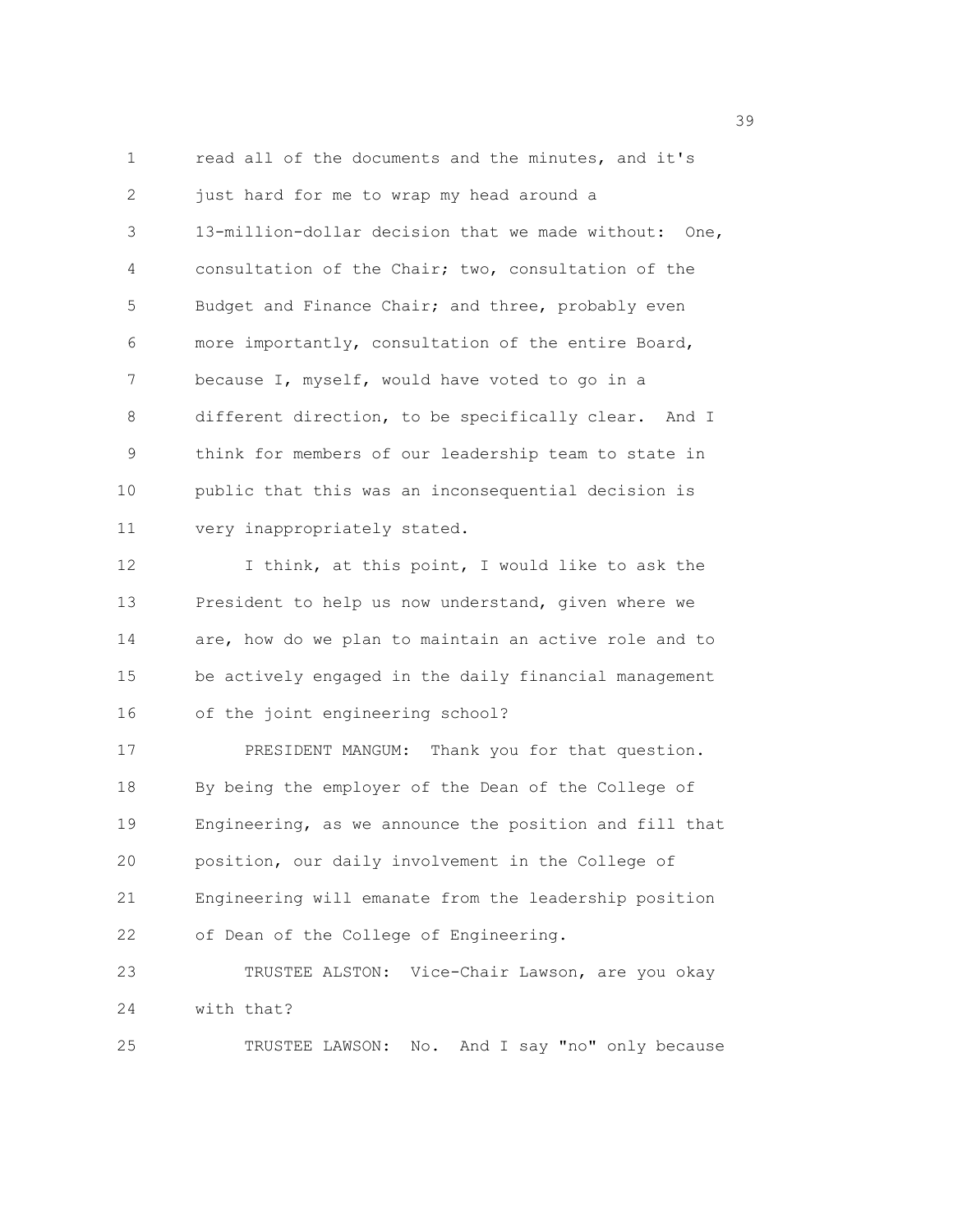read all of the documents and the minutes, and it's just hard for me to wrap my head around a 13-million-dollar decision that we made without: One, consultation of the Chair; two, consultation of the Budget and Finance Chair; and three, probably even more importantly, consultation of the entire Board, because I, myself, would have voted to go in a different direction, to be specifically clear. And I think for members of our leadership team to state in public that this was an inconsequential decision is very inappropriately stated.

I think, at this point, I would like to ask the President to help us now understand, given where we are, how do we plan to maintain an active role and to be actively engaged in the daily financial management of the joint engineering school?

PRESIDENT MANGUM: Thank you for that question. By being the employer of the Dean of the College of Engineering, as we announce the position and fill that position, our daily involvement in the College of Engineering will emanate from the leadership position of Dean of the College of Engineering.

TRUSTEE ALSTON: Vice-Chair Lawson, are you okay with that?

TRUSTEE LAWSON: No. And I say "no" only because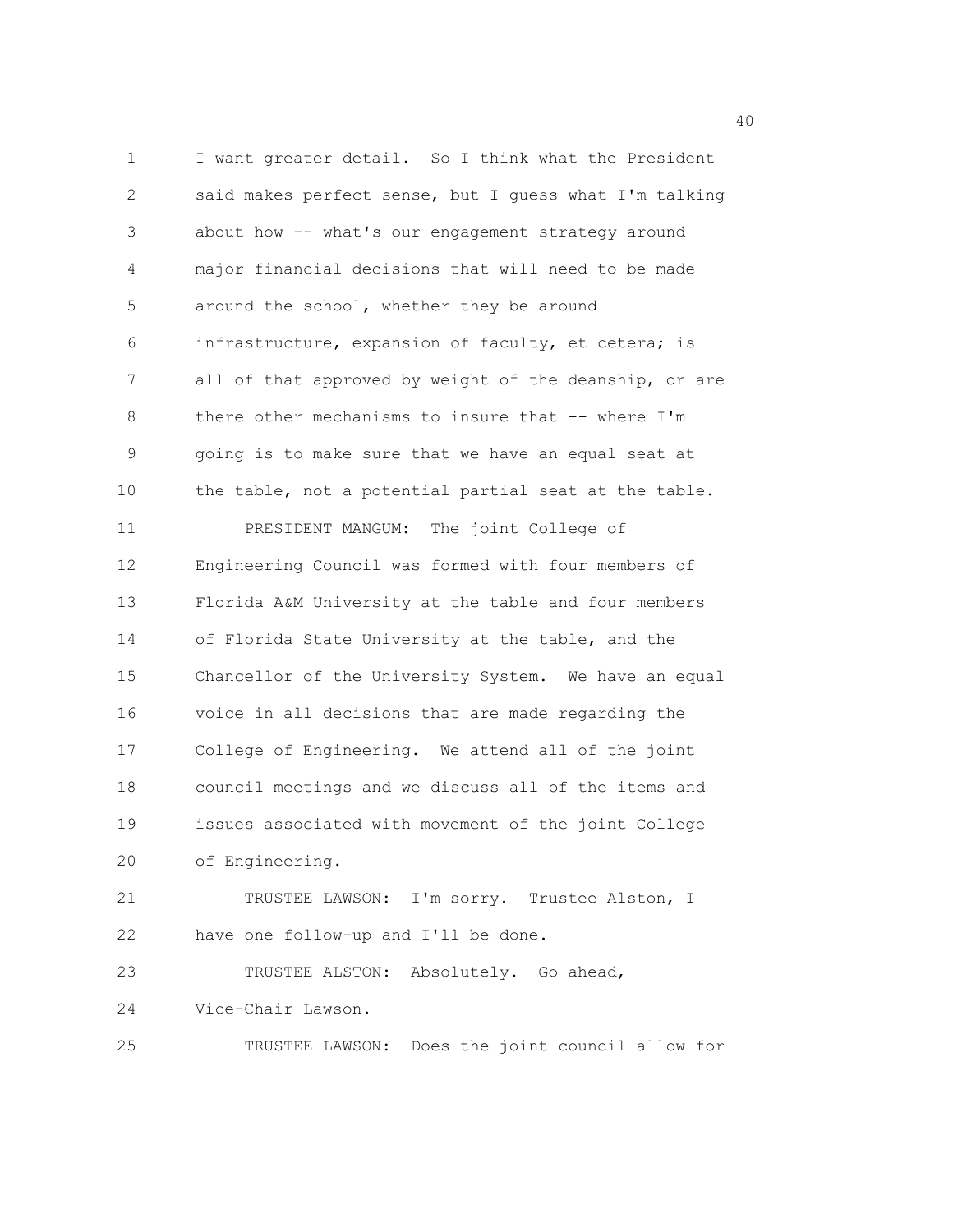I want greater detail. So I think what the President said makes perfect sense, but I guess what I'm talking about how -- what's our engagement strategy around major financial decisions that will need to be made around the school, whether they be around infrastructure, expansion of faculty, et cetera; is all of that approved by weight of the deanship, or are there other mechanisms to insure that -- where I'm going is to make sure that we have an equal seat at the table, not a potential partial seat at the table.

PRESIDENT MANGUM: The joint College of Engineering Council was formed with four members of Florida A&M University at the table and four members of Florida State University at the table, and the Chancellor of the University System. We have an equal voice in all decisions that are made regarding the College of Engineering. We attend all of the joint council meetings and we discuss all of the items and issues associated with movement of the joint College of Engineering.

TRUSTEE LAWSON: I'm sorry. Trustee Alston, I have one follow-up and I'll be done.

TRUSTEE ALSTON: Absolutely. Go ahead, Vice-Chair Lawson.

TRUSTEE LAWSON: Does the joint council allow for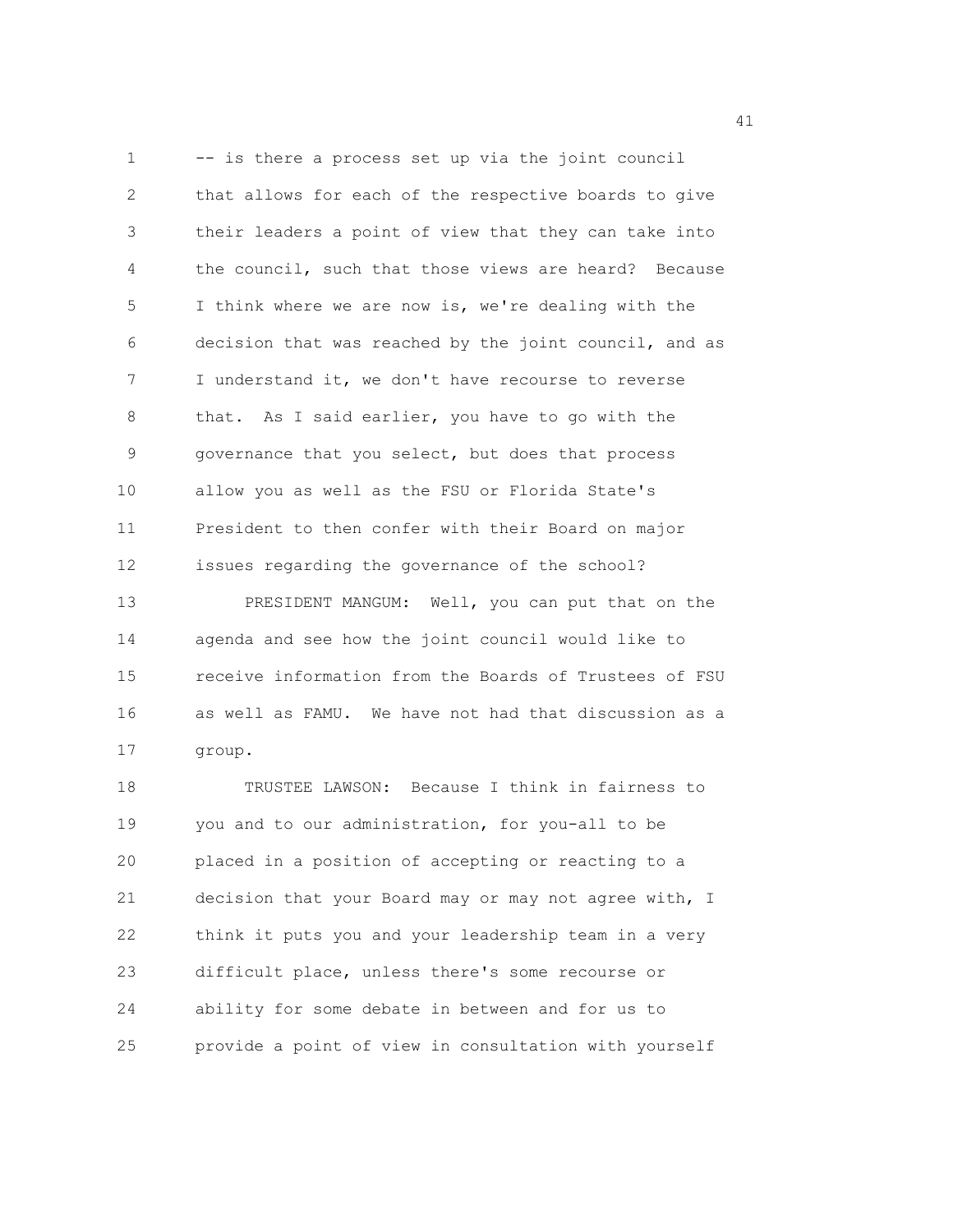-- is there a process set up via the joint council that allows for each of the respective boards to give their leaders a point of view that they can take into the council, such that those views are heard? Because I think where we are now is, we're dealing with the decision that was reached by the joint council, and as I understand it, we don't have recourse to reverse that. As I said earlier, you have to go with the governance that you select, but does that process allow you as well as the FSU or Florida State's President to then confer with their Board on major issues regarding the governance of the school?

PRESIDENT MANGUM: Well, you can put that on the agenda and see how the joint council would like to receive information from the Boards of Trustees of FSU as well as FAMU. We have not had that discussion as a group.

TRUSTEE LAWSON: Because I think in fairness to you and to our administration, for you-all to be placed in a position of accepting or reacting to a decision that your Board may or may not agree with, I think it puts you and your leadership team in a very difficult place, unless there's some recourse or ability for some debate in between and for us to provide a point of view in consultation with yourself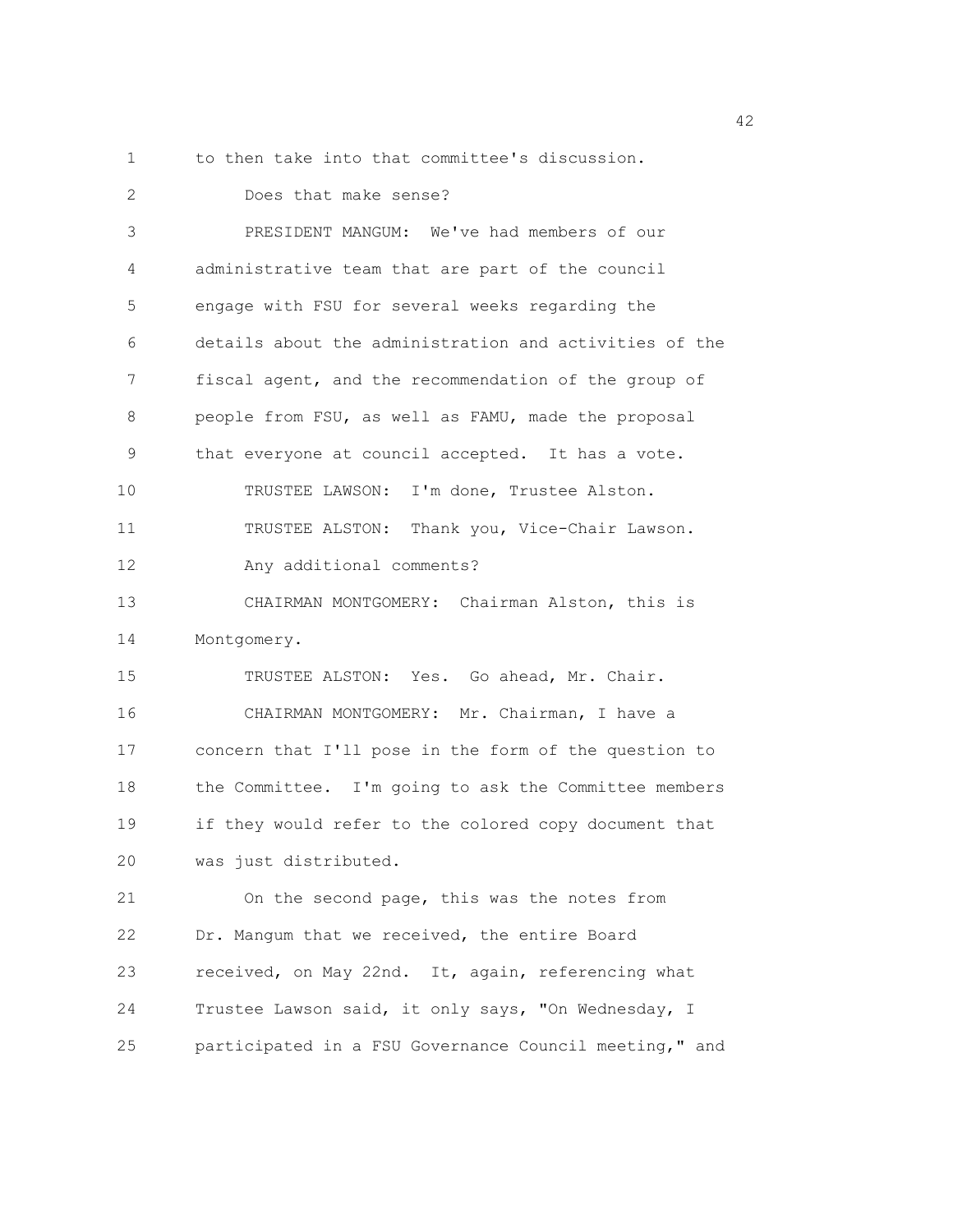to then take into that committee's discussion.

Does that make sense?

PRESIDENT MANGUM: We've had members of our administrative team that are part of the council engage with FSU for several weeks regarding the details about the administration and activities of the fiscal agent, and the recommendation of the group of people from FSU, as well as FAMU, made the proposal that everyone at council accepted. It has a vote.

TRUSTEE LAWSON: I'm done, Trustee Alston.

TRUSTEE ALSTON: Thank you, Vice-Chair Lawson. Any additional comments?

CHAIRMAN MONTGOMERY: Chairman Alston, this is Montgomery.

TRUSTEE ALSTON: Yes. Go ahead, Mr. Chair.

CHAIRMAN MONTGOMERY: Mr. Chairman, I have a concern that I'll pose in the form of the question to the Committee. I'm going to ask the Committee members if they would refer to the colored copy document that was just distributed.

On the second page, this was the notes from Dr. Mangum that we received, the entire Board received, on May 22nd. It, again, referencing what Trustee Lawson said, it only says, "On Wednesday, I participated in a FSU Governance Council meeting," and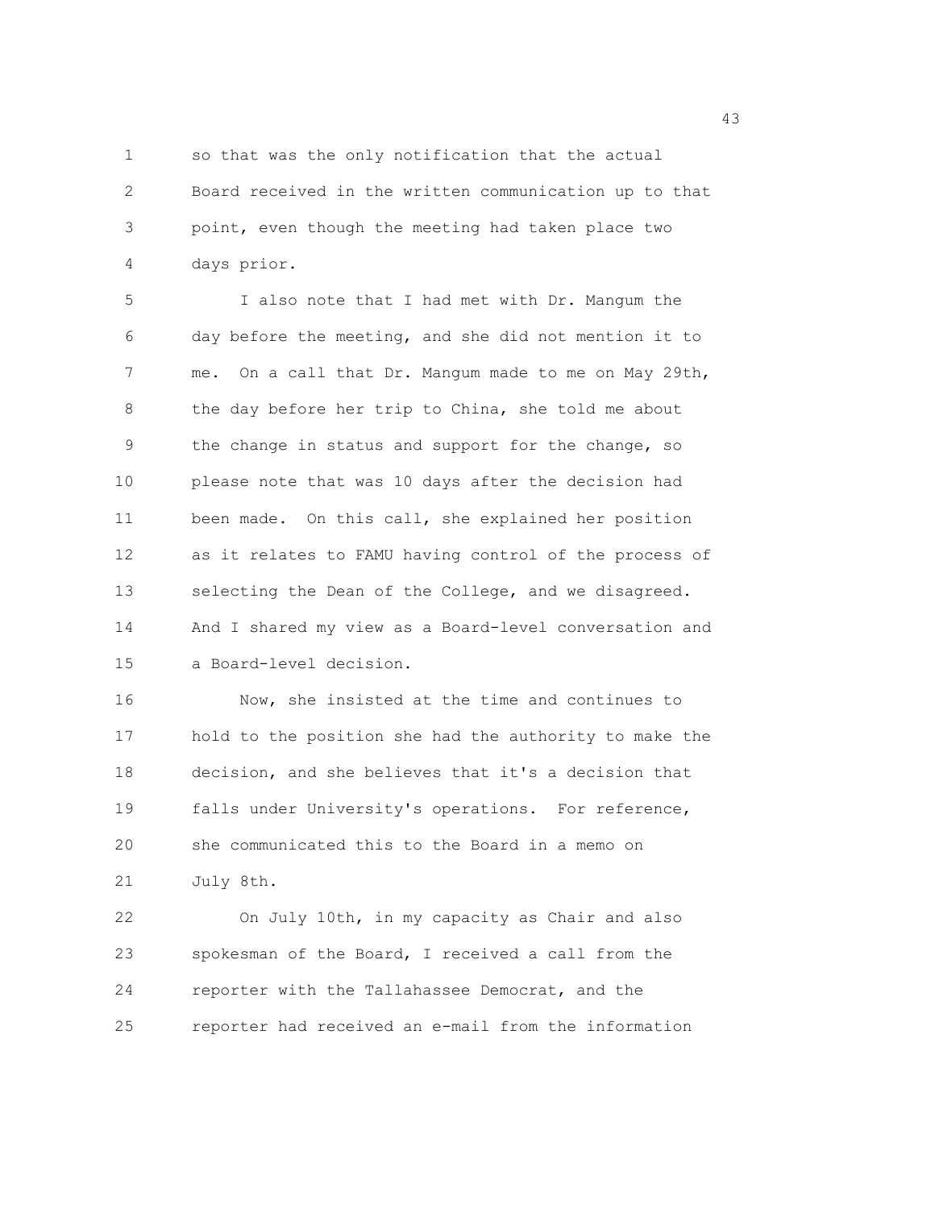so that was the only notification that the actual Board received in the written communication up to that point, even though the meeting had taken place two days prior.

I also note that I had met with Dr. Mangum the day before the meeting, and she did not mention it to me. On a call that Dr. Mangum made to me on May 29th, the day before her trip to China, she told me about the change in status and support for the change, so please note that was 10 days after the decision had been made. On this call, she explained her position as it relates to FAMU having control of the process of selecting the Dean of the College, and we disagreed. And I shared my view as a Board-level conversation and a Board-level decision.

Now, she insisted at the time and continues to hold to the position she had the authority to make the decision, and she believes that it's a decision that falls under University's operations. For reference, she communicated this to the Board in a memo on July 8th.

On July 10th, in my capacity as Chair and also spokesman of the Board, I received a call from the reporter with the Tallahassee Democrat, and the reporter had received an e-mail from the information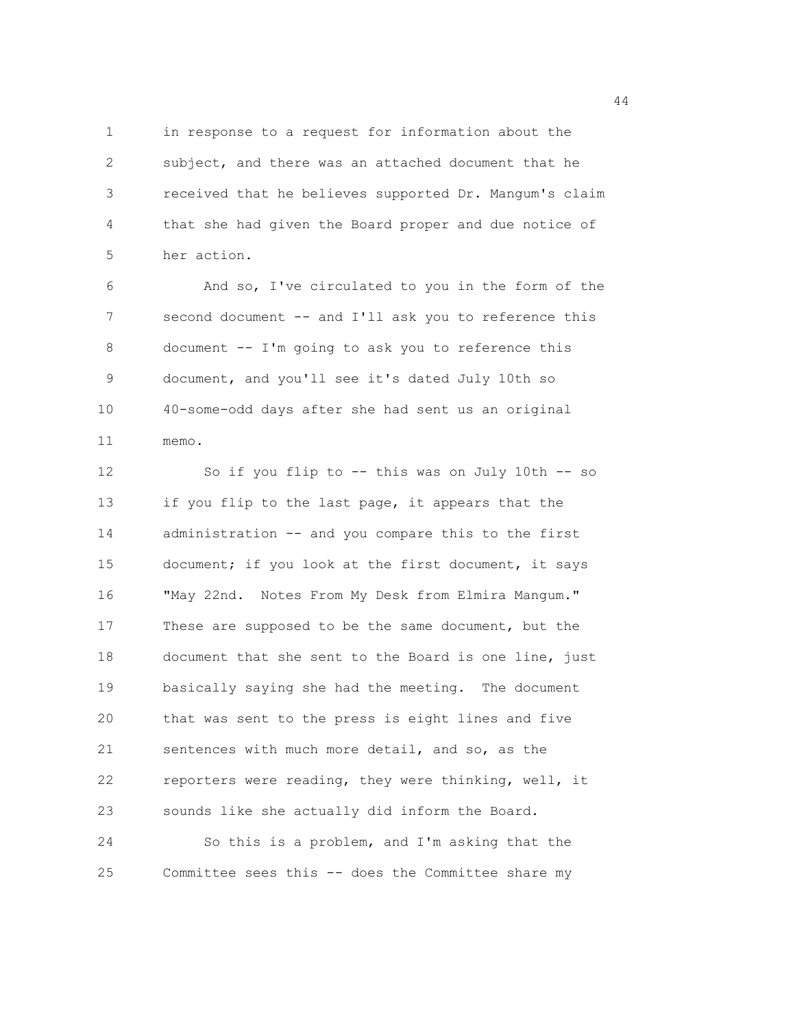in response to a request for information about the subject, and there was an attached document that he received that he believes supported Dr. Mangum's claim that she had given the Board proper and due notice of her action.

And so, I've circulated to you in the form of the second document -- and I'll ask you to reference this document -- I'm going to ask you to reference this document, and you'll see it's dated July 10th so 40-some-odd days after she had sent us an original memo.

So if you flip to -- this was on July 10th -- so if you flip to the last page, it appears that the administration -- and you compare this to the first document; if you look at the first document, it says "May 22nd. Notes From My Desk from Elmira Mangum." These are supposed to be the same document, but the document that she sent to the Board is one line, just basically saying she had the meeting. The document that was sent to the press is eight lines and five sentences with much more detail, and so, as the reporters were reading, they were thinking, well, it sounds like she actually did inform the Board.

So this is a problem, and I'm asking that the Committee sees this -- does the Committee share my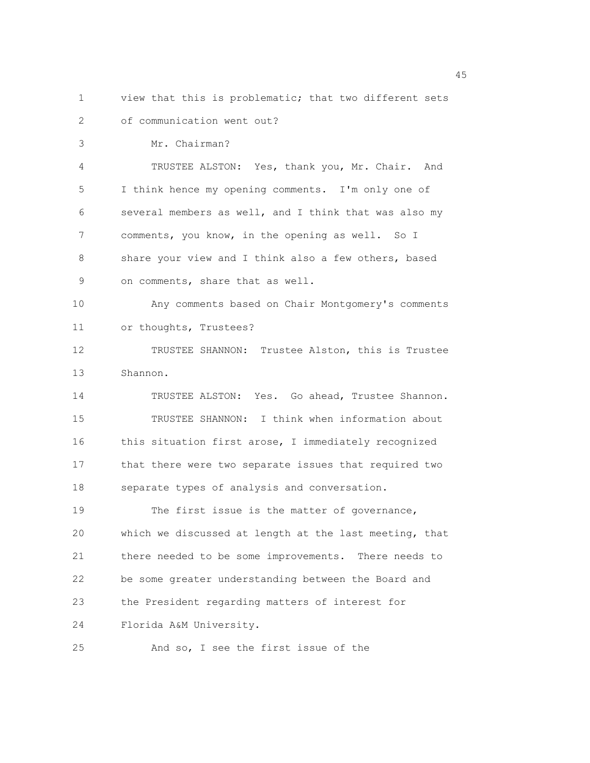view that this is problematic; that two different sets of communication went out?

Mr. Chairman?

TRUSTEE ALSTON: Yes, thank you, Mr. Chair. And I think hence my opening comments. I'm only one of several members as well, and I think that was also my comments, you know, in the opening as well. So I share your view and I think also a few others, based on comments, share that as well.

Any comments based on Chair Montgomery's comments or thoughts, Trustees?

TRUSTEE SHANNON: Trustee Alston, this is Trustee Shannon.

TRUSTEE ALSTON: Yes. Go ahead, Trustee Shannon.

TRUSTEE SHANNON: I think when information about this situation first arose, I immediately recognized that there were two separate issues that required two separate types of analysis and conversation.

The first issue is the matter of governance, which we discussed at length at the last meeting, that there needed to be some improvements. There needs to be some greater understanding between the Board and the President regarding matters of interest for Florida A&M University.

And so, I see the first issue of the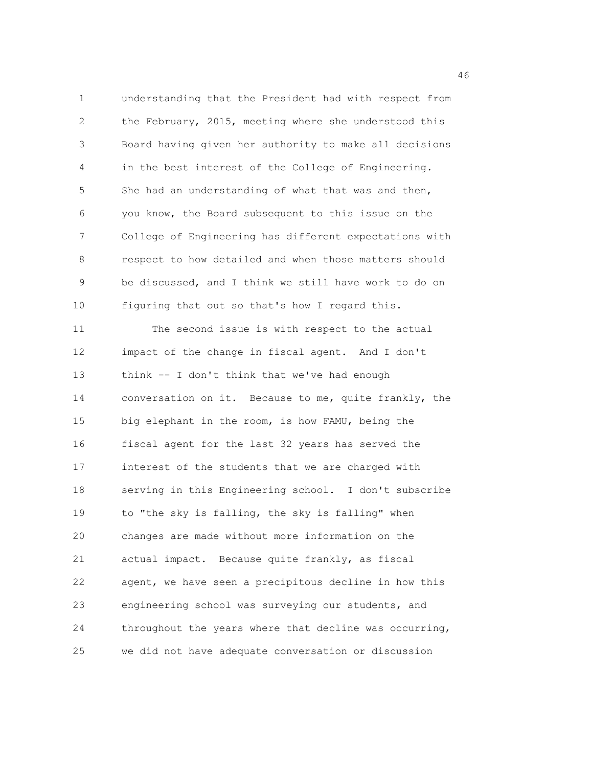understanding that the President had with respect from the February, 2015, meeting where she understood this Board having given her authority to make all decisions in the best interest of the College of Engineering. She had an understanding of what that was and then, you know, the Board subsequent to this issue on the College of Engineering has different expectations with respect to how detailed and when those matters should be discussed, and I think we still have work to do on figuring that out so that's how I regard this.

The second issue is with respect to the actual impact of the change in fiscal agent. And I don't think -- I don't think that we've had enough conversation on it. Because to me, quite frankly, the big elephant in the room, is how FAMU, being the fiscal agent for the last 32 years has served the interest of the students that we are charged with serving in this Engineering school. I don't subscribe to "the sky is falling, the sky is falling" when changes are made without more information on the actual impact. Because quite frankly, as fiscal agent, we have seen a precipitous decline in how this engineering school was surveying our students, and throughout the years where that decline was occurring, we did not have adequate conversation or discussion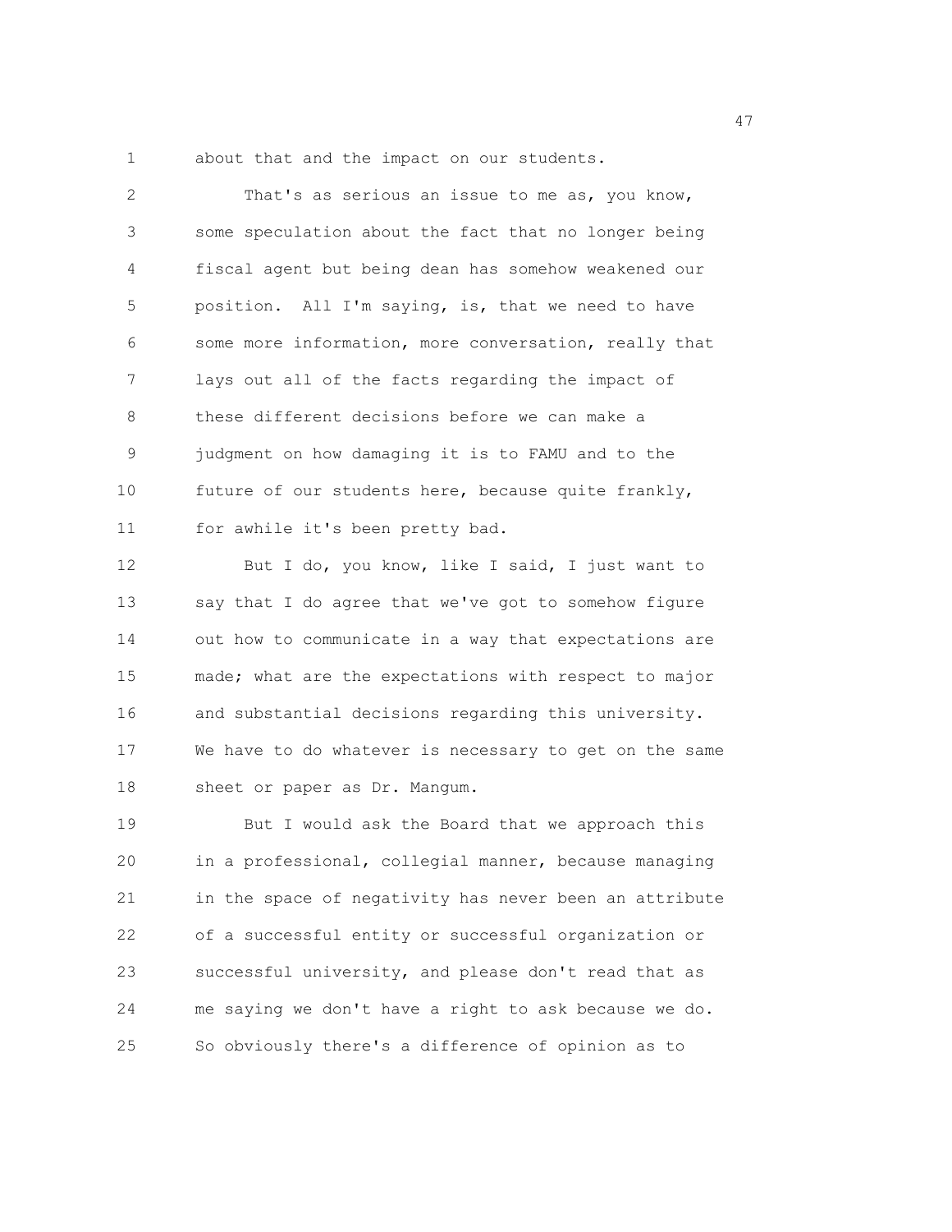about that and the impact on our students.

That's as serious an issue to me as, you know, some speculation about the fact that no longer being fiscal agent but being dean has somehow weakened our position. All I'm saying, is, that we need to have some more information, more conversation, really that lays out all of the facts regarding the impact of these different decisions before we can make a judgment on how damaging it is to FAMU and to the future of our students here, because quite frankly, for awhile it's been pretty bad.

But I do, you know, like I said, I just want to say that I do agree that we've got to somehow figure out how to communicate in a way that expectations are made; what are the expectations with respect to major and substantial decisions regarding this university. We have to do whatever is necessary to get on the same sheet or paper as Dr. Mangum.

But I would ask the Board that we approach this in a professional, collegial manner, because managing in the space of negativity has never been an attribute of a successful entity or successful organization or successful university, and please don't read that as me saying we don't have a right to ask because we do. So obviously there's a difference of opinion as to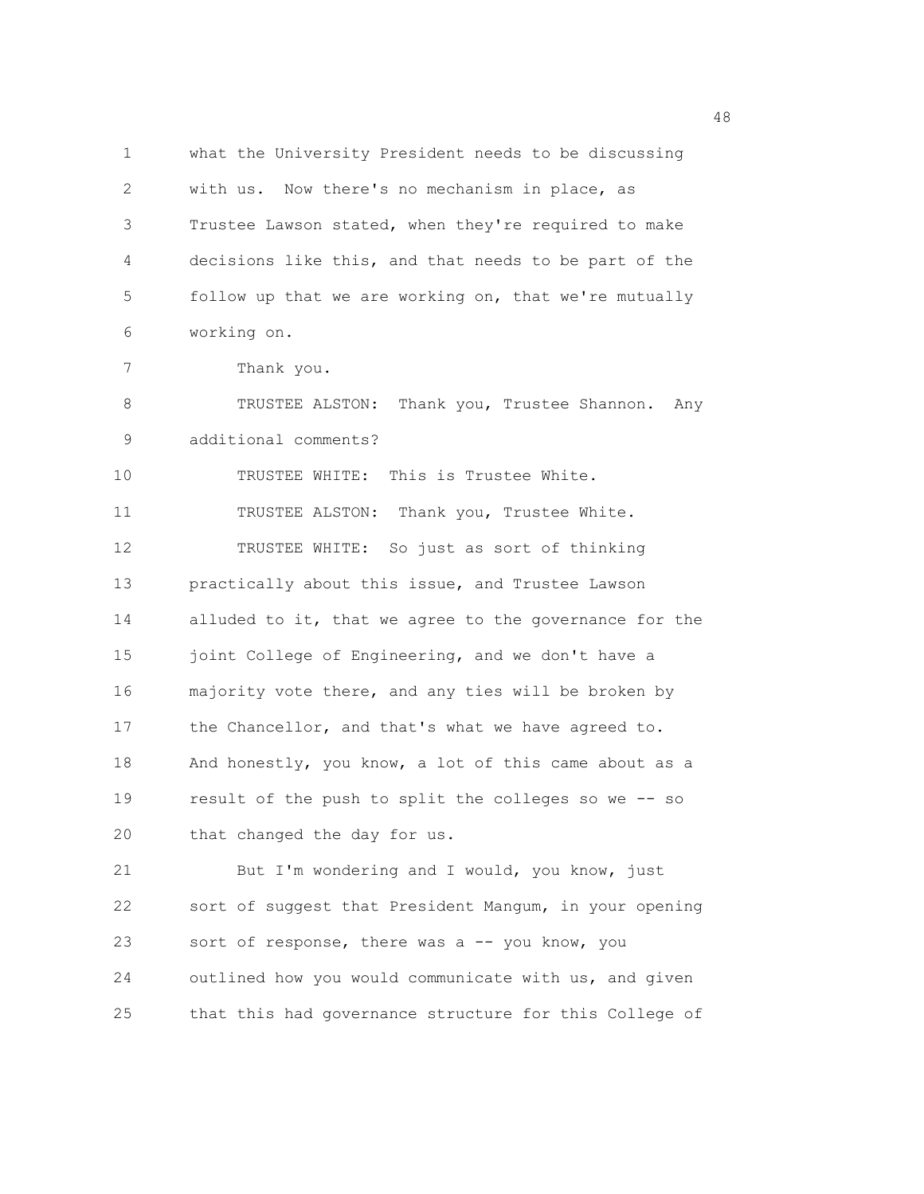what the University President needs to be discussing with us. Now there's no mechanism in place, as Trustee Lawson stated, when they're required to make decisions like this, and that needs to be part of the follow up that we are working on, that we're mutually working on.

Thank you.

TRUSTEE ALSTON: Thank you, Trustee Shannon. Any additional comments?

TRUSTEE WHITE: This is Trustee White.

TRUSTEE ALSTON: Thank you, Trustee White.

TRUSTEE WHITE: So just as sort of thinking practically about this issue, and Trustee Lawson alluded to it, that we agree to the governance for the joint College of Engineering, and we don't have a majority vote there, and any ties will be broken by the Chancellor, and that's what we have agreed to. And honestly, you know, a lot of this came about as a result of the push to split the colleges so we -- so that changed the day for us.

But I'm wondering and I would, you know, just sort of suggest that President Mangum, in your opening sort of response, there was a -- you know, you outlined how you would communicate with us, and given that this had governance structure for this College of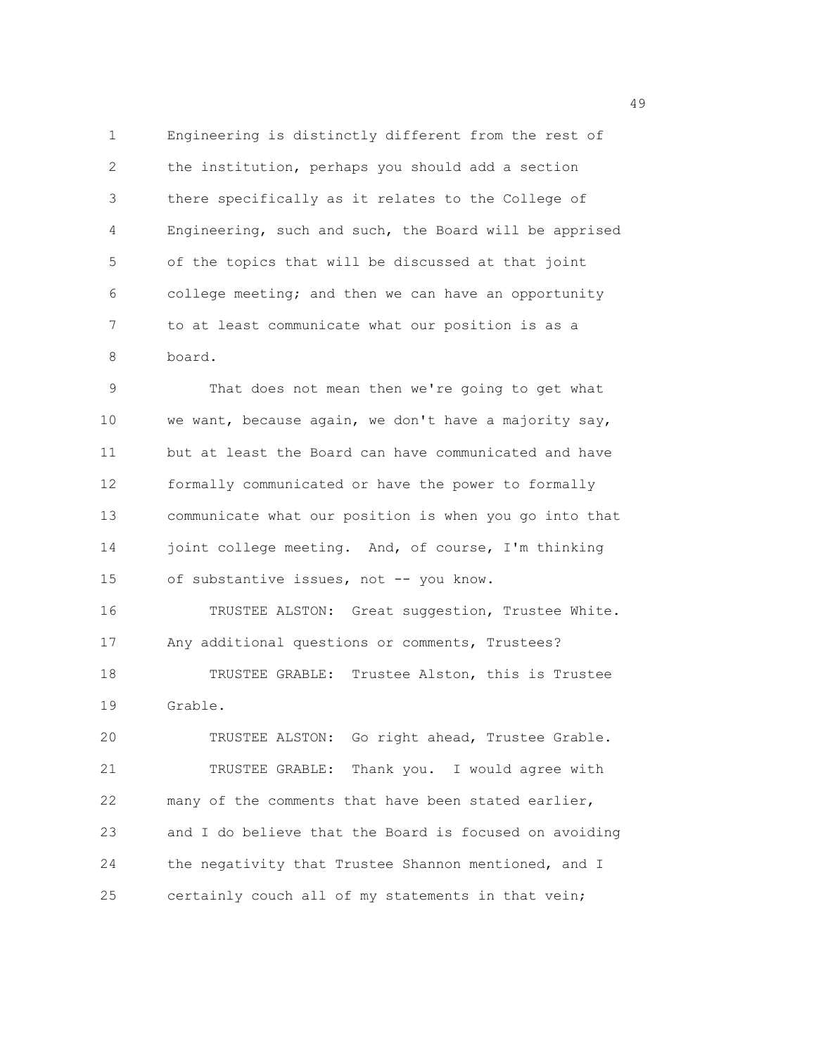Engineering is distinctly different from the rest of the institution, perhaps you should add a section there specifically as it relates to the College of Engineering, such and such, the Board will be apprised of the topics that will be discussed at that joint college meeting; and then we can have an opportunity to at least communicate what our position is as a board.

That does not mean then we're going to get what we want, because again, we don't have a majority say, but at least the Board can have communicated and have formally communicated or have the power to formally communicate what our position is when you go into that joint college meeting. And, of course, I'm thinking of substantive issues, not -- you know.

TRUSTEE ALSTON: Great suggestion, Trustee White. Any additional questions or comments, Trustees?

TRUSTEE GRABLE: Trustee Alston, this is Trustee Grable.

TRUSTEE ALSTON: Go right ahead, Trustee Grable.

TRUSTEE GRABLE: Thank you. I would agree with many of the comments that have been stated earlier, and I do believe that the Board is focused on avoiding the negativity that Trustee Shannon mentioned, and I certainly couch all of my statements in that vein;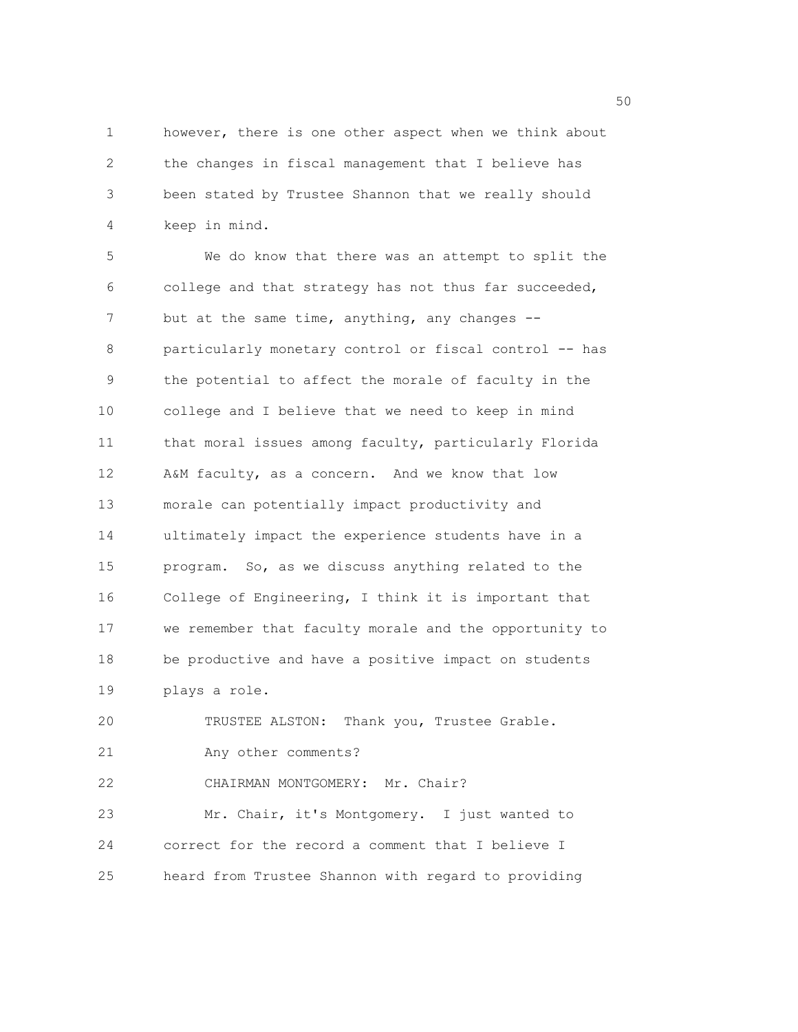however, there is one other aspect when we think about the changes in fiscal management that I believe has been stated by Trustee Shannon that we really should keep in mind.

We do know that there was an attempt to split the college and that strategy has not thus far succeeded, but at the same time, anything, any changes -- particularly monetary control or fiscal control -- has the potential to affect the morale of faculty in the college and I believe that we need to keep in mind that moral issues among faculty, particularly Florida A&M faculty, as a concern. And we know that low morale can potentially impact productivity and ultimately impact the experience students have in a program. So, as we discuss anything related to the College of Engineering, I think it is important that we remember that faculty morale and the opportunity to be productive and have a positive impact on students plays a role.

TRUSTEE ALSTON: Thank you, Trustee Grable.

Any other comments?

CHAIRMAN MONTGOMERY: Mr. Chair?

Mr. Chair, it's Montgomery. I just wanted to correct for the record a comment that I believe I heard from Trustee Shannon with regard to providing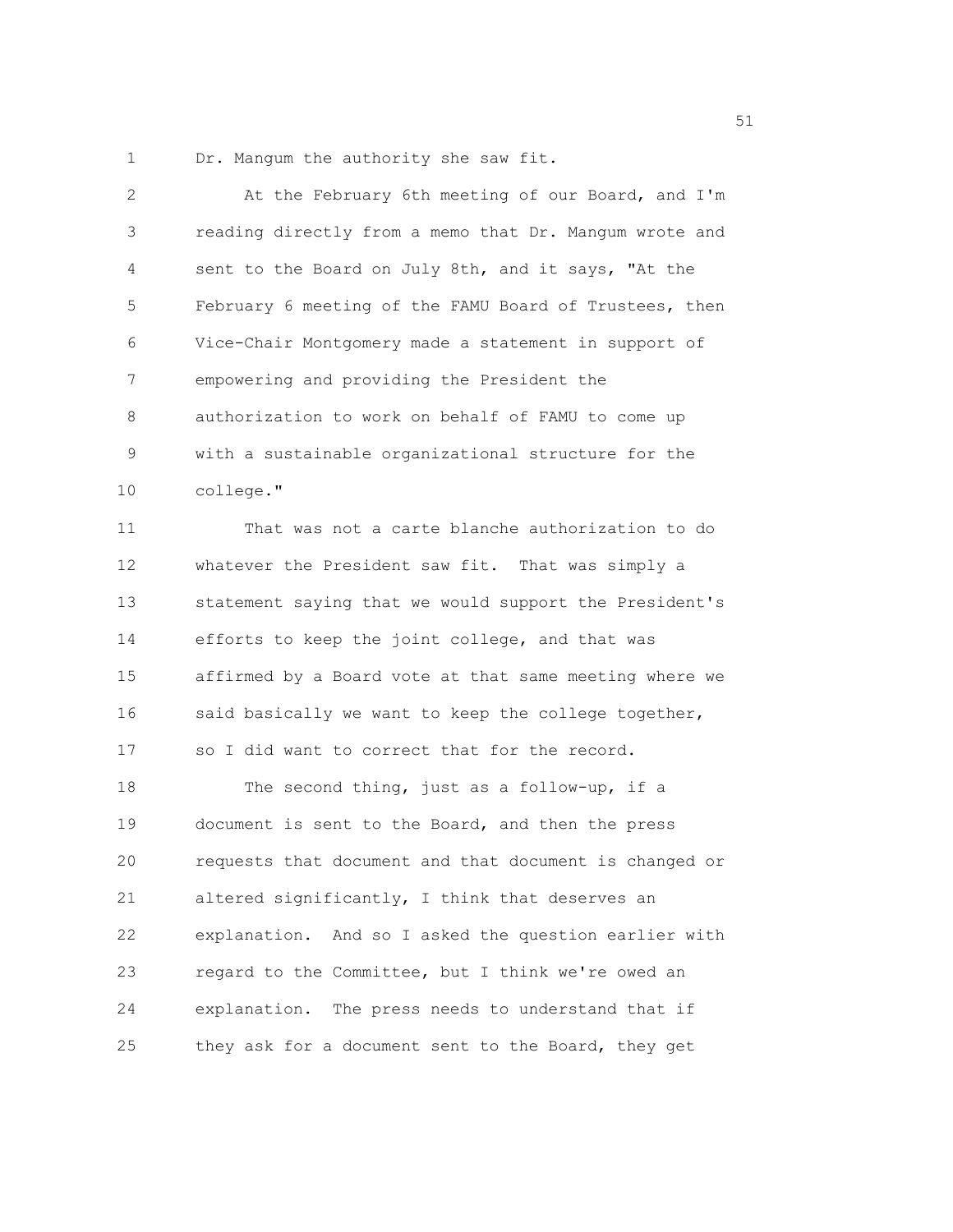Dr. Mangum the authority she saw fit.

At the February 6th meeting of our Board, and I'm reading directly from a memo that Dr. Mangum wrote and sent to the Board on July 8th, and it says, "At the February 6 meeting of the FAMU Board of Trustees, then Vice-Chair Montgomery made a statement in support of empowering and providing the President the authorization to work on behalf of FAMU to come up with a sustainable organizational structure for the college."

That was not a carte blanche authorization to do whatever the President saw fit. That was simply a statement saying that we would support the President's efforts to keep the joint college, and that was affirmed by a Board vote at that same meeting where we said basically we want to keep the college together, so I did want to correct that for the record.

The second thing, just as a follow-up, if a document is sent to the Board, and then the press requests that document and that document is changed or altered significantly, I think that deserves an explanation. And so I asked the question earlier with regard to the Committee, but I think we're owed an explanation. The press needs to understand that if they ask for a document sent to the Board, they get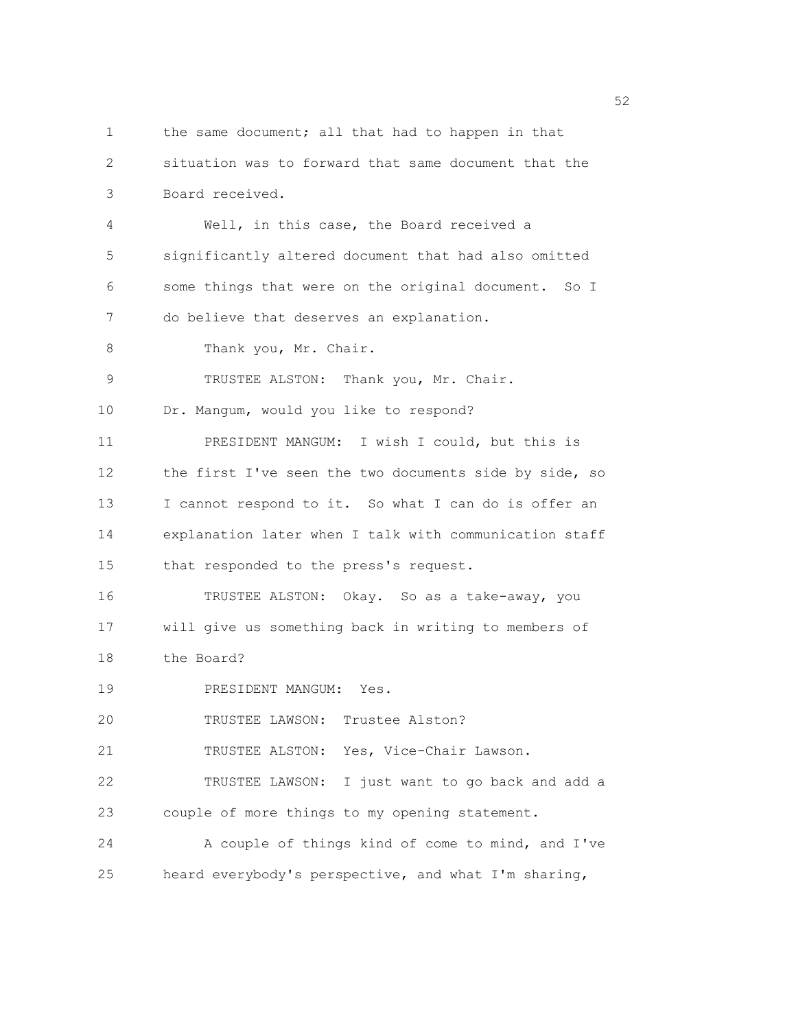the same document; all that had to happen in that situation was to forward that same document that the Board received.

Well, in this case, the Board received a significantly altered document that had also omitted some things that were on the original document. So I do believe that deserves an explanation.

Thank you, Mr. Chair.

TRUSTEE ALSTON: Thank you, Mr. Chair. Dr. Mangum, would you like to respond?

PRESIDENT MANGUM: I wish I could, but this is the first I've seen the two documents side by side, so I cannot respond to it. So what I can do is offer an explanation later when I talk with communication staff that responded to the press's request.

TRUSTEE ALSTON: Okay. So as a take-away, you will give us something back in writing to members of the Board?

PRESIDENT MANGUM: Yes.

TRUSTEE LAWSON: Trustee Alston?

TRUSTEE ALSTON: Yes, Vice-Chair Lawson.

TRUSTEE LAWSON: I just want to go back and add a couple of more things to my opening statement.

A couple of things kind of come to mind, and I've heard everybody's perspective, and what I'm sharing,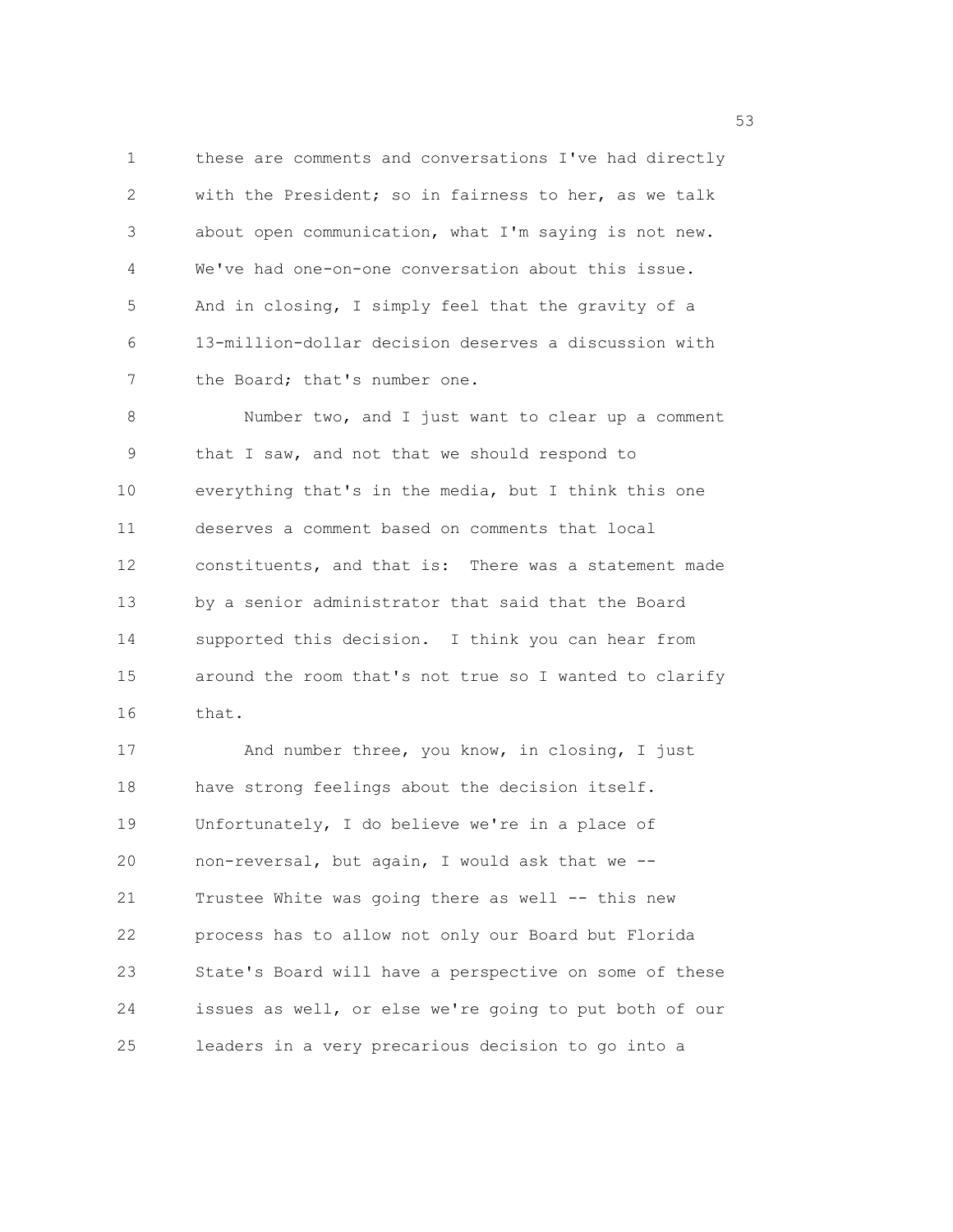these are comments and conversations I've had directly with the President; so in fairness to her, as we talk about open communication, what I'm saying is not new. We've had one-on-one conversation about this issue. And in closing, I simply feel that the gravity of a 13-million-dollar decision deserves a discussion with the Board; that's number one.

Number two, and I just want to clear up a comment that I saw, and not that we should respond to everything that's in the media, but I think this one deserves a comment based on comments that local constituents, and that is: There was a statement made by a senior administrator that said that the Board supported this decision. I think you can hear from around the room that's not true so I wanted to clarify that.

And number three, you know, in closing, I just have strong feelings about the decision itself. Unfortunately, I do believe we're in a place of non-reversal, but again, I would ask that we -- Trustee White was going there as well -- this new process has to allow not only our Board but Florida State's Board will have a perspective on some of these issues as well, or else we're going to put both of our leaders in a very precarious decision to go into a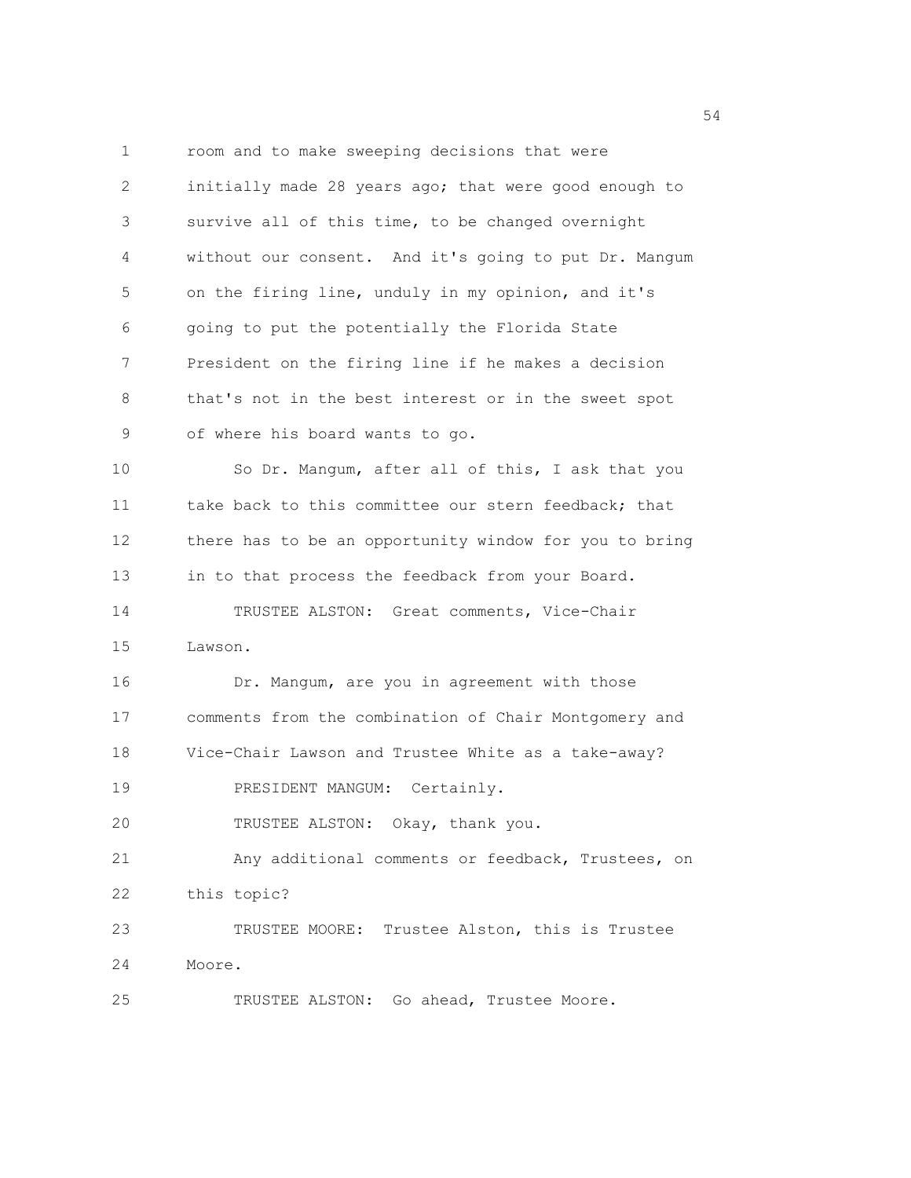room and to make sweeping decisions that were initially made 28 years ago; that were good enough to survive all of this time, to be changed overnight without our consent. And it's going to put Dr. Mangum on the firing line, unduly in my opinion, and it's going to put the potentially the Florida State President on the firing line if he makes a decision that's not in the best interest or in the sweet spot of where his board wants to go.

So Dr. Mangum, after all of this, I ask that you take back to this committee our stern feedback; that there has to be an opportunity window for you to bring in to that process the feedback from your Board.

TRUSTEE ALSTON: Great comments, Vice-Chair Lawson.

Dr. Mangum, are you in agreement with those comments from the combination of Chair Montgomery and Vice-Chair Lawson and Trustee White as a take-away?

PRESIDENT MANGUM: Certainly.

TRUSTEE ALSTON: Okay, thank you.

Any additional comments or feedback, Trustees, on this topic?

TRUSTEE MOORE: Trustee Alston, this is Trustee Moore.

TRUSTEE ALSTON: Go ahead, Trustee Moore.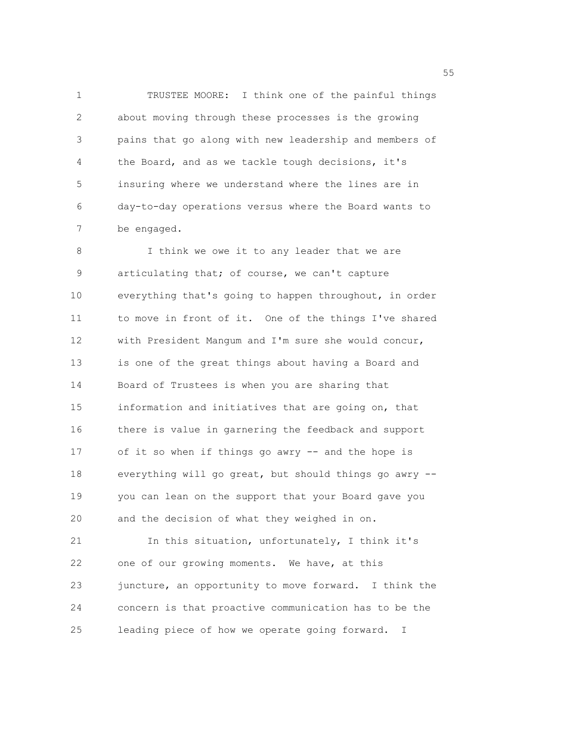TRUSTEE MOORE: I think one of the painful things about moving through these processes is the growing pains that go along with new leadership and members of the Board, and as we tackle tough decisions, it's insuring where we understand where the lines are in day-to-day operations versus where the Board wants to be engaged.

I think we owe it to any leader that we are articulating that; of course, we can't capture everything that's going to happen throughout, in order to move in front of it. One of the things I've shared with President Mangum and I'm sure she would concur, is one of the great things about having a Board and Board of Trustees is when you are sharing that information and initiatives that are going on, that there is value in garnering the feedback and support of it so when if things go awry -- and the hope is everything will go great, but should things go awry -- you can lean on the support that your Board gave you and the decision of what they weighed in on.

In this situation, unfortunately, I think it's one of our growing moments. We have, at this juncture, an opportunity to move forward. I think the concern is that proactive communication has to be the leading piece of how we operate going forward. I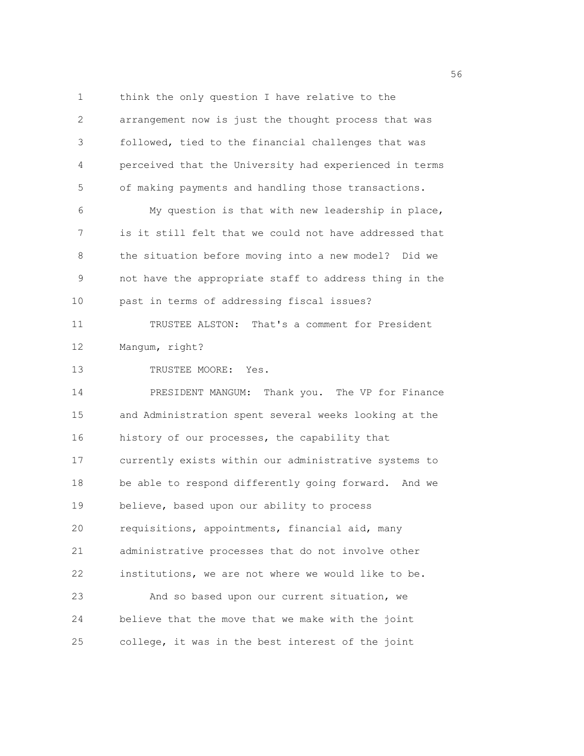think the only question I have relative to the arrangement now is just the thought process that was followed, tied to the financial challenges that was perceived that the University had experienced in terms of making payments and handling those transactions.

My question is that with new leadership in place, is it still felt that we could not have addressed that the situation before moving into a new model? Did we not have the appropriate staff to address thing in the past in terms of addressing fiscal issues?

TRUSTEE ALSTON: That's a comment for President Mangum, right?

TRUSTEE MOORE: Yes.

PRESIDENT MANGUM: Thank you. The VP for Finance and Administration spent several weeks looking at the history of our processes, the capability that currently exists within our administrative systems to be able to respond differently going forward. And we believe, based upon our ability to process requisitions, appointments, financial aid, many administrative processes that do not involve other institutions, we are not where we would like to be.

And so based upon our current situation, we believe that the move that we make with the joint college, it was in the best interest of the joint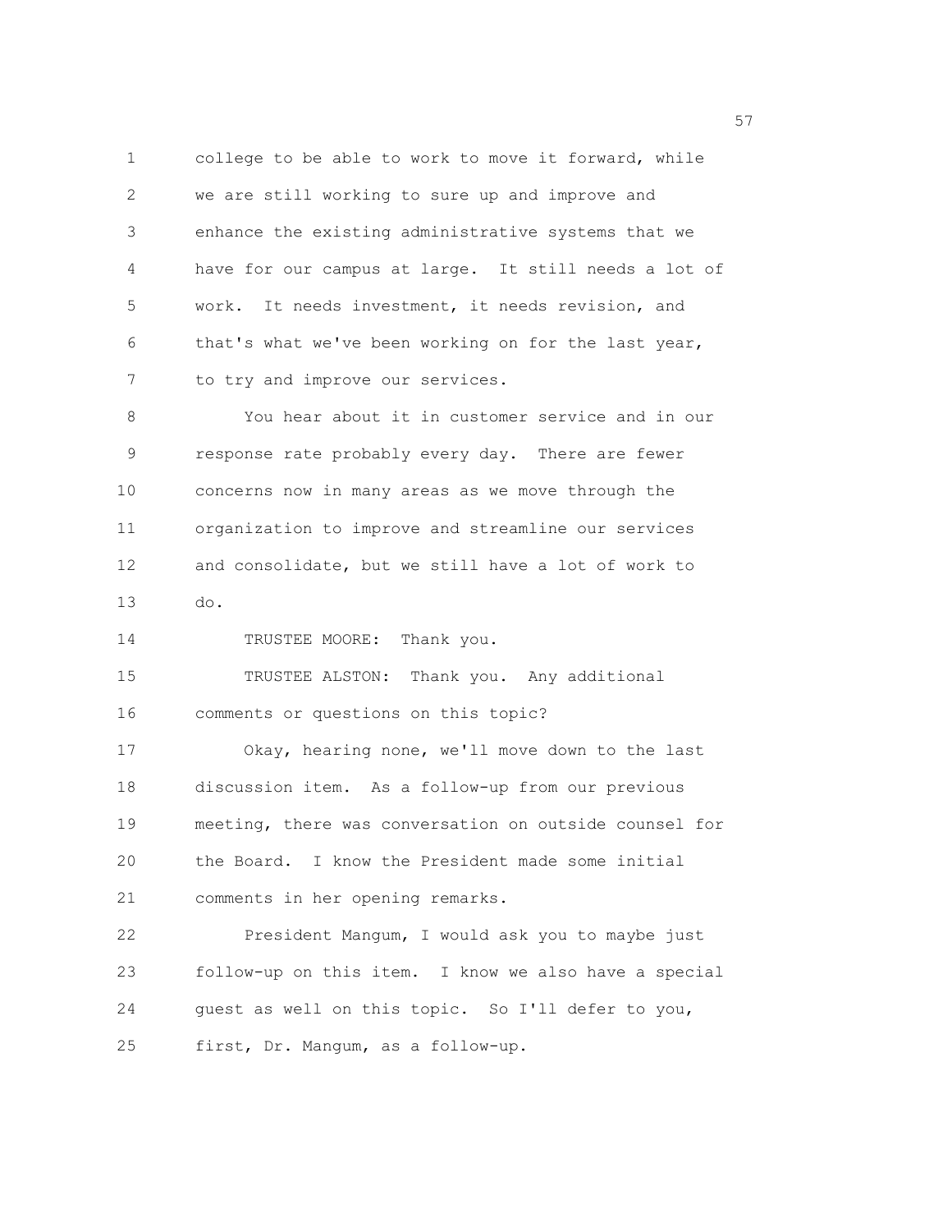college to be able to work to move it forward, while we are still working to sure up and improve and enhance the existing administrative systems that we have for our campus at large. It still needs a lot of work. It needs investment, it needs revision, and that's what we've been working on for the last year, to try and improve our services.

You hear about it in customer service and in our response rate probably every day. There are fewer concerns now in many areas as we move through the organization to improve and streamline our services and consolidate, but we still have a lot of work to do.

TRUSTEE MOORE: Thank you.

TRUSTEE ALSTON: Thank you. Any additional comments or questions on this topic?

Okay, hearing none, we'll move down to the last discussion item. As a follow-up from our previous meeting, there was conversation on outside counsel for the Board. I know the President made some initial comments in her opening remarks.

President Mangum, I would ask you to maybe just follow-up on this item. I know we also have a special guest as well on this topic. So I'll defer to you, first, Dr. Mangum, as a follow-up.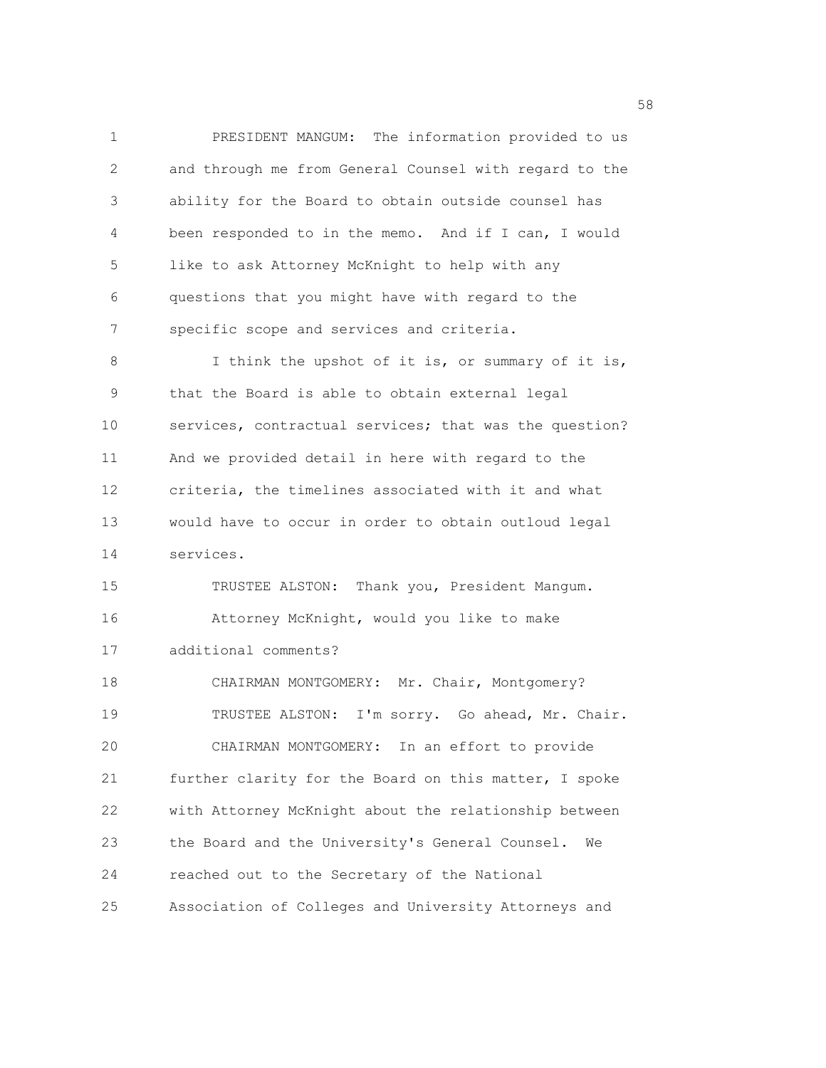1 PRESIDENT MANGUM: The information provided to us
2 and through me from General Counsel with regard to the
3 ability for the Board to obtain outside counsel has
4 been responded to in the memo. And if I can, I would
5 like to ask Attorney McKnight to help with any
6 questions that you might have with regard to the
7 specific scope and services and criteria.

8 I think the upshot of it is, or summary of it is,
9 that the Board is able to obtain external legal
10 services, contractual services; that was the question?
11 And we provided detail in here with regard to the
12 criteria, the timelines associated with it and what
13 would have to occur in order to obtain outloud legal
14 services.

15 TRUSTEE ALSTON: Thank you, President Mangum.
16 Attorney McKnight, would you like to make
17 additional comments?

18 CHAIRMAN MONTGOMERY: Mr. Chair, Montgomery?
19 TRUSTEE ALSTON: I'm sorry. Go ahead, Mr. Chair.
20 CHAIRMAN MONTGOMERY: In an effort to provide
21 further clarity for the Board on this matter, I spoke
22 with Attorney McKnight about the relationship between
23 the Board and the University's General Counsel. We
24 reached out to the Secretary of the National
25 Association of Colleges and University Attorneys and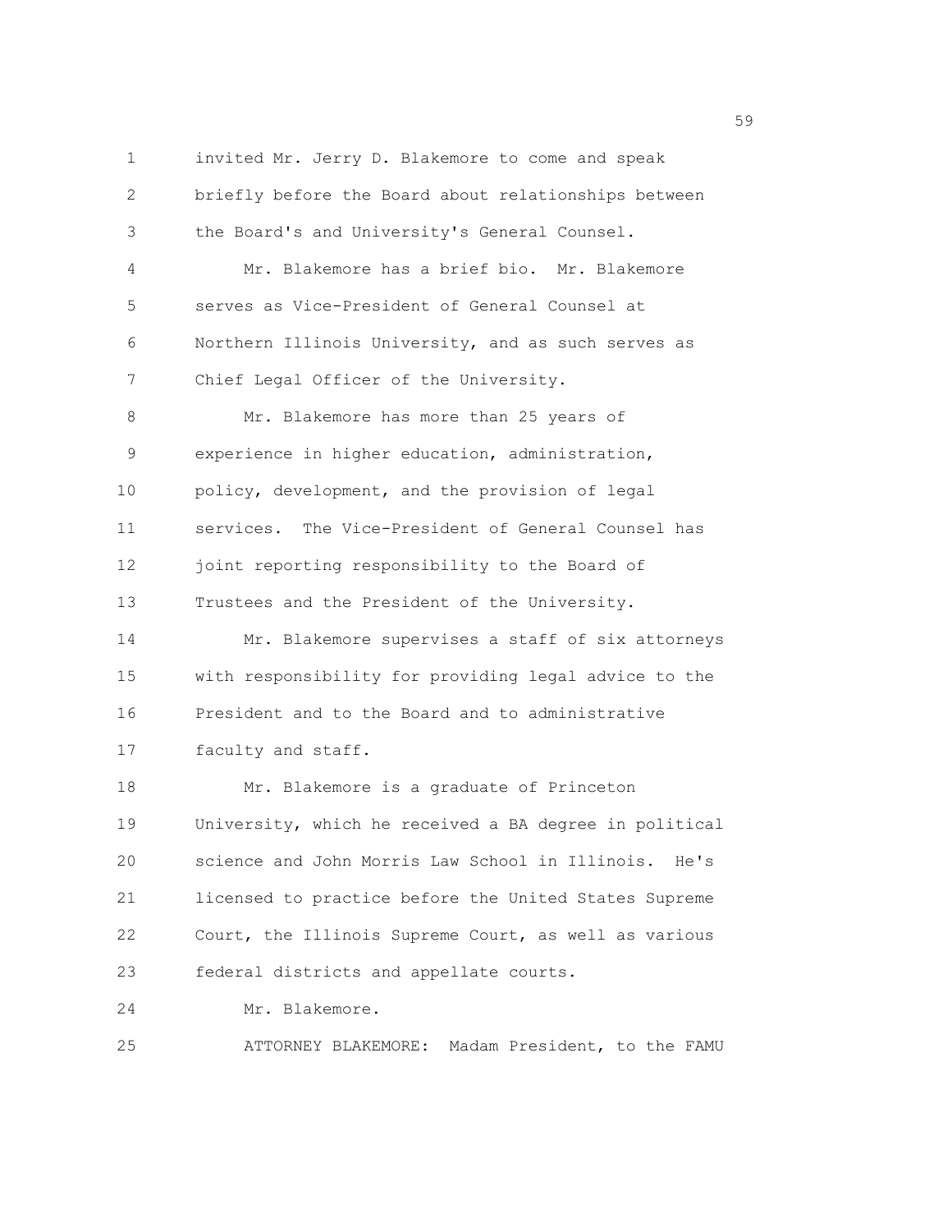invited Mr. Jerry D. Blakemore to come and speak briefly before the Board about relationships between the Board's and University's General Counsel.

Mr. Blakemore has a brief bio. Mr. Blakemore serves as Vice-President of General Counsel at Northern Illinois University, and as such serves as Chief Legal Officer of the University.

Mr. Blakemore has more than 25 years of experience in higher education, administration, policy, development, and the provision of legal services. The Vice-President of General Counsel has joint reporting responsibility to the Board of Trustees and the President of the University.

Mr. Blakemore supervises a staff of six attorneys with responsibility for providing legal advice to the President and to the Board and to administrative faculty and staff.

Mr. Blakemore is a graduate of Princeton University, which he received a BA degree in political science and John Morris Law School in Illinois. He's licensed to practice before the United States Supreme Court, the Illinois Supreme Court, as well as various federal districts and appellate courts.

Mr. Blakemore.

ATTORNEY BLAKEMORE: Madam President, to the FAMU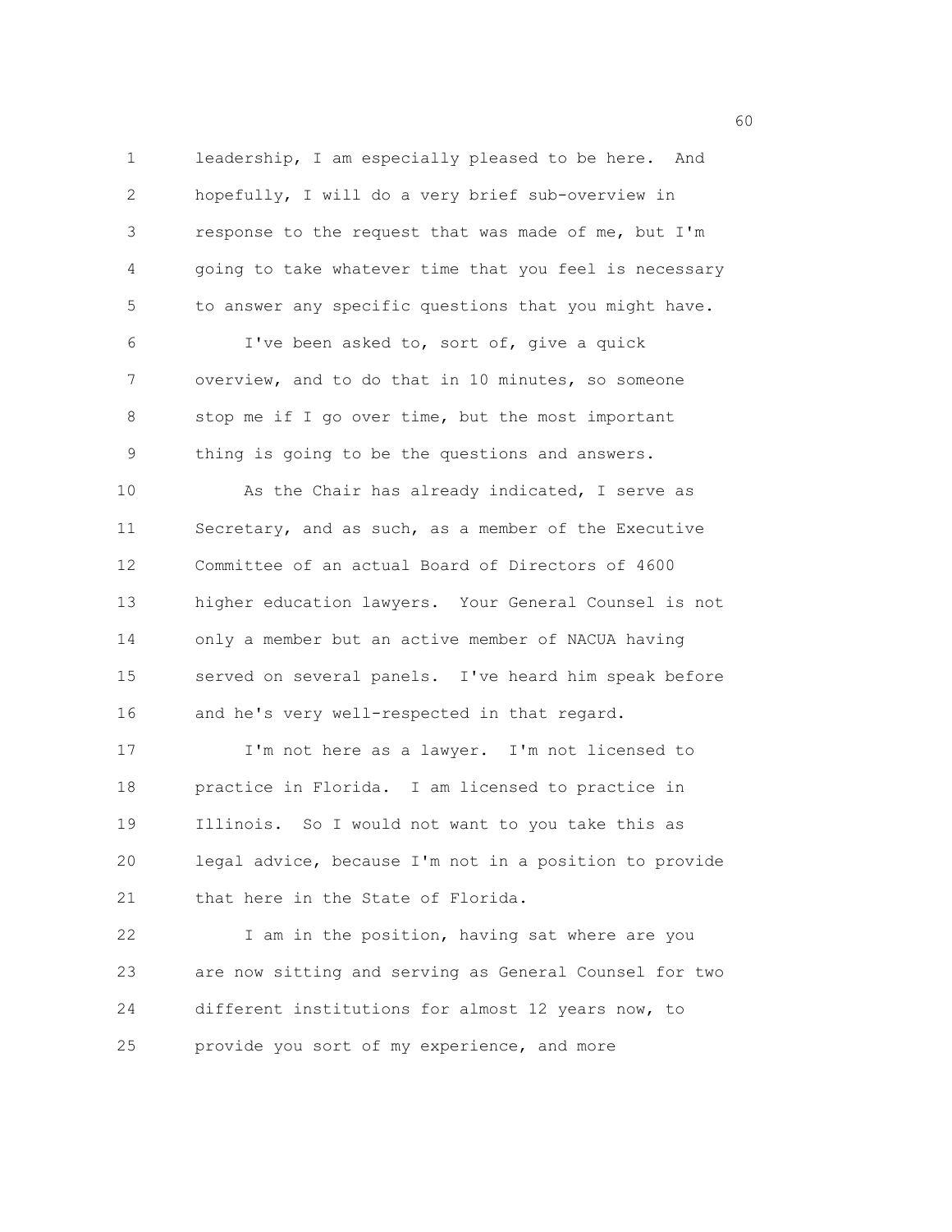leadership, I am especially pleased to be here. And hopefully, I will do a very brief sub-overview in response to the request that was made of me, but I'm going to take whatever time that you feel is necessary to answer any specific questions that you might have.

I've been asked to, sort of, give a quick overview, and to do that in 10 minutes, so someone stop me if I go over time, but the most important thing is going to be the questions and answers.

As the Chair has already indicated, I serve as Secretary, and as such, as a member of the Executive Committee of an actual Board of Directors of 4600 higher education lawyers. Your General Counsel is not only a member but an active member of NACUA having served on several panels. I've heard him speak before and he's very well-respected in that regard.

I'm not here as a lawyer. I'm not licensed to practice in Florida. I am licensed to practice in Illinois. So I would not want to you take this as legal advice, because I'm not in a position to provide that here in the State of Florida.

I am in the position, having sat where are you are now sitting and serving as General Counsel for two different institutions for almost 12 years now, to provide you sort of my experience, and more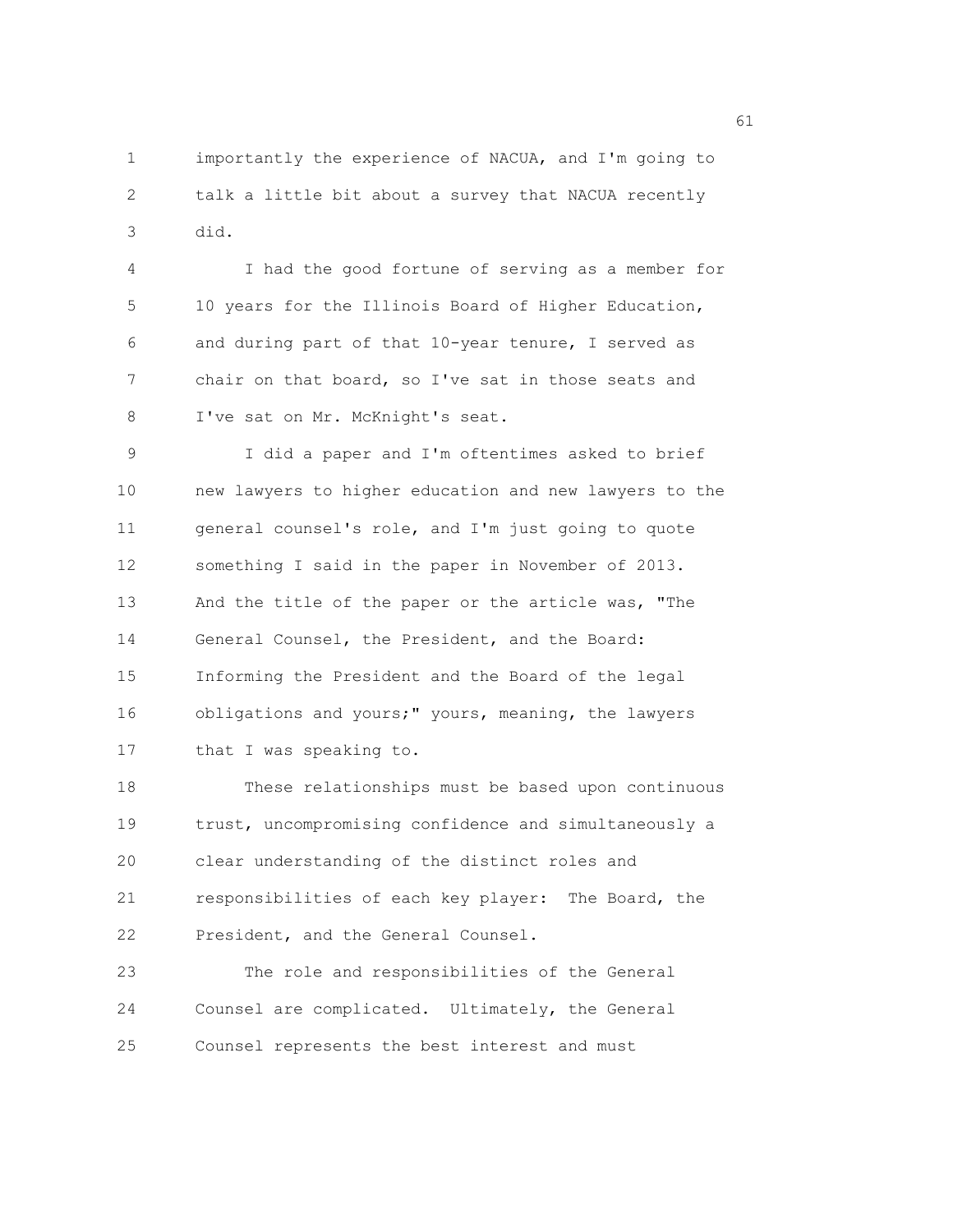importantly the experience of NACUA, and I'm going to talk a little bit about a survey that NACUA recently did.

I had the good fortune of serving as a member for 10 years for the Illinois Board of Higher Education, and during part of that 10-year tenure, I served as chair on that board, so I've sat in those seats and I've sat on Mr. McKnight's seat.

I did a paper and I'm oftentimes asked to brief new lawyers to higher education and new lawyers to the general counsel's role, and I'm just going to quote something I said in the paper in November of 2013. And the title of the paper or the article was, "The General Counsel, the President, and the Board: Informing the President and the Board of the legal obligations and yours;" yours, meaning, the lawyers that I was speaking to.

These relationships must be based upon continuous trust, uncompromising confidence and simultaneously a clear understanding of the distinct roles and responsibilities of each key player: The Board, the President, and the General Counsel.

The role and responsibilities of the General Counsel are complicated. Ultimately, the General Counsel represents the best interest and must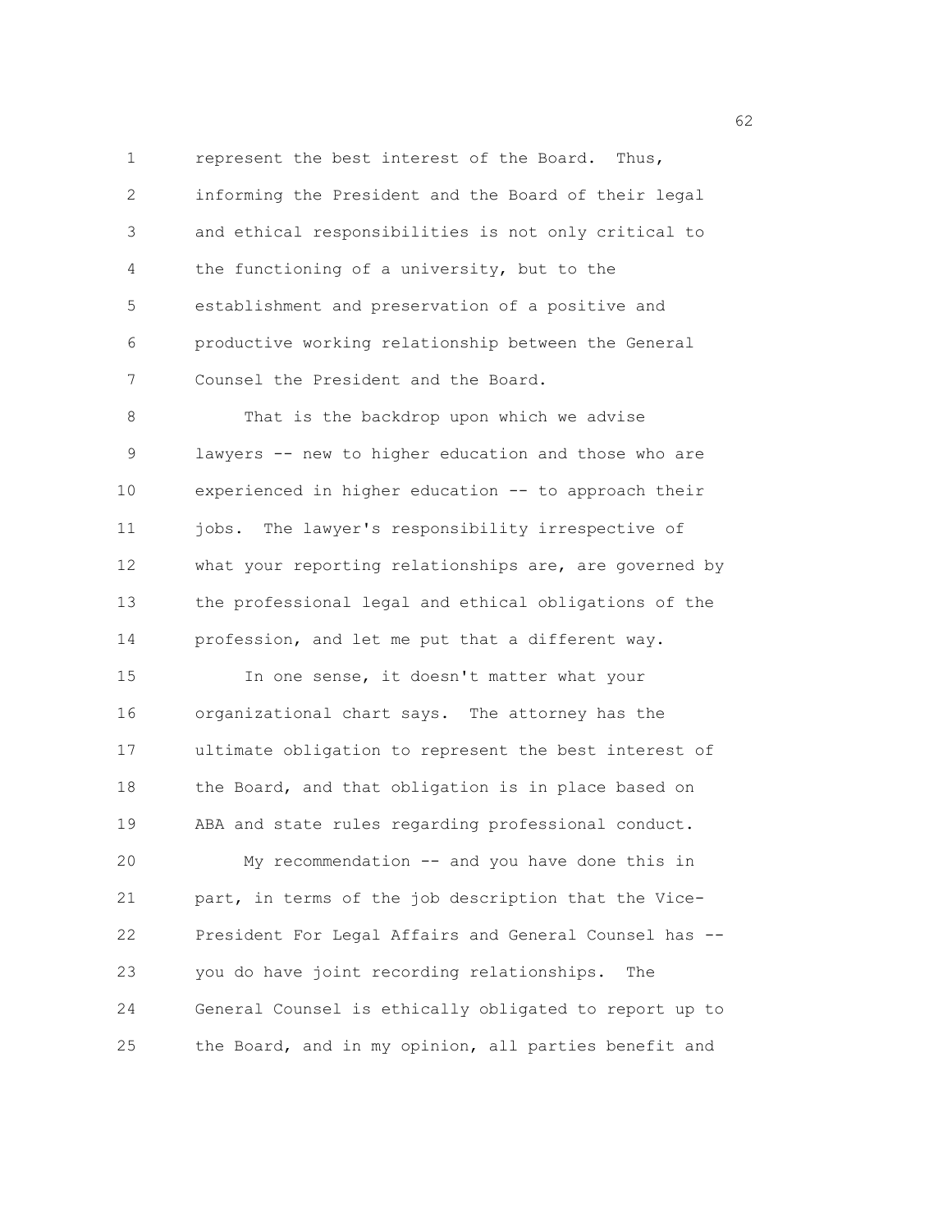represent the best interest of the Board. Thus, informing the President and the Board of their legal and ethical responsibilities is not only critical to the functioning of a university, but to the establishment and preservation of a positive and productive working relationship between the General Counsel the President and the Board.

That is the backdrop upon which we advise lawyers -- new to higher education and those who are experienced in higher education -- to approach their jobs. The lawyer's responsibility irrespective of what your reporting relationships are, are governed by the professional legal and ethical obligations of the profession, and let me put that a different way.

In one sense, it doesn't matter what your organizational chart says. The attorney has the ultimate obligation to represent the best interest of the Board, and that obligation is in place based on ABA and state rules regarding professional conduct.

My recommendation -- and you have done this in part, in terms of the job description that the Vice-President For Legal Affairs and General Counsel has -- you do have joint recording relationships. The General Counsel is ethically obligated to report up to the Board, and in my opinion, all parties benefit and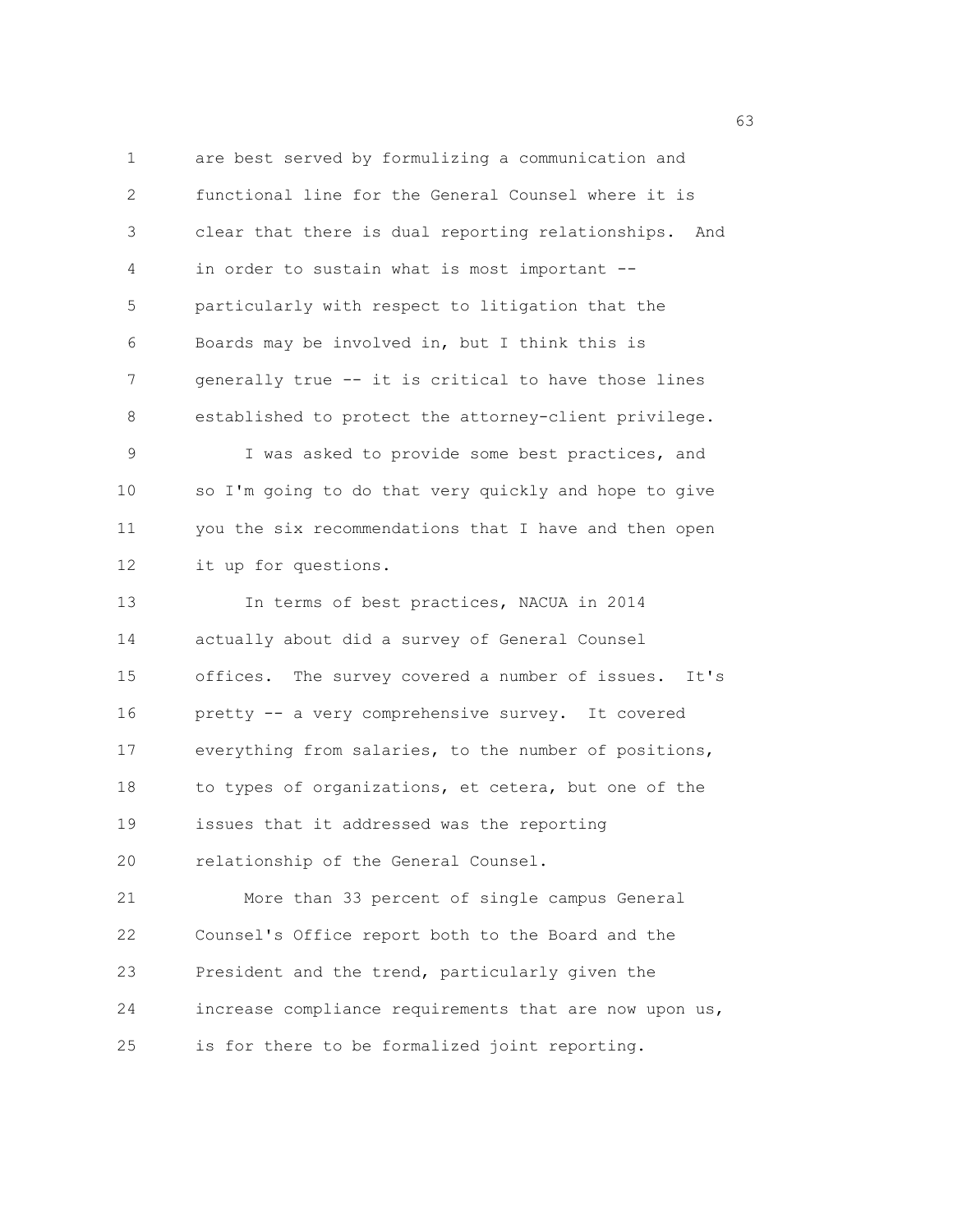are best served by formulizing a communication and functional line for the General Counsel where it is clear that there is dual reporting relationships. And in order to sustain what is most important -- particularly with respect to litigation that the Boards may be involved in, but I think this is generally true -- it is critical to have those lines established to protect the attorney-client privilege.

I was asked to provide some best practices, and so I'm going to do that very quickly and hope to give you the six recommendations that I have and then open it up for questions.

In terms of best practices, NACUA in 2014 actually about did a survey of General Counsel offices. The survey covered a number of issues. It's pretty -- a very comprehensive survey. It covered everything from salaries, to the number of positions, to types of organizations, et cetera, but one of the issues that it addressed was the reporting relationship of the General Counsel.

More than 33 percent of single campus General Counsel's Office report both to the Board and the President and the trend, particularly given the increase compliance requirements that are now upon us, is for there to be formalized joint reporting.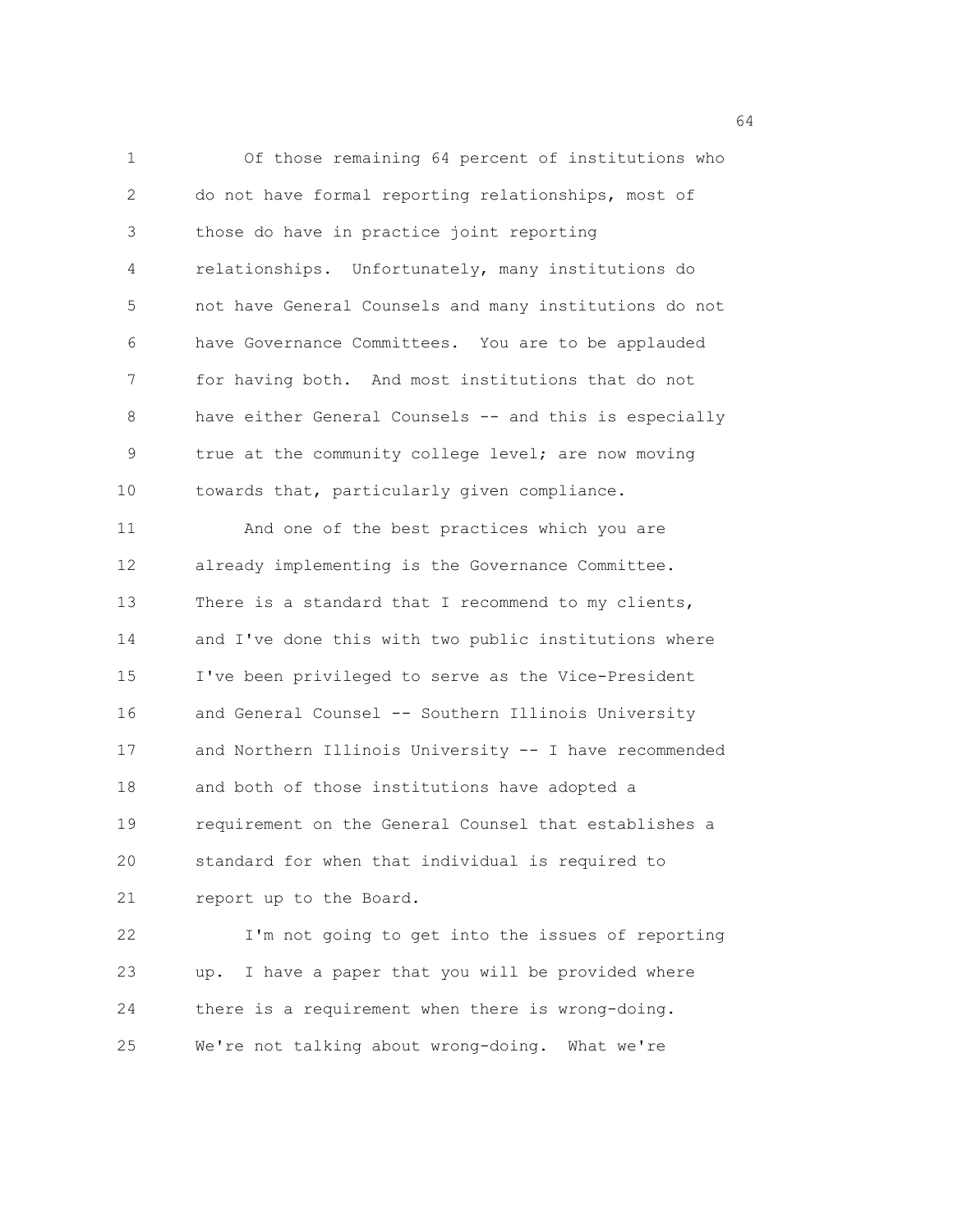Of those remaining 64 percent of institutions who do not have formal reporting relationships, most of those do have in practice joint reporting relationships. Unfortunately, many institutions do not have General Counsels and many institutions do not have Governance Committees. You are to be applauded for having both. And most institutions that do not have either General Counsels -- and this is especially true at the community college level; are now moving towards that, particularly given compliance.

And one of the best practices which you are already implementing is the Governance Committee. There is a standard that I recommend to my clients, and I've done this with two public institutions where I've been privileged to serve as the Vice-President and General Counsel -- Southern Illinois University and Northern Illinois University -- I have recommended and both of those institutions have adopted a requirement on the General Counsel that establishes a standard for when that individual is required to report up to the Board.

I'm not going to get into the issues of reporting up. I have a paper that you will be provided where there is a requirement when there is wrong-doing. We're not talking about wrong-doing. What we're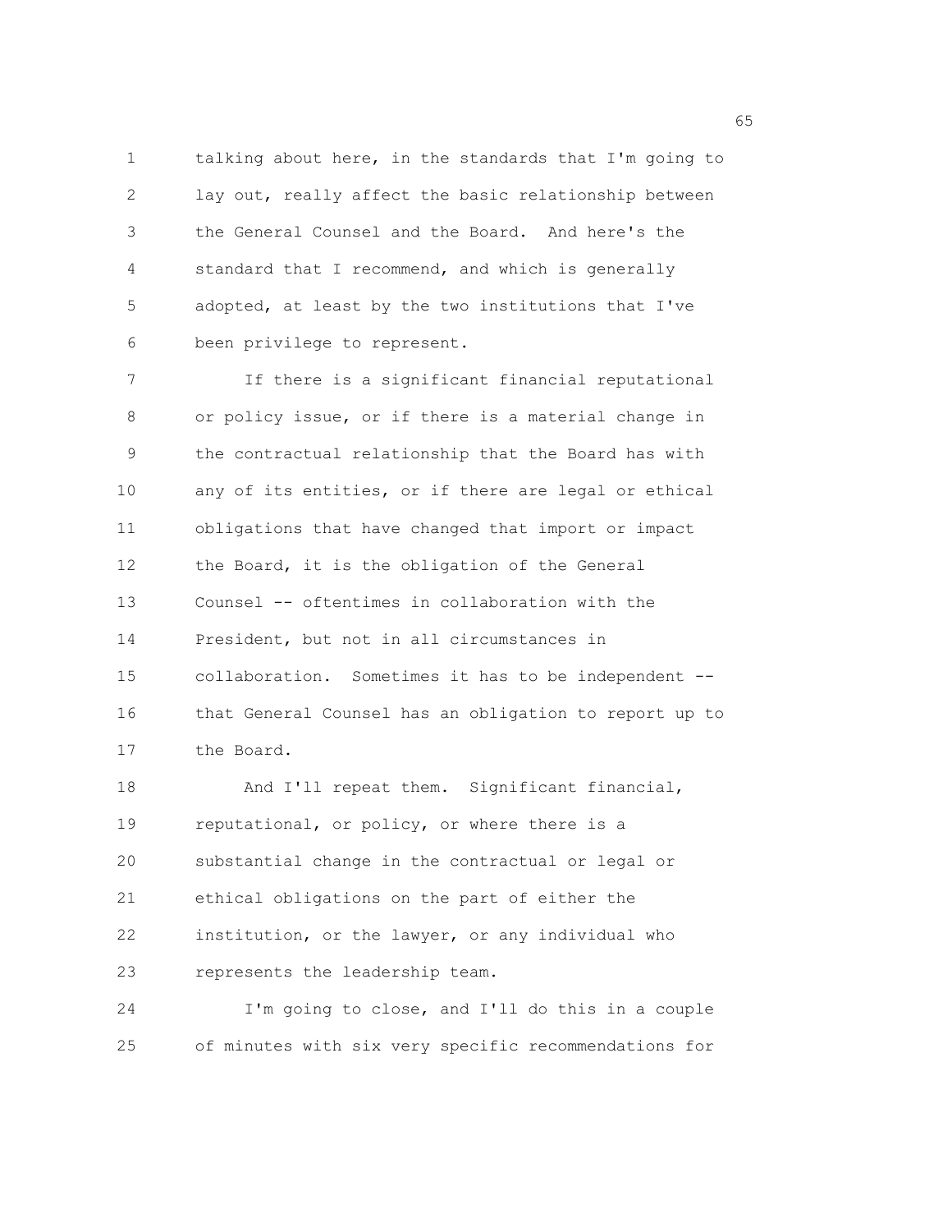talking about here, in the standards that I'm going to lay out, really affect the basic relationship between the General Counsel and the Board. And here's the standard that I recommend, and which is generally adopted, at least by the two institutions that I've been privilege to represent.

If there is a significant financial reputational or policy issue, or if there is a material change in the contractual relationship that the Board has with any of its entities, or if there are legal or ethical obligations that have changed that import or impact the Board, it is the obligation of the General Counsel -- oftentimes in collaboration with the President, but not in all circumstances in collaboration. Sometimes it has to be independent -- that General Counsel has an obligation to report up to the Board.

And I'll repeat them. Significant financial, reputational, or policy, or where there is a substantial change in the contractual or legal or ethical obligations on the part of either the institution, or the lawyer, or any individual who represents the leadership team.

I'm going to close, and I'll do this in a couple of minutes with six very specific recommendations for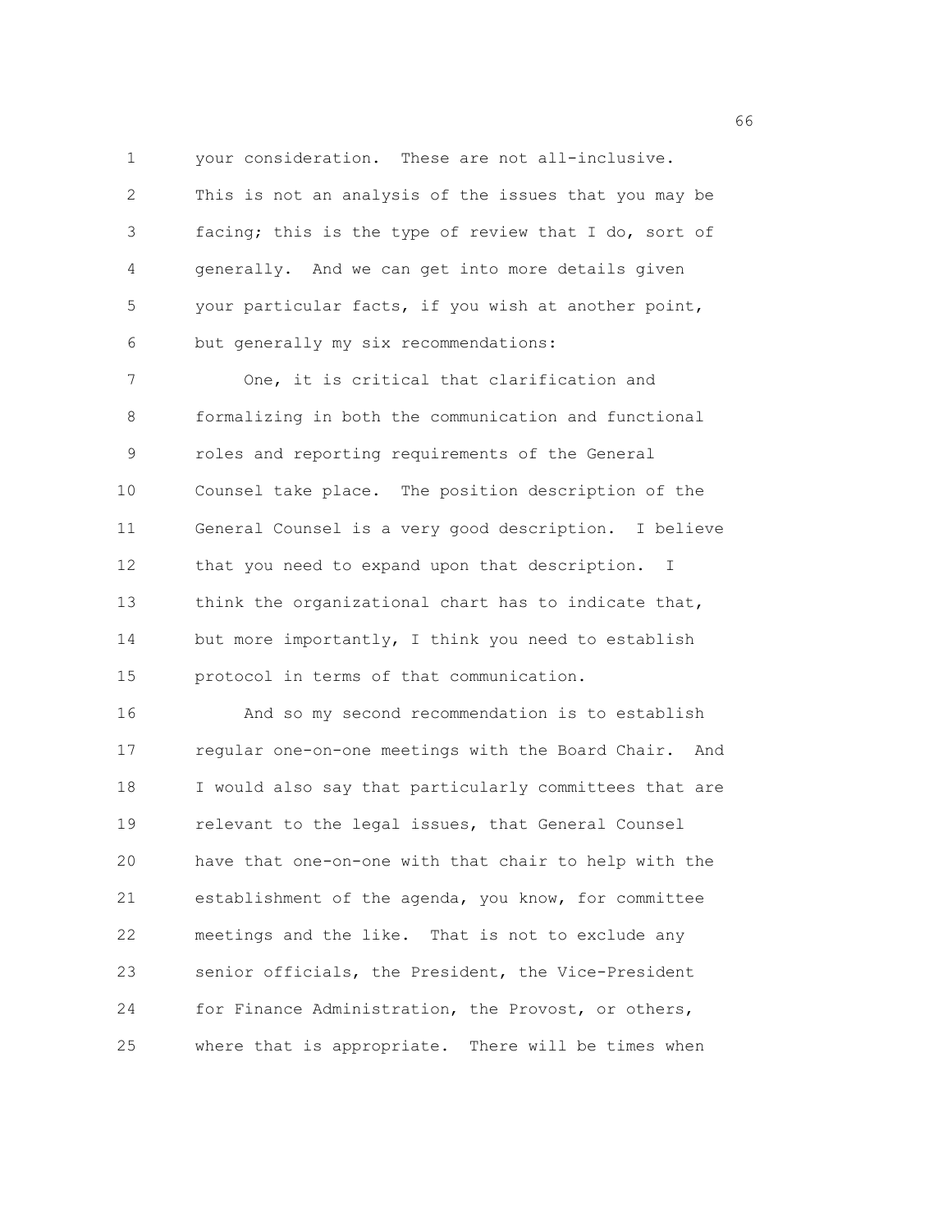your consideration. These are not all-inclusive. This is not an analysis of the issues that you may be facing; this is the type of review that I do, sort of generally. And we can get into more details given your particular facts, if you wish at another point, but generally my six recommendations:

One, it is critical that clarification and formalizing in both the communication and functional roles and reporting requirements of the General Counsel take place. The position description of the General Counsel is a very good description. I believe that you need to expand upon that description. I think the organizational chart has to indicate that, but more importantly, I think you need to establish protocol in terms of that communication.

And so my second recommendation is to establish regular one-on-one meetings with the Board Chair. And I would also say that particularly committees that are relevant to the legal issues, that General Counsel have that one-on-one with that chair to help with the establishment of the agenda, you know, for committee meetings and the like. That is not to exclude any senior officials, the President, the Vice-President for Finance Administration, the Provost, or others, where that is appropriate. There will be times when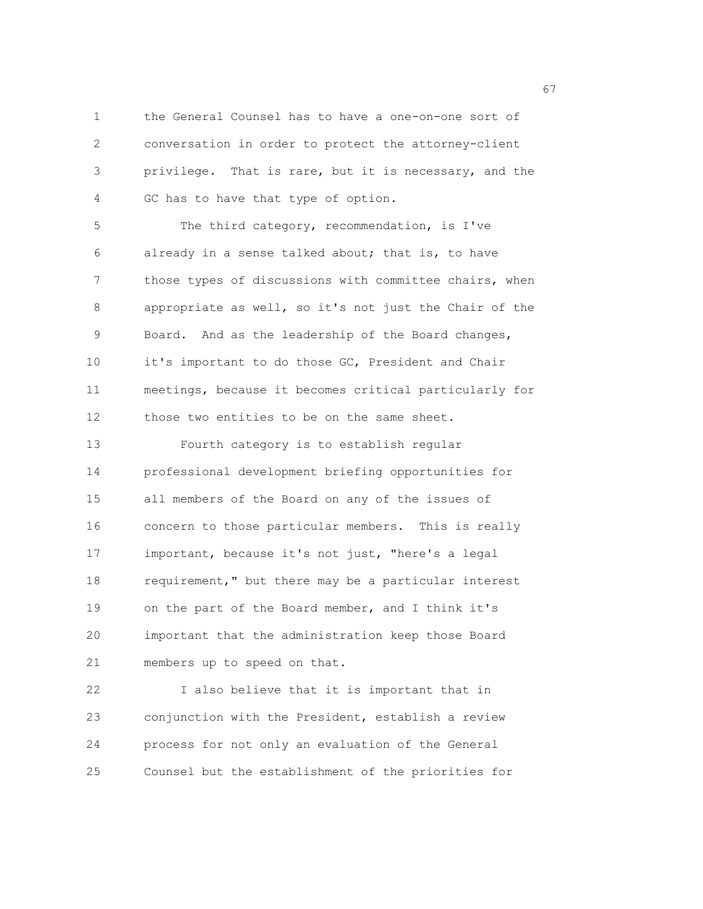the General Counsel has to have a one-on-one sort of conversation in order to protect the attorney-client privilege. That is rare, but it is necessary, and the GC has to have that type of option.

The third category, recommendation, is I've already in a sense talked about; that is, to have those types of discussions with committee chairs, when appropriate as well, so it's not just the Chair of the Board. And as the leadership of the Board changes, it's important to do those GC, President and Chair meetings, because it becomes critical particularly for those two entities to be on the same sheet.

Fourth category is to establish regular professional development briefing opportunities for all members of the Board on any of the issues of concern to those particular members. This is really important, because it's not just, "here's a legal requirement," but there may be a particular interest on the part of the Board member, and I think it's important that the administration keep those Board members up to speed on that.

I also believe that it is important that in conjunction with the President, establish a review process for not only an evaluation of the General Counsel but the establishment of the priorities for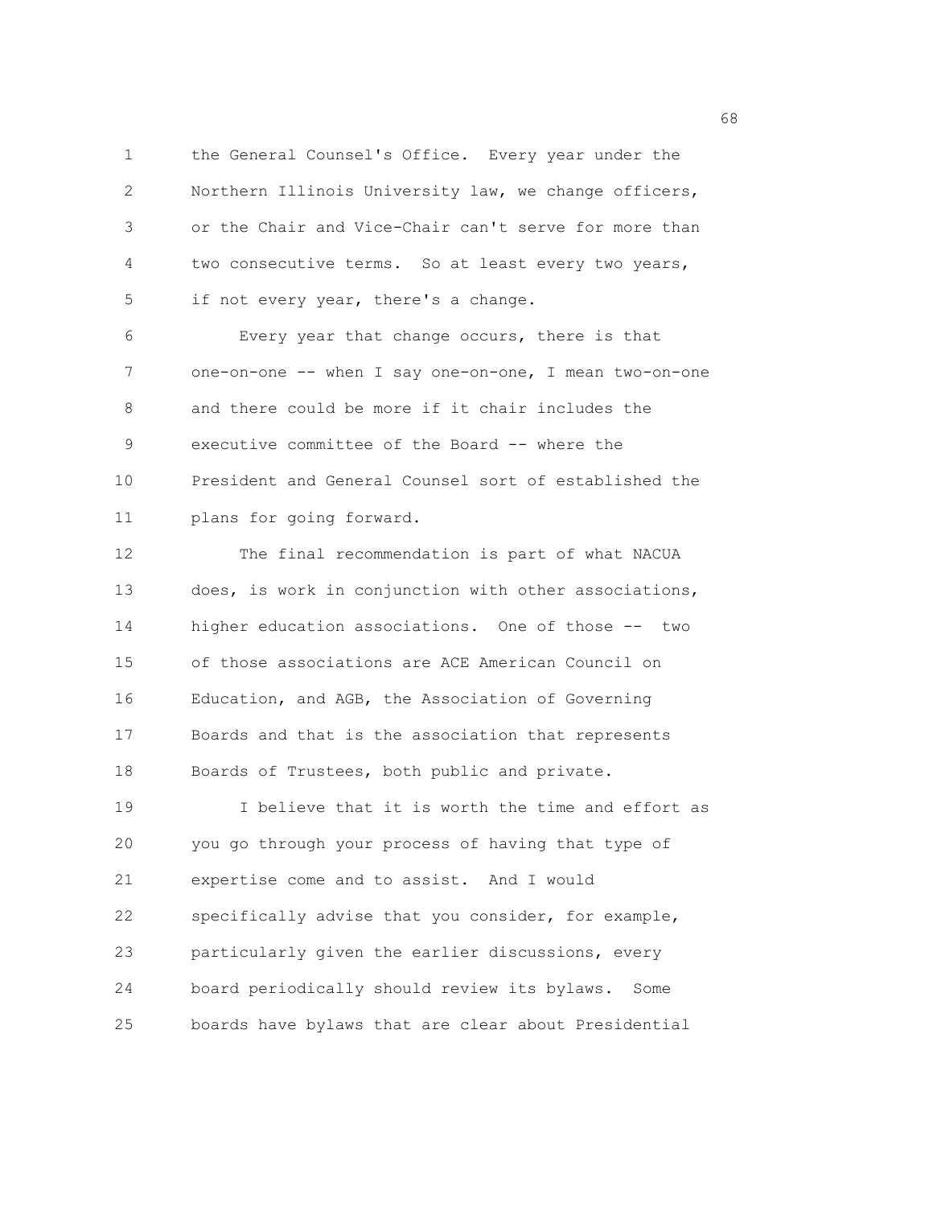the General Counsel's Office. Every year under the Northern Illinois University law, we change officers, or the Chair and Vice-Chair can't serve for more than two consecutive terms. So at least every two years, if not every year, there's a change.

Every year that change occurs, there is that one-on-one -- when I say one-on-one, I mean two-on-one and there could be more if it chair includes the executive committee of the Board -- where the President and General Counsel sort of established the plans for going forward.

The final recommendation is part of what NACUA does, is work in conjunction with other associations, higher education associations. One of those -- two of those associations are ACE American Council on Education, and AGB, the Association of Governing Boards and that is the association that represents Boards of Trustees, both public and private.

I believe that it is worth the time and effort as you go through your process of having that type of expertise come and to assist. And I would specifically advise that you consider, for example, particularly given the earlier discussions, every board periodically should review its bylaws. Some boards have bylaws that are clear about Presidential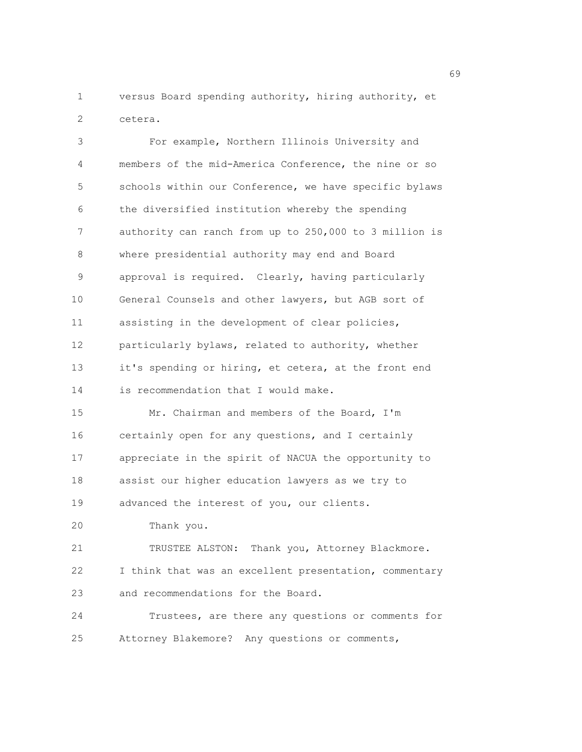versus Board spending authority, hiring authority, et cetera.

For example, Northern Illinois University and members of the mid-America Conference, the nine or so schools within our Conference, we have specific bylaws the diversified institution whereby the spending authority can ranch from up to 250,000 to 3 million is where presidential authority may end and Board approval is required. Clearly, having particularly General Counsels and other lawyers, but AGB sort of assisting in the development of clear policies, particularly bylaws, related to authority, whether it's spending or hiring, et cetera, at the front end is recommendation that I would make.

Mr. Chairman and members of the Board, I'm certainly open for any questions, and I certainly appreciate in the spirit of NACUA the opportunity to assist our higher education lawyers as we try to advanced the interest of you, our clients.

Thank you.

TRUSTEE ALSTON: Thank you, Attorney Blackmore. I think that was an excellent presentation, commentary and recommendations for the Board.

Trustees, are there any questions or comments for Attorney Blakemore? Any questions or comments,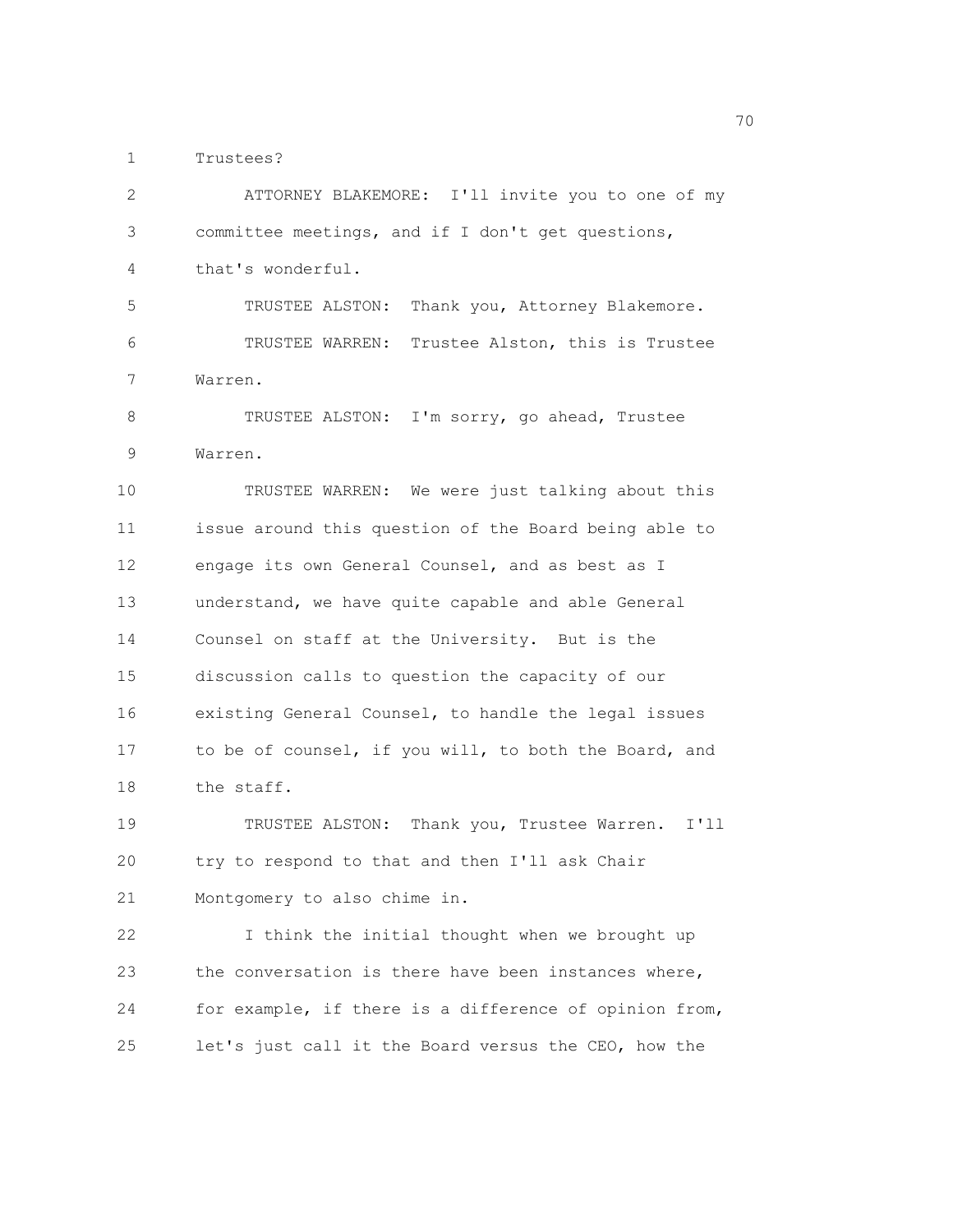Trustees?

ATTORNEY BLAKEMORE: I'll invite you to one of my committee meetings, and if I don't get questions, that's wonderful.

TRUSTEE ALSTON: Thank you, Attorney Blakemore.

TRUSTEE WARREN: Trustee Alston, this is Trustee Warren.

TRUSTEE ALSTON: I'm sorry, go ahead, Trustee Warren.

TRUSTEE WARREN: We were just talking about this issue around this question of the Board being able to engage its own General Counsel, and as best as I understand, we have quite capable and able General Counsel on staff at the University. But is the discussion calls to question the capacity of our existing General Counsel, to handle the legal issues to be of counsel, if you will, to both the Board, and the staff.

TRUSTEE ALSTON: Thank you, Trustee Warren. I'll try to respond to that and then I'll ask Chair Montgomery to also chime in.

I think the initial thought when we brought up the conversation is there have been instances where, for example, if there is a difference of opinion from, let's just call it the Board versus the CEO, how the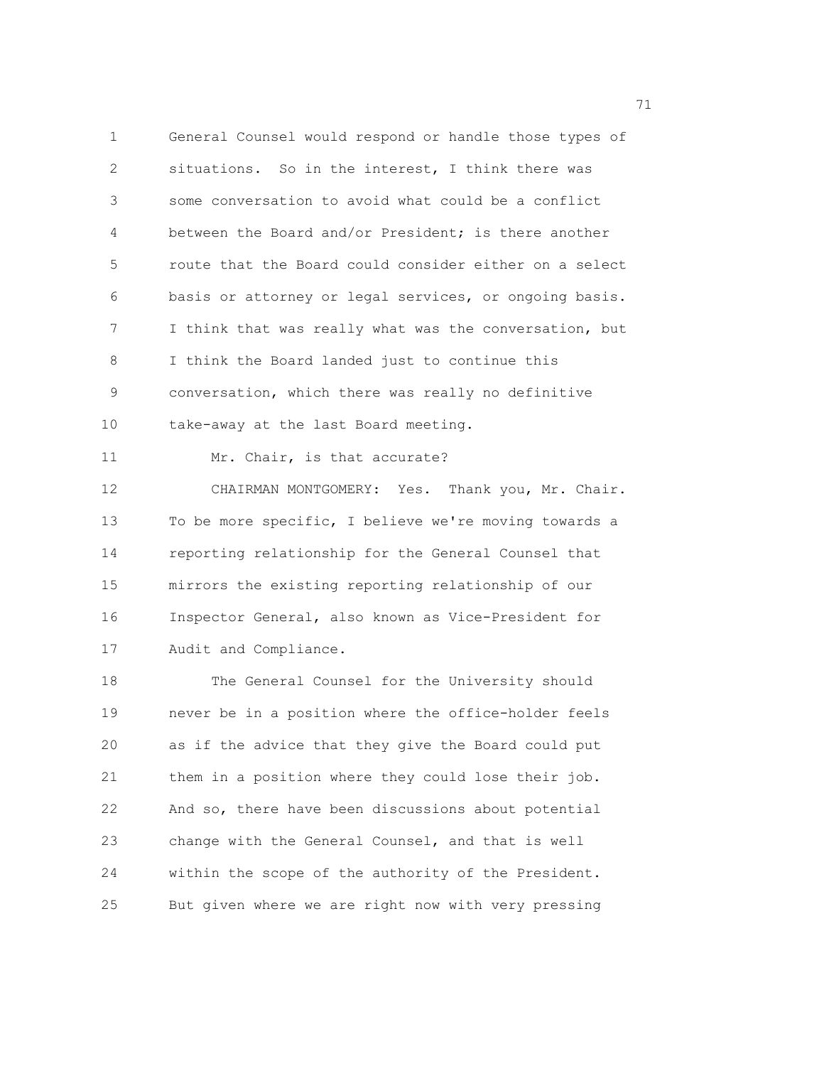General Counsel would respond or handle those types of situations. So in the interest, I think there was some conversation to avoid what could be a conflict between the Board and/or President; is there another route that the Board could consider either on a select basis or attorney or legal services, or ongoing basis. I think that was really what was the conversation, but I think the Board landed just to continue this conversation, which there was really no definitive take-away at the last Board meeting.

Mr. Chair, is that accurate?

CHAIRMAN MONTGOMERY: Yes. Thank you, Mr. Chair. To be more specific, I believe we're moving towards a reporting relationship for the General Counsel that mirrors the existing reporting relationship of our Inspector General, also known as Vice-President for Audit and Compliance.

The General Counsel for the University should never be in a position where the office-holder feels as if the advice that they give the Board could put them in a position where they could lose their job. And so, there have been discussions about potential change with the General Counsel, and that is well within the scope of the authority of the President. But given where we are right now with very pressing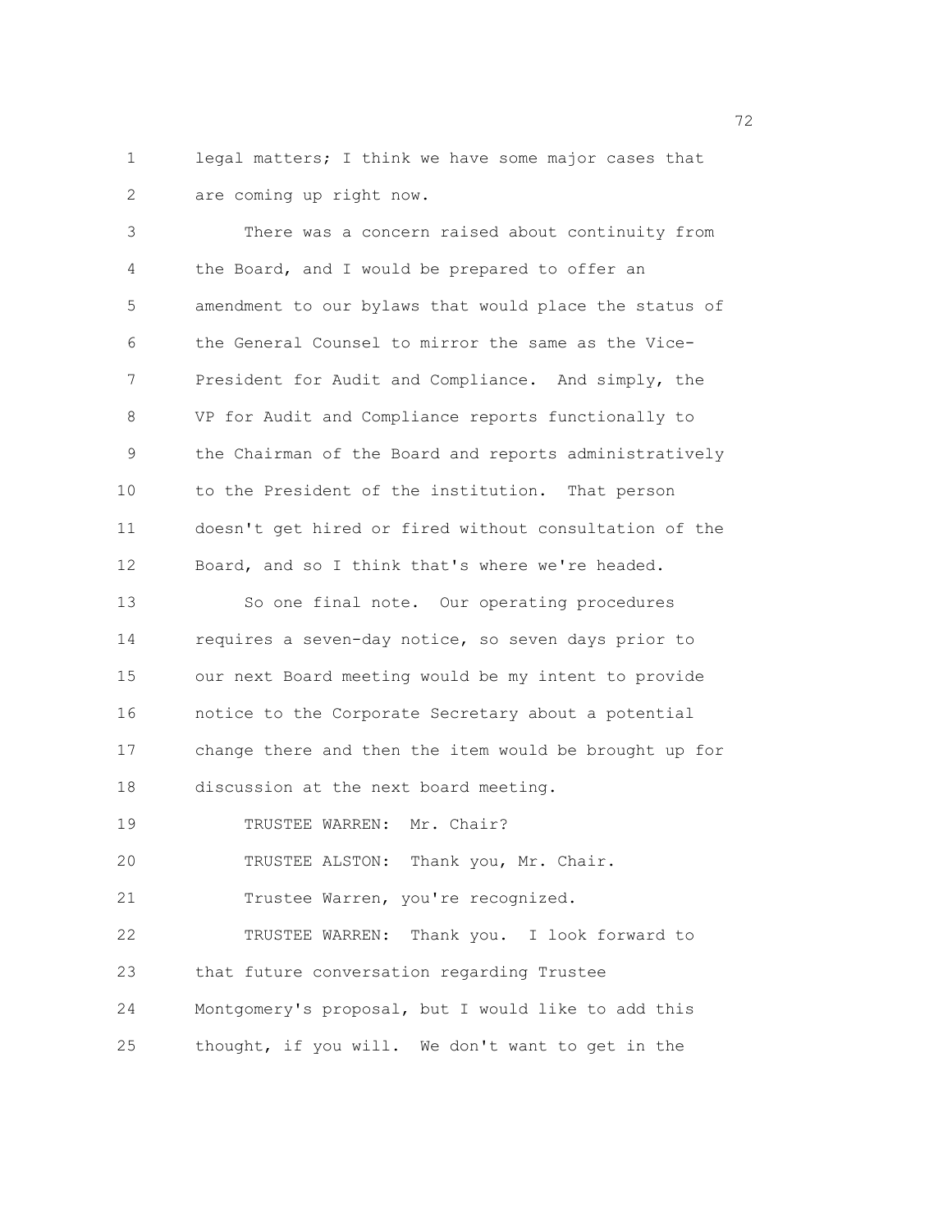legal matters; I think we have some major cases that are coming up right now.

There was a concern raised about continuity from the Board, and I would be prepared to offer an amendment to our bylaws that would place the status of the General Counsel to mirror the same as the Vice-President for Audit and Compliance. And simply, the VP for Audit and Compliance reports functionally to the Chairman of the Board and reports administratively to the President of the institution. That person doesn't get hired or fired without consultation of the Board, and so I think that's where we're headed.

So one final note. Our operating procedures requires a seven-day notice, so seven days prior to our next Board meeting would be my intent to provide notice to the Corporate Secretary about a potential change there and then the item would be brought up for discussion at the next board meeting.

TRUSTEE WARREN: Mr. Chair?

TRUSTEE ALSTON: Thank you, Mr. Chair.

Trustee Warren, you're recognized.

TRUSTEE WARREN: Thank you. I look forward to that future conversation regarding Trustee Montgomery's proposal, but I would like to add this thought, if you will. We don't want to get in the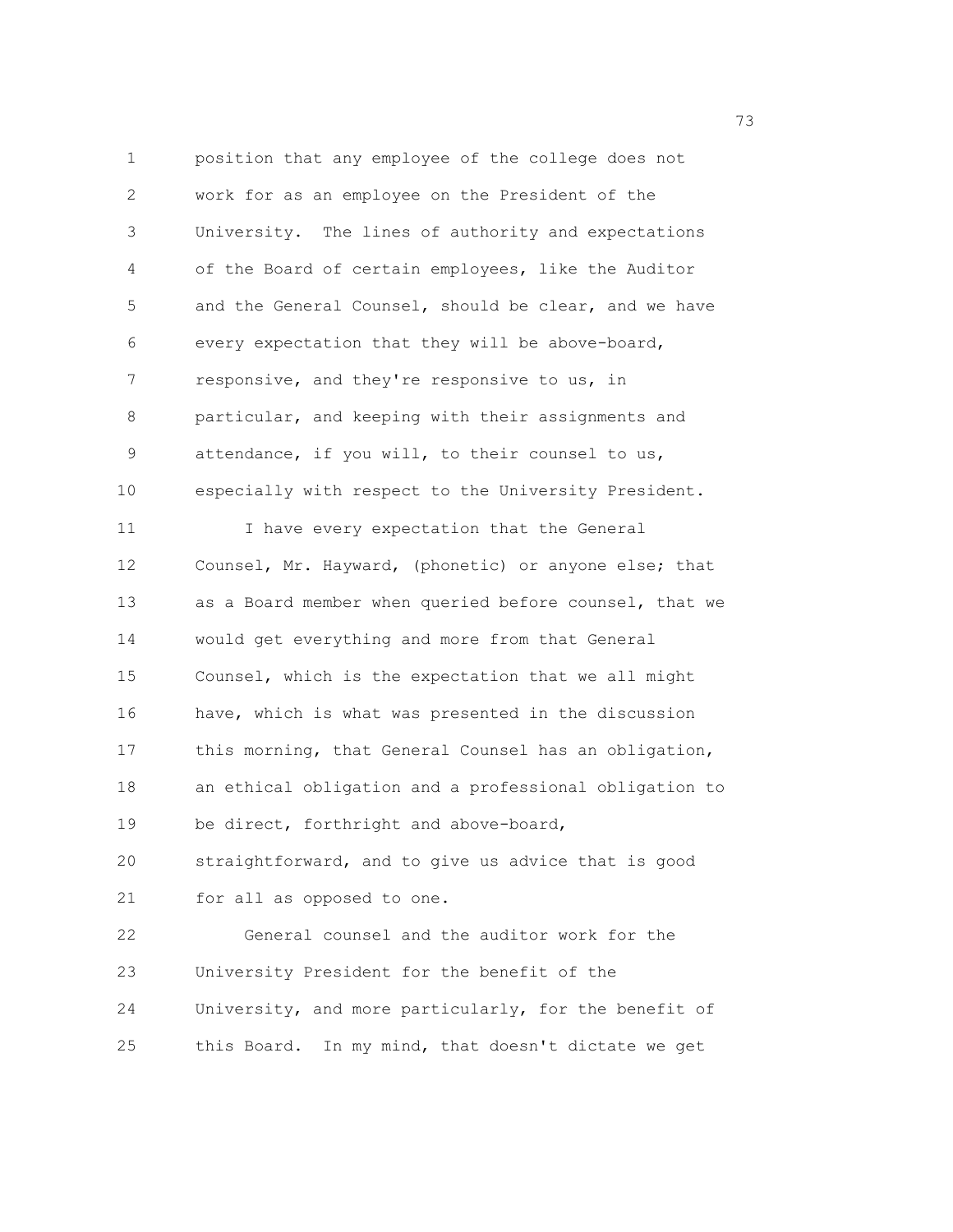position that any employee of the college does not work for as an employee on the President of the University. The lines of authority and expectations of the Board of certain employees, like the Auditor and the General Counsel, should be clear, and we have every expectation that they will be above-board, responsive, and they're responsive to us, in particular, and keeping with their assignments and attendance, if you will, to their counsel to us, especially with respect to the University President.

I have every expectation that the General Counsel, Mr. Hayward, (phonetic) or anyone else; that as a Board member when queried before counsel, that we would get everything and more from that General Counsel, which is the expectation that we all might have, which is what was presented in the discussion this morning, that General Counsel has an obligation, an ethical obligation and a professional obligation to be direct, forthright and above-board, straightforward, and to give us advice that is good for all as opposed to one.

General counsel and the auditor work for the University President for the benefit of the University, and more particularly, for the benefit of this Board. In my mind, that doesn't dictate we get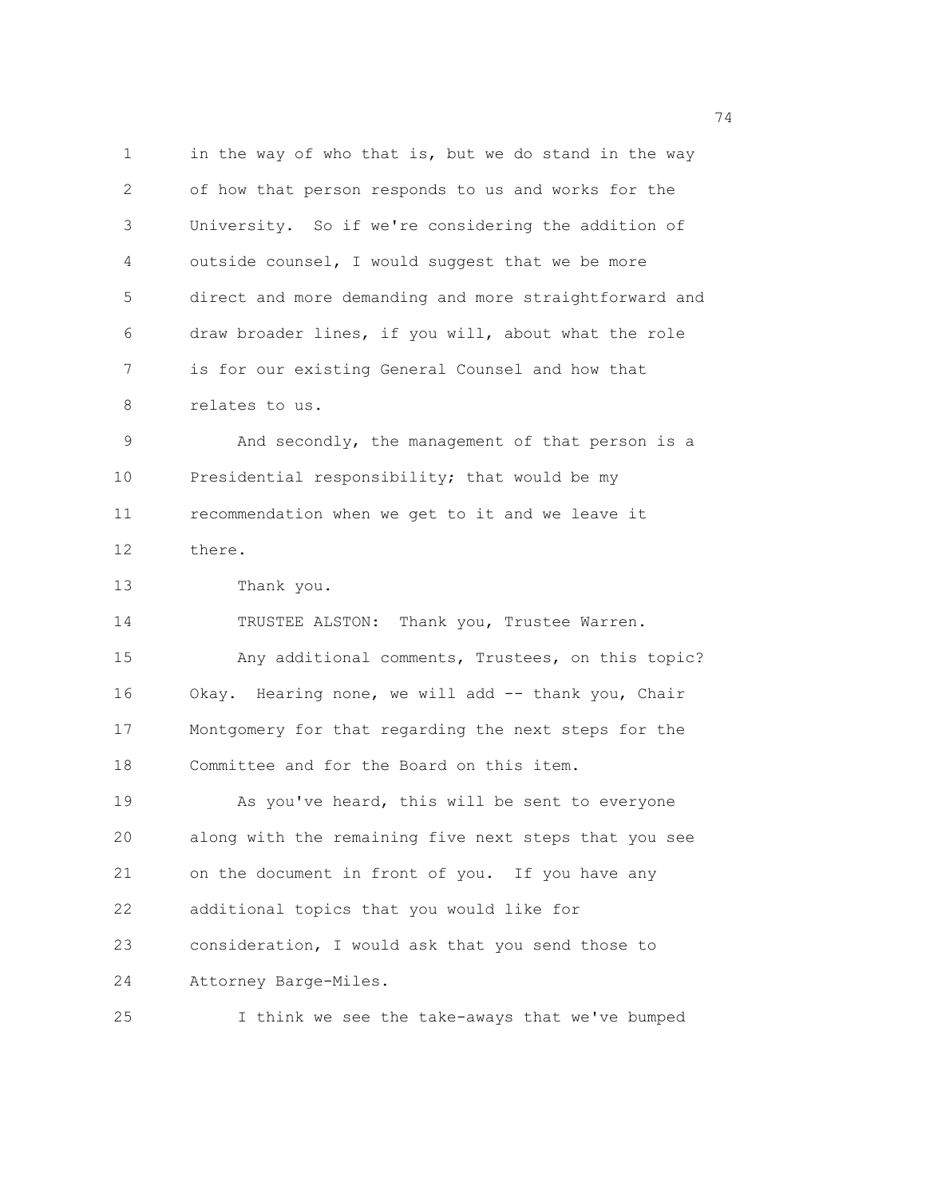in the way of who that is, but we do stand in the way of how that person responds to us and works for the University. So if we're considering the addition of outside counsel, I would suggest that we be more direct and more demanding and more straightforward and draw broader lines, if you will, about what the role is for our existing General Counsel and how that relates to us.

And secondly, the management of that person is a Presidential responsibility; that would be my recommendation when we get to it and we leave it there.

Thank you.

TRUSTEE ALSTON: Thank you, Trustee Warren.

Any additional comments, Trustees, on this topic? Okay. Hearing none, we will add -- thank you, Chair Montgomery for that regarding the next steps for the Committee and for the Board on this item.

As you've heard, this will be sent to everyone along with the remaining five next steps that you see on the document in front of you. If you have any additional topics that you would like for consideration, I would ask that you send those to Attorney Barge-Miles.

I think we see the take-aways that we've bumped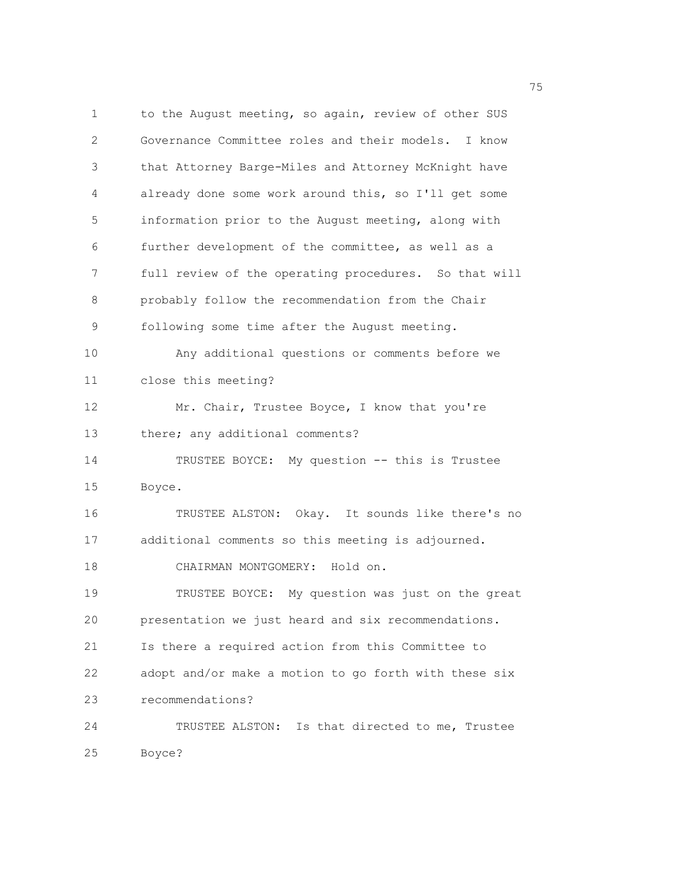to the August meeting, so again, review of other SUS Governance Committee roles and their models. I know that Attorney Barge-Miles and Attorney McKnight have already done some work around this, so I'll get some information prior to the August meeting, along with further development of the committee, as well as a full review of the operating procedures. So that will probably follow the recommendation from the Chair following some time after the August meeting.

Any additional questions or comments before we close this meeting?

Mr. Chair, Trustee Boyce, I know that you're there; any additional comments?

TRUSTEE BOYCE: My question -- this is Trustee Boyce.

TRUSTEE ALSTON: Okay. It sounds like there's no additional comments so this meeting is adjourned.

CHAIRMAN MONTGOMERY: Hold on.

TRUSTEE BOYCE: My question was just on the great presentation we just heard and six recommendations. Is there a required action from this Committee to adopt and/or make a motion to go forth with these six recommendations?

TRUSTEE ALSTON: Is that directed to me, Trustee Boyce?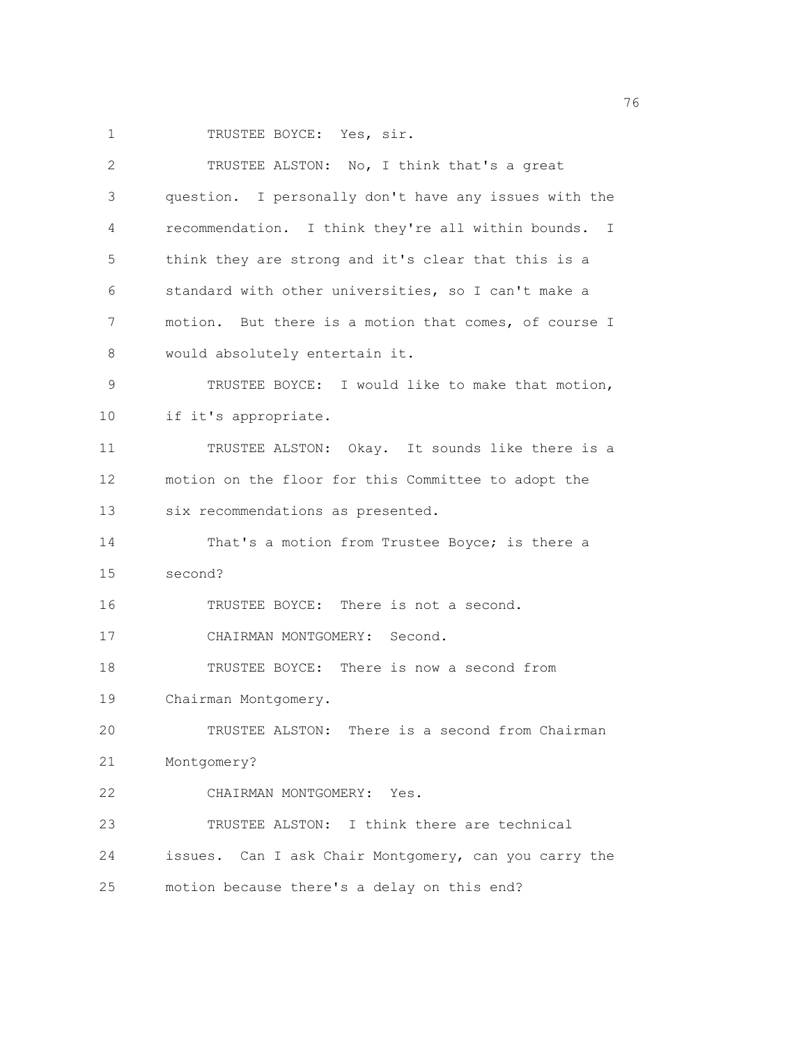TRUSTEE BOYCE: Yes, sir.

TRUSTEE ALSTON: No, I think that's a great question. I personally don't have any issues with the recommendation. I think they're all within bounds. I think they are strong and it's clear that this is a standard with other universities, so I can't make a motion. But there is a motion that comes, of course I would absolutely entertain it.

TRUSTEE BOYCE: I would like to make that motion, if it's appropriate.

TRUSTEE ALSTON: Okay. It sounds like there is a motion on the floor for this Committee to adopt the six recommendations as presented.

That's a motion from Trustee Boyce; is there a second?

TRUSTEE BOYCE: There is not a second.

CHAIRMAN MONTGOMERY: Second.

TRUSTEE BOYCE: There is now a second from Chairman Montgomery.

TRUSTEE ALSTON: There is a second from Chairman Montgomery?

CHAIRMAN MONTGOMERY: Yes.

TRUSTEE ALSTON: I think there are technical issues. Can I ask Chair Montgomery, can you carry the motion because there's a delay on this end?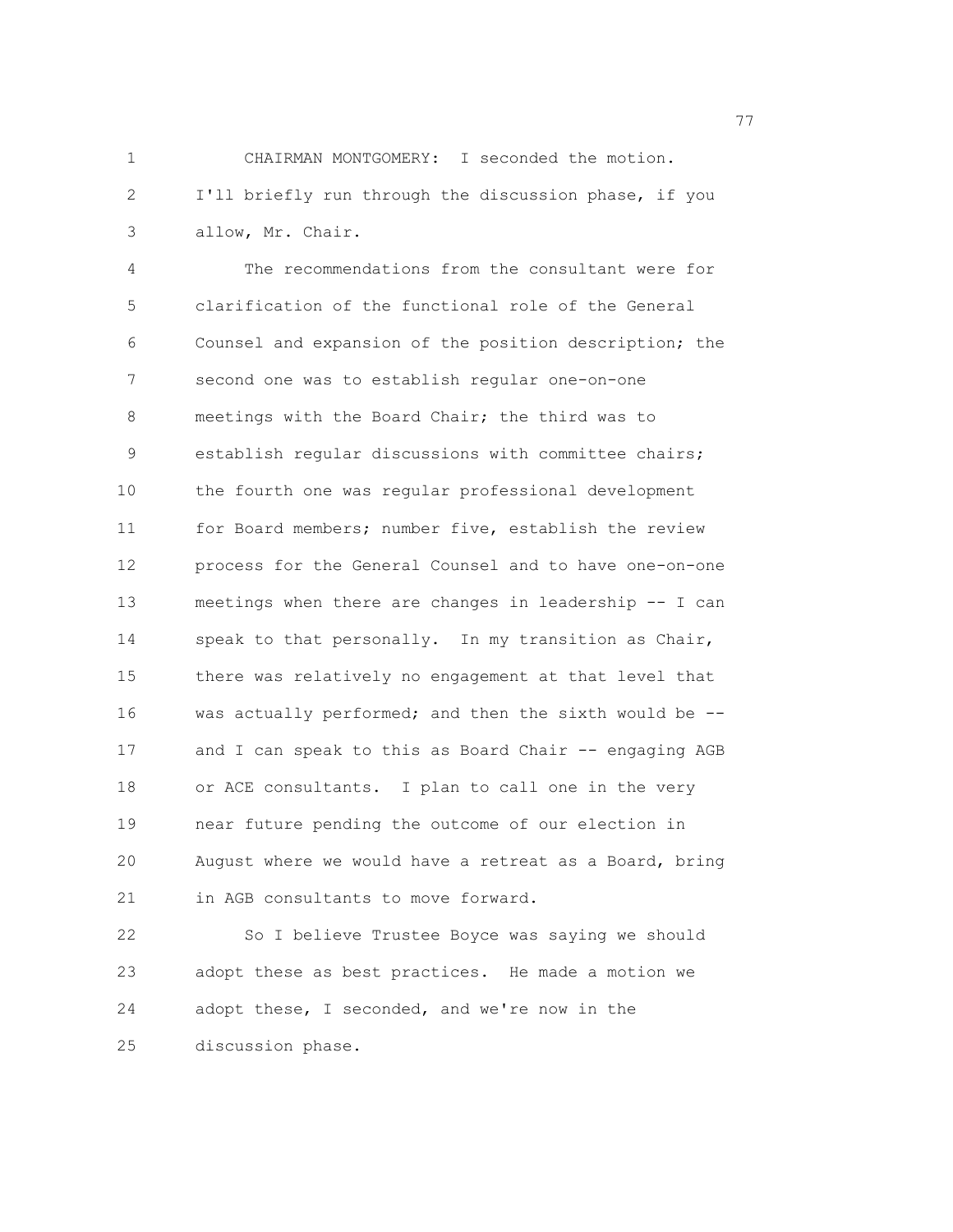CHAIRMAN MONTGOMERY: I seconded the motion. I'll briefly run through the discussion phase, if you allow, Mr. Chair.

The recommendations from the consultant were for clarification of the functional role of the General Counsel and expansion of the position description; the second one was to establish regular one-on-one meetings with the Board Chair; the third was to establish regular discussions with committee chairs; the fourth one was regular professional development for Board members; number five, establish the review process for the General Counsel and to have one-on-one meetings when there are changes in leadership -- I can speak to that personally. In my transition as Chair, there was relatively no engagement at that level that was actually performed; and then the sixth would be -- and I can speak to this as Board Chair -- engaging AGB or ACE consultants. I plan to call one in the very near future pending the outcome of our election in August where we would have a retreat as a Board, bring in AGB consultants to move forward.

So I believe Trustee Boyce was saying we should adopt these as best practices. He made a motion we adopt these, I seconded, and we're now in the discussion phase.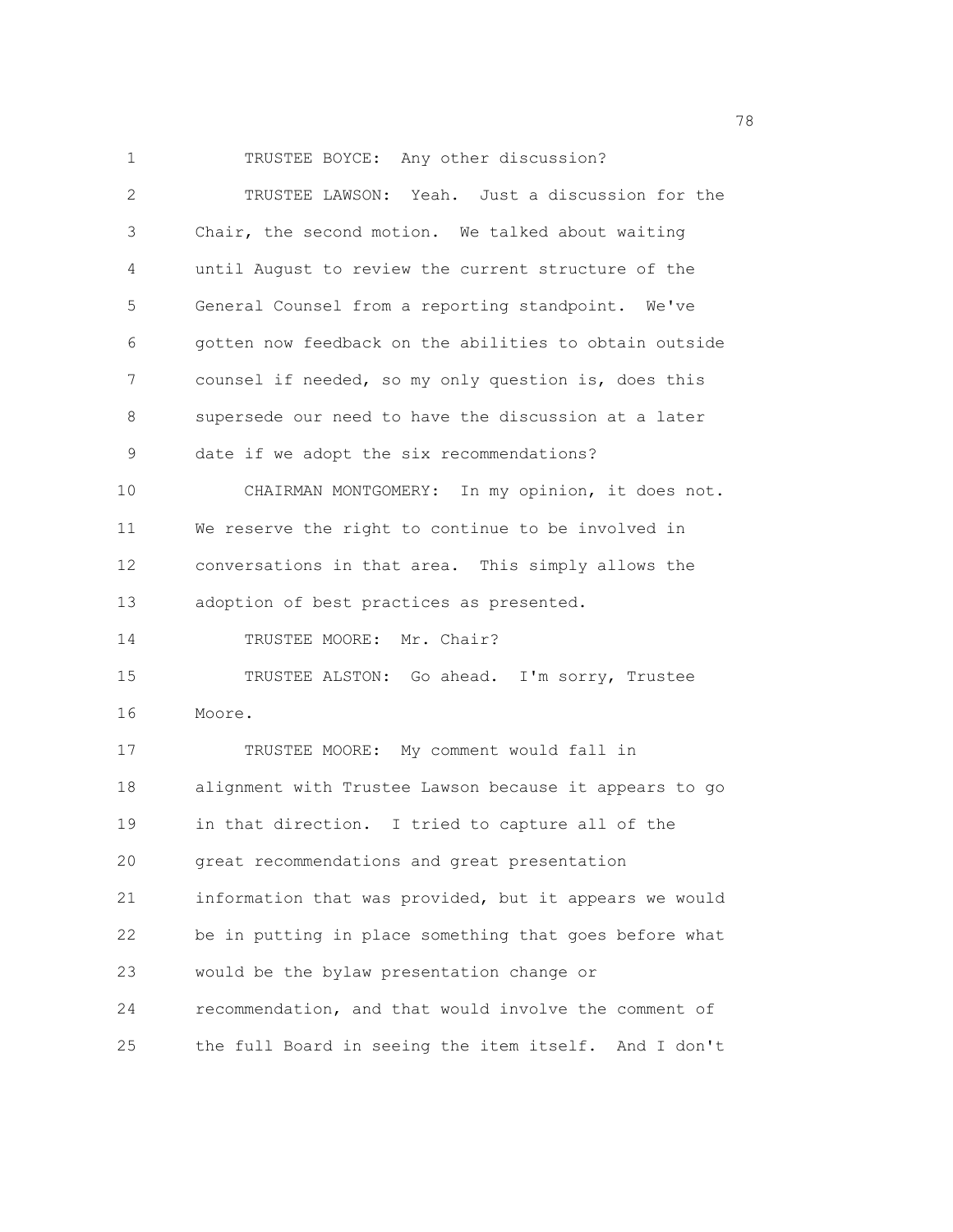TRUSTEE BOYCE: Any other discussion?

TRUSTEE LAWSON: Yeah. Just a discussion for the Chair, the second motion. We talked about waiting until August to review the current structure of the General Counsel from a reporting standpoint. We've gotten now feedback on the abilities to obtain outside counsel if needed, so my only question is, does this supersede our need to have the discussion at a later date if we adopt the six recommendations?

CHAIRMAN MONTGOMERY: In my opinion, it does not. We reserve the right to continue to be involved in conversations in that area. This simply allows the adoption of best practices as presented.

TRUSTEE MOORE: Mr. Chair?

TRUSTEE ALSTON: Go ahead. I'm sorry, Trustee Moore.

TRUSTEE MOORE: My comment would fall in alignment with Trustee Lawson because it appears to go in that direction. I tried to capture all of the great recommendations and great presentation information that was provided, but it appears we would be in putting in place something that goes before what would be the bylaw presentation change or recommendation, and that would involve the comment of the full Board in seeing the item itself. And I don't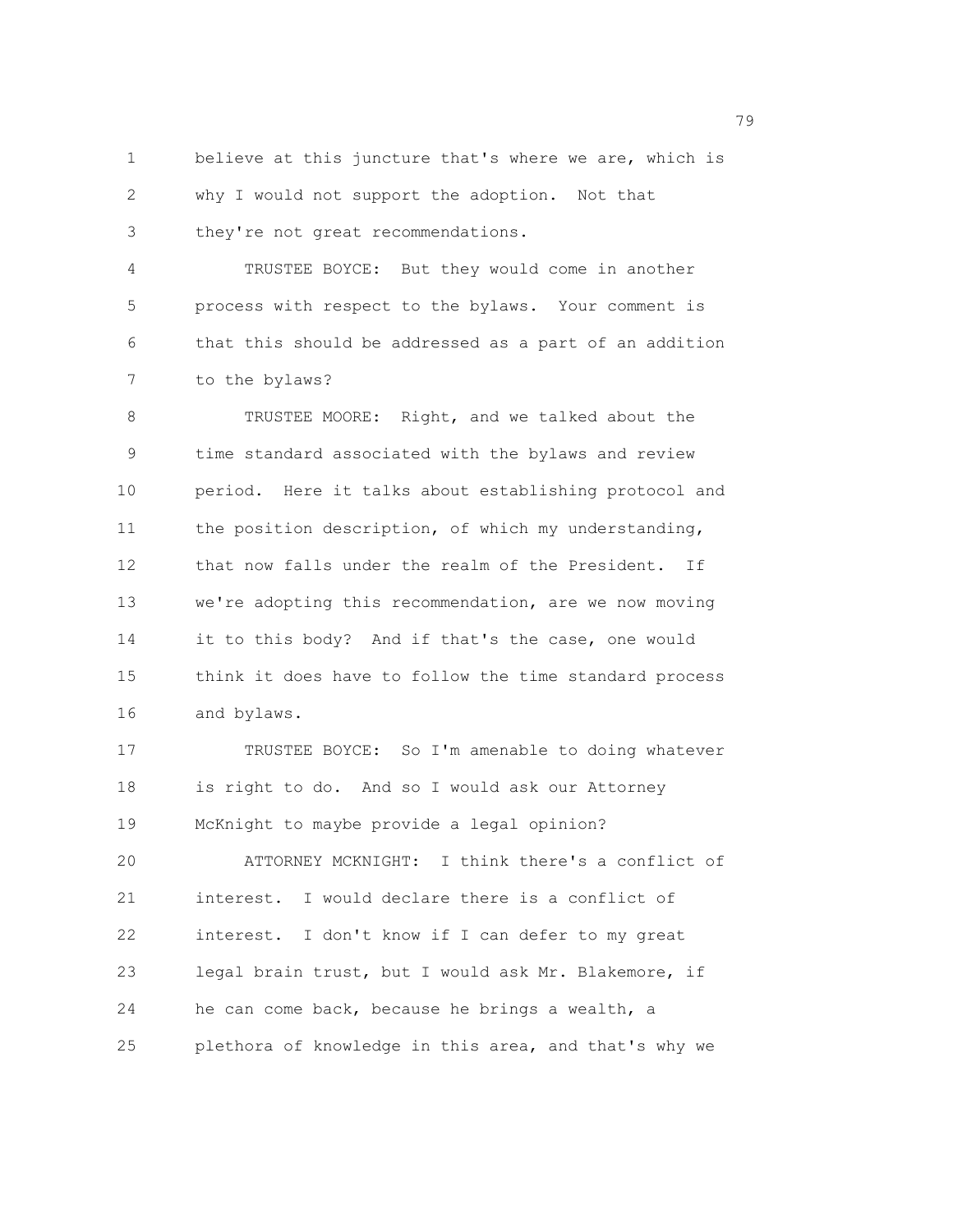believe at this juncture that's where we are, which is why I would not support the adoption. Not that they're not great recommendations.

TRUSTEE BOYCE: But they would come in another process with respect to the bylaws. Your comment is that this should be addressed as a part of an addition to the bylaws?

TRUSTEE MOORE: Right, and we talked about the time standard associated with the bylaws and review period. Here it talks about establishing protocol and the position description, of which my understanding, that now falls under the realm of the President. If we're adopting this recommendation, are we now moving it to this body? And if that's the case, one would think it does have to follow the time standard process and bylaws.

TRUSTEE BOYCE: So I'm amenable to doing whatever is right to do. And so I would ask our Attorney McKnight to maybe provide a legal opinion?

ATTORNEY MCKNIGHT: I think there's a conflict of interest. I would declare there is a conflict of interest. I don't know if I can defer to my great legal brain trust, but I would ask Mr. Blakemore, if he can come back, because he brings a wealth, a plethora of knowledge in this area, and that's why we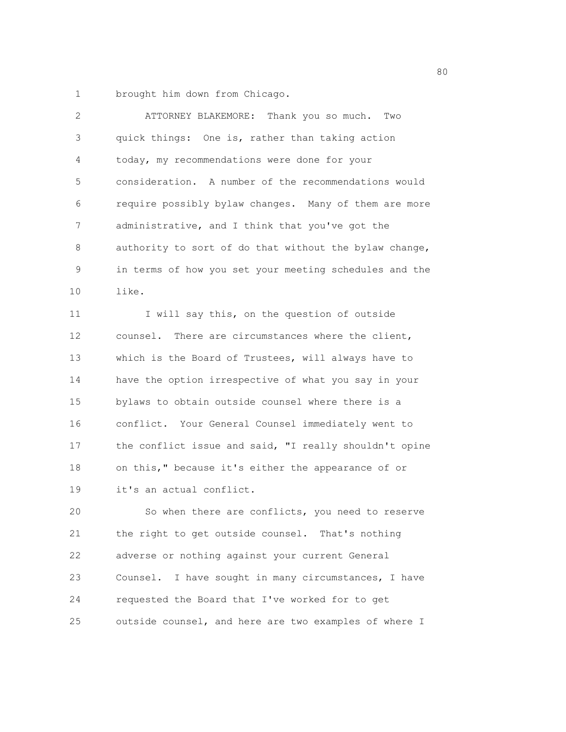brought him down from Chicago.

ATTORNEY BLAKEMORE: Thank you so much. Two quick things: One is, rather than taking action today, my recommendations were done for your consideration. A number of the recommendations would require possibly bylaw changes. Many of them are more administrative, and I think that you've got the authority to sort of do that without the bylaw change, in terms of how you set your meeting schedules and the like.

I will say this, on the question of outside counsel. There are circumstances where the client, which is the Board of Trustees, will always have to have the option irrespective of what you say in your bylaws to obtain outside counsel where there is a conflict. Your General Counsel immediately went to the conflict issue and said, "I really shouldn't opine on this," because it's either the appearance of or it's an actual conflict.

So when there are conflicts, you need to reserve the right to get outside counsel. That's nothing adverse or nothing against your current General Counsel. I have sought in many circumstances, I have requested the Board that I've worked for to get outside counsel, and here are two examples of where I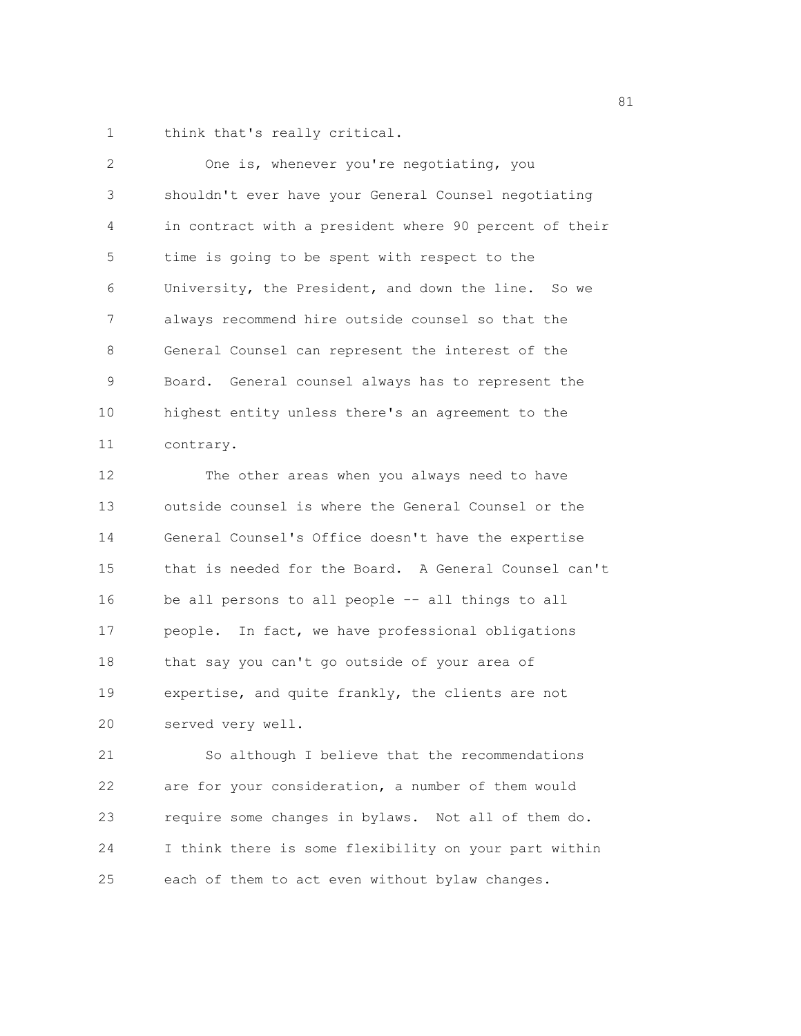think that's really critical.

One is, whenever you're negotiating, you shouldn't ever have your General Counsel negotiating in contract with a president where 90 percent of their time is going to be spent with respect to the University, the President, and down the line. So we always recommend hire outside counsel so that the General Counsel can represent the interest of the Board. General counsel always has to represent the highest entity unless there's an agreement to the contrary.

The other areas when you always need to have outside counsel is where the General Counsel or the General Counsel's Office doesn't have the expertise that is needed for the Board. A General Counsel can't be all persons to all people -- all things to all people. In fact, we have professional obligations that say you can't go outside of your area of expertise, and quite frankly, the clients are not served very well.

So although I believe that the recommendations are for your consideration, a number of them would require some changes in bylaws. Not all of them do. I think there is some flexibility on your part within each of them to act even without bylaw changes.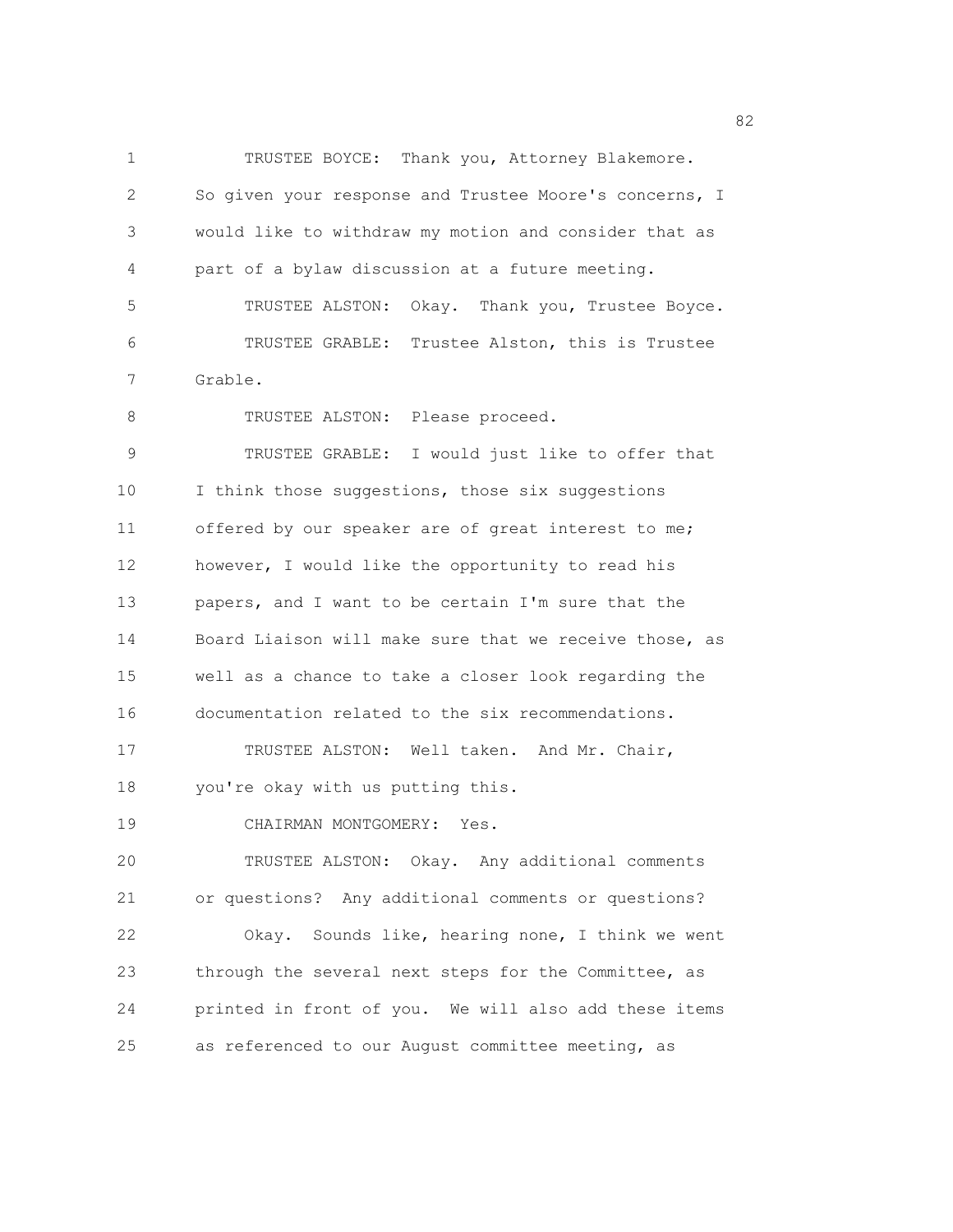TRUSTEE BOYCE: Thank you, Attorney Blakemore. So given your response and Trustee Moore's concerns, I would like to withdraw my motion and consider that as part of a bylaw discussion at a future meeting.

TRUSTEE ALSTON: Okay. Thank you, Trustee Boyce.

TRUSTEE GRABLE: Trustee Alston, this is Trustee Grable.

TRUSTEE ALSTON: Please proceed.

TRUSTEE GRABLE: I would just like to offer that I think those suggestions, those six suggestions offered by our speaker are of great interest to me; however, I would like the opportunity to read his papers, and I want to be certain I'm sure that the Board Liaison will make sure that we receive those, as well as a chance to take a closer look regarding the documentation related to the six recommendations.

TRUSTEE ALSTON: Well taken. And Mr. Chair, you're okay with us putting this.

CHAIRMAN MONTGOMERY: Yes.

TRUSTEE ALSTON: Okay. Any additional comments or questions? Any additional comments or questions?

Okay. Sounds like, hearing none, I think we went through the several next steps for the Committee, as printed in front of you. We will also add these items as referenced to our August committee meeting, as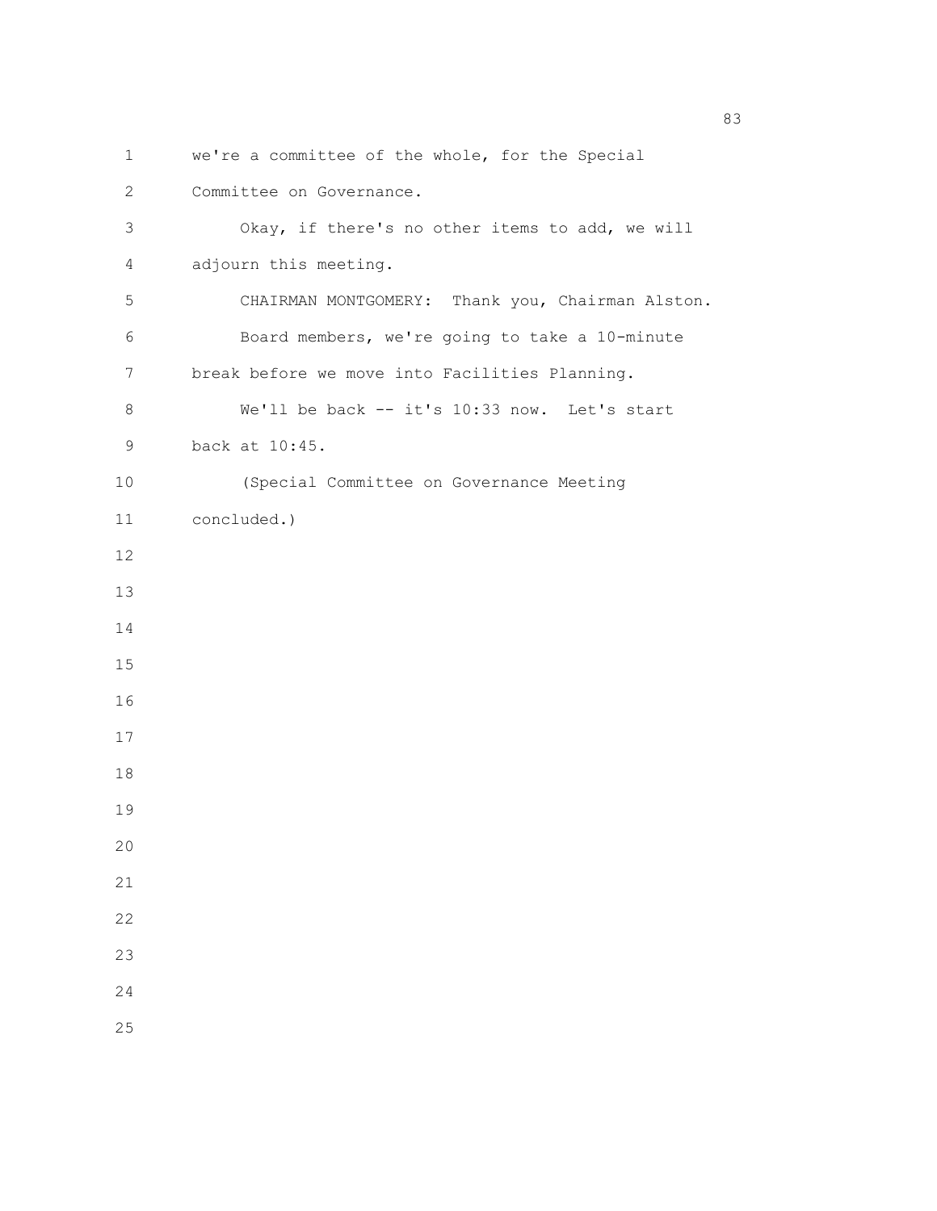we're a committee of the whole, for the Special Committee on Governance.

Okay, if there's no other items to add, we will adjourn this meeting.

CHAIRMAN MONTGOMERY: Thank you, Chairman Alston.

Board members, we're going to take a 10-minute break before we move into Facilities Planning.

We'll be back -- it's 10:33 now. Let's start back at 10:45.

(Special Committee on Governance Meeting concluded.)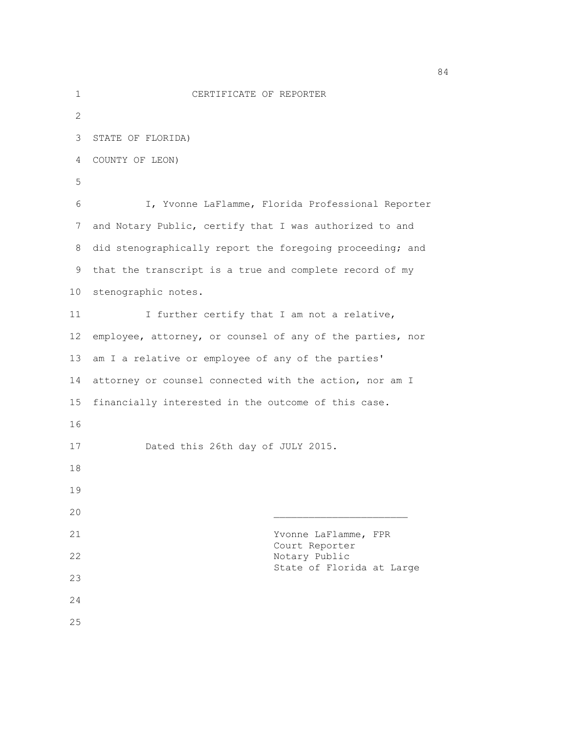# CERTIFICATE OF REPORTER

STATE OF FLORIDA)

COUNTY OF LEON)

I, Yvonne LaFlamme, Florida Professional Reporter and Notary Public, certify that I was authorized to and did stenographically report the foregoing proceeding; and that the transcript is a true and complete record of my stenographic notes.

I further certify that I am not a relative, employee, attorney, or counsel of any of the parties, nor am I a relative or employee of any of the parties' attorney or counsel connected with the action, nor am I financially interested in the outcome of this case.

Dated this 26th day of JULY 2015.

______________________

Yvonne LaFlamme, FPR
Court Reporter
Notary Public
State of Florida at Large